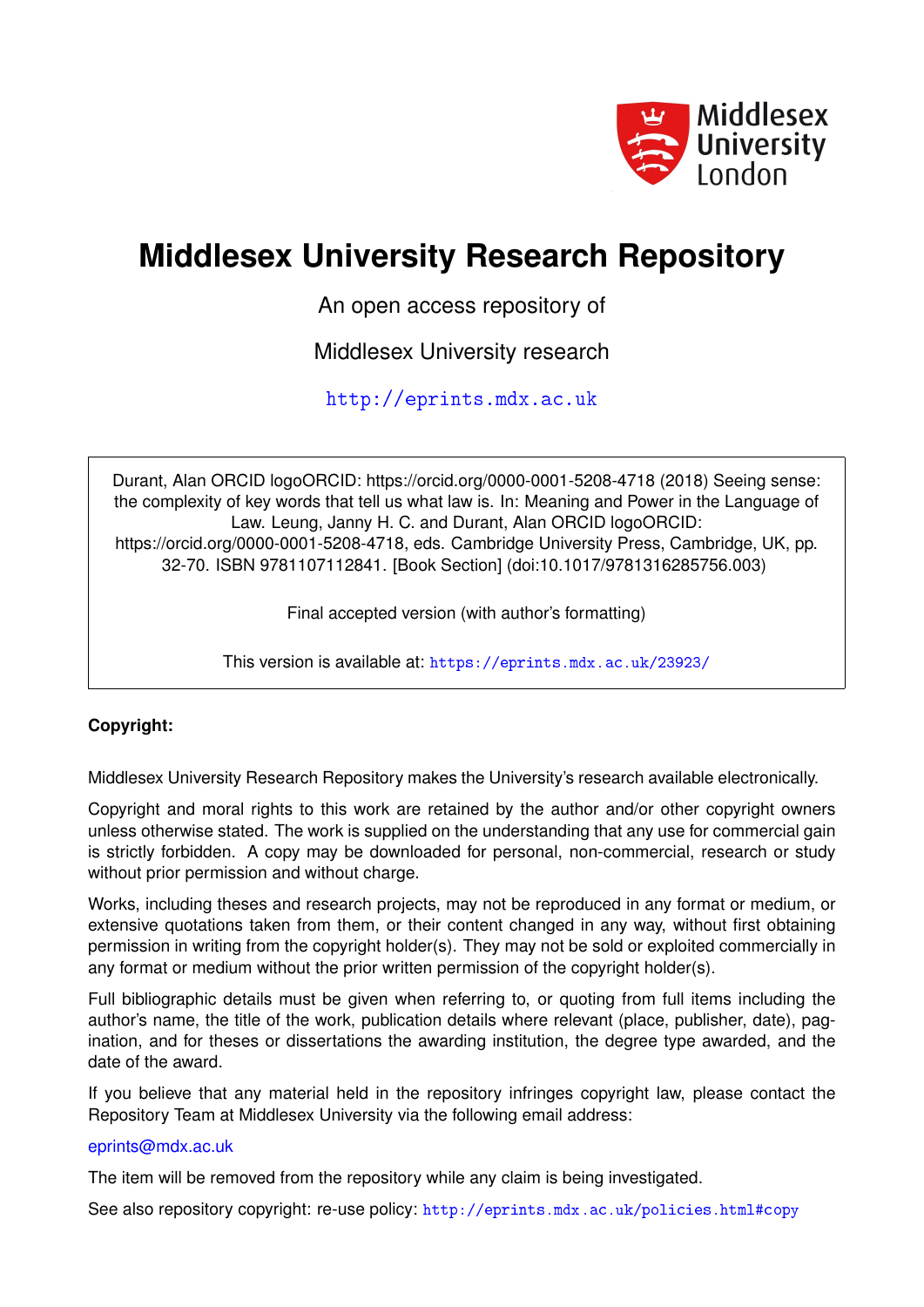# Middlesex University Research Repository

An open access repository of

Middlesex University research

http://eprints.mdx.ac.uk

Durant, Alan ORCID logoORCID: https://orcid.org/0000-0001-5208-4718 (2018) Seeing sense: the complexity of key words that tell us what law is. In: Meaning and Power in the Language of Law. Leung, Janny H. C. and Durant, Alan ORCID logoORCID: https://orcid.org/0000-0001-5208-4718, eds. Cambridge University Press, Cambridge, UK, pp. 32-70. ISBN 9781107112841. [Book Section] (doi:10.1017/9781316285756.003)

Final accepted version (with author's formatting)

This version is available at: https://eprints.mdx.ac.uk/23923/

**Copyright:**

Middlesex University Research Repository makes the University's research available electronically.

Copyright and moral rights to this work are retained by the author and/or other copyright owners unless otherwise stated. The work is supplied on the understanding that any use for commercial gain is strictly forbidden. A copy may be downloaded for personal, non-commercial, research or study without prior permission and without charge.

Works, including theses and research projects, may not be reproduced in any format or medium, or extensive quotations taken from them, or their content changed in any way, without first obtaining permission in writing from the copyright holder(s). They may not be sold or exploited commercially in any format or medium without the prior written permission of the copyright holder(s).

Full bibliographic details must be given when referring to, or quoting from full items including the author's name, the title of the work, publication details where relevant (place, publisher, date), pagination, and for theses or dissertations the awarding institution, the degree type awarded, and the date of the award.

If you believe that any material held in the repository infringes copyright law, please contact the Repository Team at Middlesex University via the following email address:

eprints@mdx.ac.uk

The item will be removed from the repository while any claim is being investigated.

See also repository copyright: re-use policy: http://eprints.mdx.ac.uk/policies.html#copy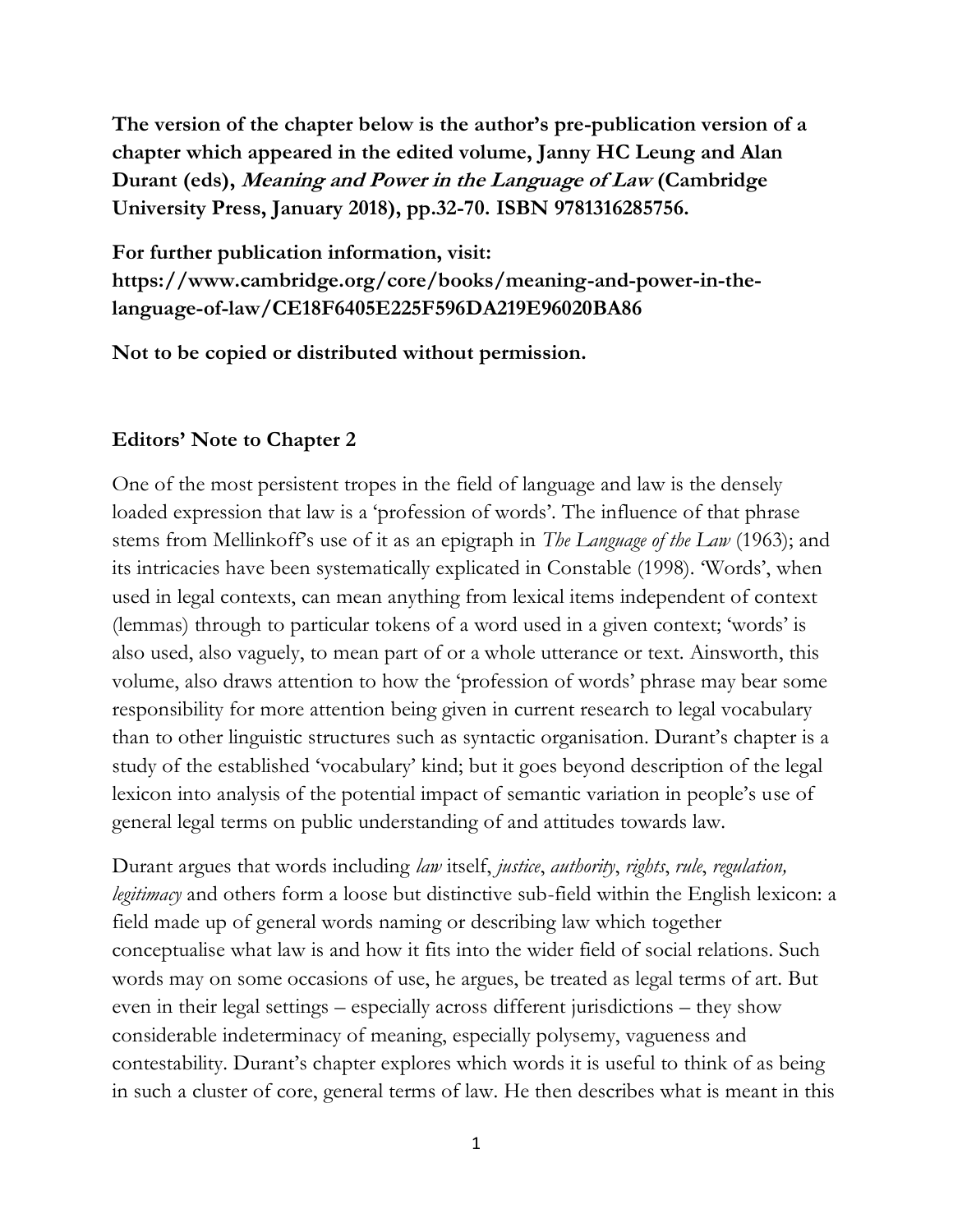**The version of the chapter below is the author's pre-publication version of a chapter which appeared in the edited volume, Janny HC Leung and Alan Durant (eds), *Meaning and Power in the Language of Law* (Cambridge University Press, January 2018), pp.32-70. ISBN 9781316285756.**

**For further publication information, visit: https://www.cambridge.org/core/books/meaning-and-power-in-the-language-of-law/CE18F6405E225F596DA219E96020BA86**

**Not to be copied or distributed without permission.**

## Editors' Note to Chapter 2

One of the most persistent tropes in the field of language and law is the densely loaded expression that law is a 'profession of words'. The influence of that phrase stems from Mellinkoff's use of it as an epigraph in *The Language of the Law* (1963); and its intricacies have been systematically explicated in Constable (1998). 'Words', when used in legal contexts, can mean anything from lexical items independent of context (lemmas) through to particular tokens of a word used in a given context; 'words' is also used, also vaguely, to mean part of or a whole utterance or text. Ainsworth, this volume, also draws attention to how the 'profession of words' phrase may bear some responsibility for more attention being given in current research to legal vocabulary than to other linguistic structures such as syntactic organisation. Durant's chapter is a study of the established 'vocabulary' kind; but it goes beyond description of the legal lexicon into analysis of the potential impact of semantic variation in people's use of general legal terms on public understanding of and attitudes towards law.

Durant argues that words including *law* itself, *justice*, *authority*, *rights*, *rule*, *regulation, legitimacy* and others form a loose but distinctive sub-field within the English lexicon: a field made up of general words naming or describing law which together conceptualise what law is and how it fits into the wider field of social relations. Such words may on some occasions of use, he argues, be treated as legal terms of art. But even in their legal settings – especially across different jurisdictions – they show considerable indeterminacy of meaning, especially polysemy, vagueness and contestability. Durant's chapter explores which words it is useful to think of as being in such a cluster of core, general terms of law. He then describes what is meant in this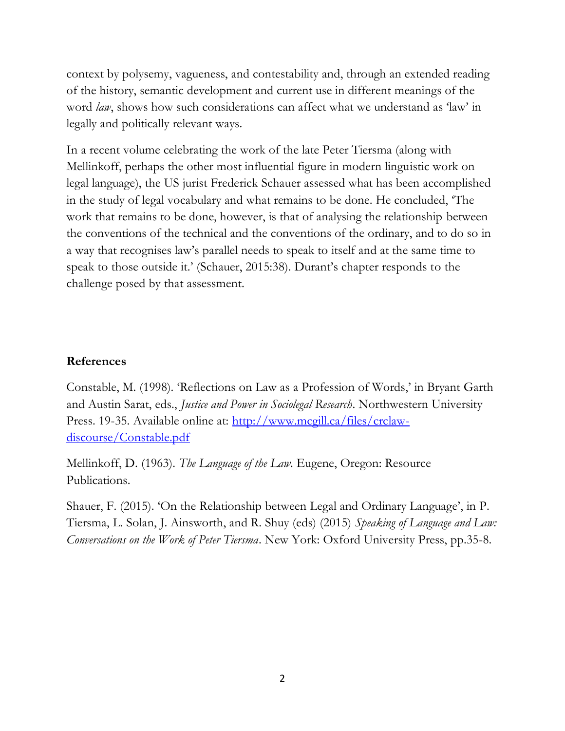context by polysemy, vagueness, and contestability and, through an extended reading of the history, semantic development and current use in different meanings of the word *law*, shows how such considerations can affect what we understand as 'law' in legally and politically relevant ways.

In a recent volume celebrating the work of the late Peter Tiersma (along with Mellinkoff, perhaps the other most influential figure in modern linguistic work on legal language), the US jurist Frederick Schauer assessed what has been accomplished in the study of legal vocabulary and what remains to be done. He concluded, 'The work that remains to be done, however, is that of analysing the relationship between the conventions of the technical and the conventions of the ordinary, and to do so in a way that recognises law's parallel needs to speak to itself and at the same time to speak to those outside it.' (Schauer, 2015:38). Durant's chapter responds to the challenge posed by that assessment.

## References

Constable, M. (1998). 'Reflections on Law as a Profession of Words,' in Bryant Garth and Austin Sarat, eds., *Justice and Power in Sociolegal Research*. Northwestern University Press. 19-35. Available online at: [http://www.mcgill.ca/files/crclaw-discourse/Constable.pdf](http://www.mcgill.ca/files/crclaw-discourse/Constable.pdf)

Mellinkoff, D. (1963). *The Language of the Law*. Eugene, Oregon: Resource Publications.

Shauer, F. (2015). 'On the Relationship between Legal and Ordinary Language', in P. Tiersma, L. Solan, J. Ainsworth, and R. Shuy (eds) (2015) *Speaking of Language and Law: Conversations on the Work of Peter Tiersma*. New York: Oxford University Press, pp.35-8.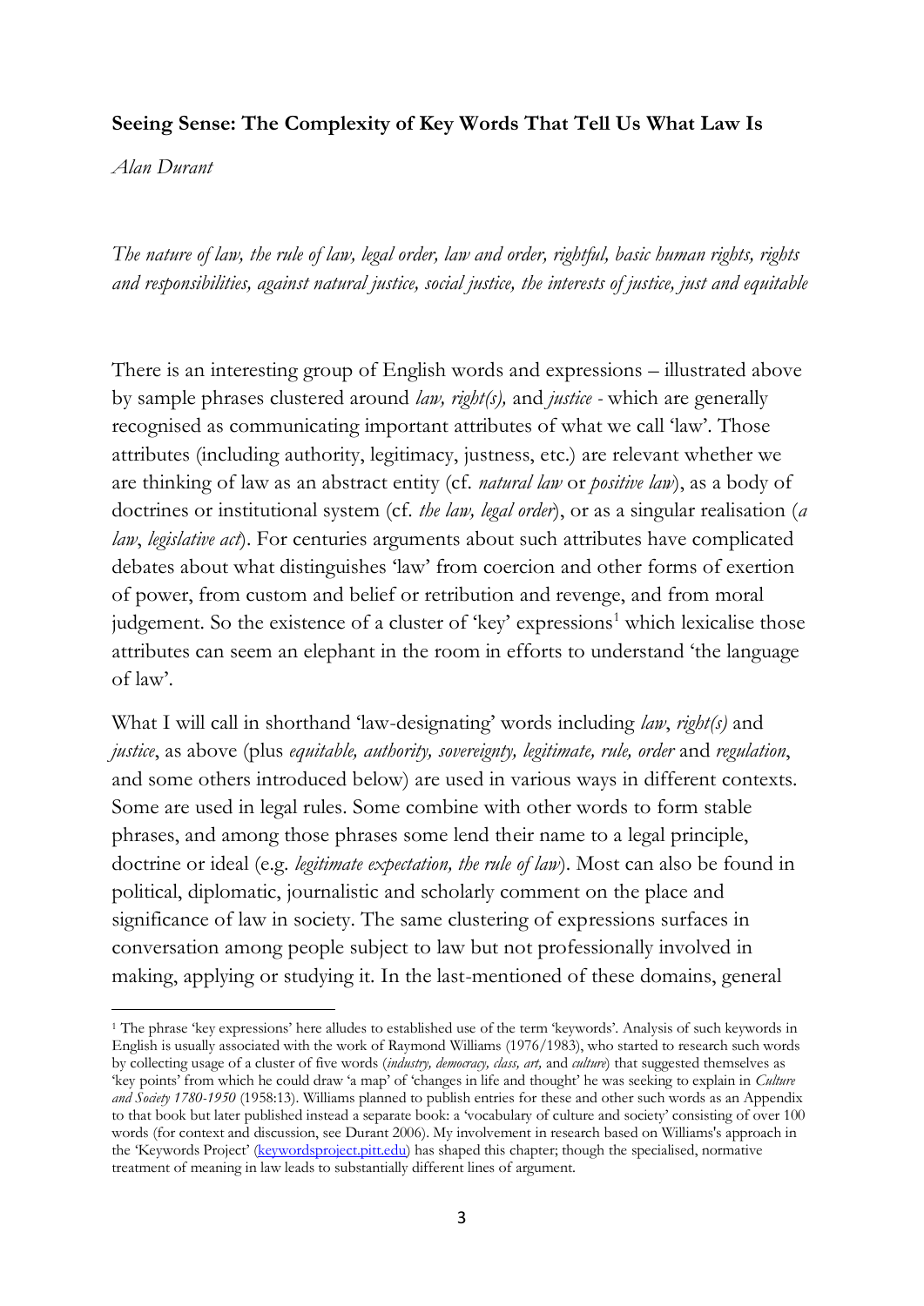**Seeing Sense: The Complexity of Key Words That Tell Us What Law Is**

*Alan Durant*

*The nature of law, the rule of law, legal order, law and order, rightful, basic human rights, rights and responsibilities, against natural justice, social justice, the interests of justice, just and equitable*

There is an interesting group of English words and expressions – illustrated above by sample phrases clustered around *law, right(s),* and *justice* - which are generally recognised as communicating important attributes of what we call 'law'. Those attributes (including authority, legitimacy, justness, etc.) are relevant whether we are thinking of law as an abstract entity (cf. *natural law* or *positive law*), as a body of doctrines or institutional system (cf. *the law, legal order*), or as a singular realisation (*a law*, *legislative act*). For centuries arguments about such attributes have complicated debates about what distinguishes 'law' from coercion and other forms of exertion of power, from custom and belief or retribution and revenge, and from moral judgement. So the existence of a cluster of 'key' expressions[1] which lexicalise those attributes can seem an elephant in the room in efforts to understand 'the language of law'.

What I will call in shorthand 'law-designating' words including *law*, *right(s)* and *justice*, as above (plus *equitable, authority, sovereignty, legitimate, rule, order* and *regulation*, and some others introduced below) are used in various ways in different contexts. Some are used in legal rules. Some combine with other words to form stable phrases, and among those phrases some lend their name to a legal principle, doctrine or ideal (e.g. *legitimate expectation, the rule of law*). Most can also be found in political, diplomatic, journalistic and scholarly comment on the place and significance of law in society. The same clustering of expressions surfaces in conversation among people subject to law but not professionally involved in making, applying or studying it. In the last-mentioned of these domains, general

[1] The phrase 'key expressions' here alludes to established use of the term 'keywords'. Analysis of such keywords in English is usually associated with the work of Raymond Williams (1976/1983), who started to research such words by collecting usage of a cluster of five words (*industry, democracy, class, art,* and *culture*) that suggested themselves as 'key points' from which he could draw 'a map' of 'changes in life and thought' he was seeking to explain in *Culture and Society 1780-1950* (1958:13). Williams planned to publish entries for these and other such words as an Appendix to that book but later published instead a separate book: a 'vocabulary of culture and society' consisting of over 100 words (for context and discussion, see Durant 2006). My involvement in research based on Williams's approach in the 'Keywords Project' (keywordsproject.pitt.edu) has shaped this chapter; though the specialised, normative treatment of meaning in law leads to substantially different lines of argument.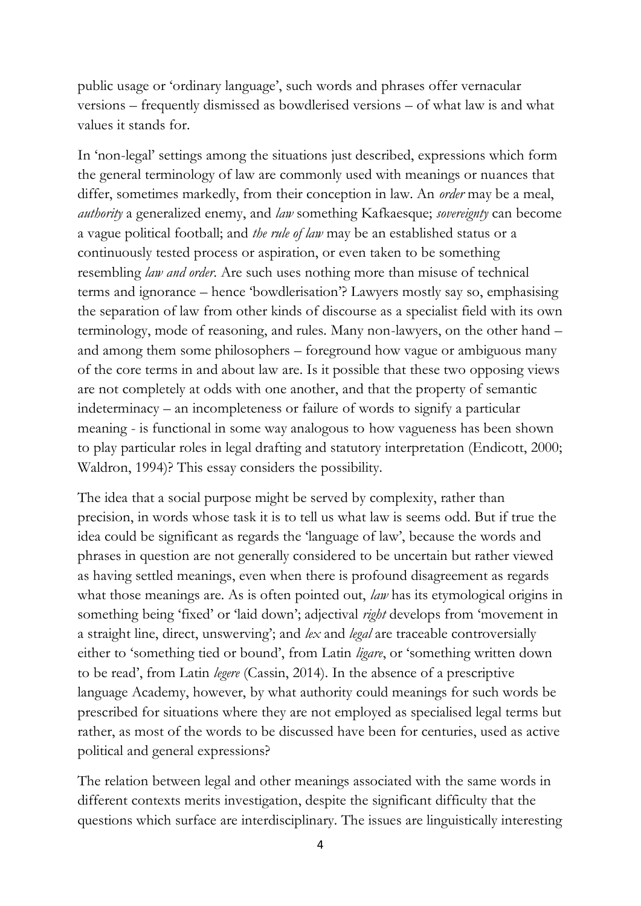public usage or 'ordinary language', such words and phrases offer vernacular versions – frequently dismissed as bowdlerised versions – of what law is and what values it stands for.

In 'non-legal' settings among the situations just described, expressions which form the general terminology of law are commonly used with meanings or nuances that differ, sometimes markedly, from their conception in law. An *order* may be a meal, *authority* a generalized enemy, and *law* something Kafkaesque; *sovereignty* can become a vague political football; and *the rule of law* may be an established status or a continuously tested process or aspiration, or even taken to be something resembling *law and order*. Are such uses nothing more than misuse of technical terms and ignorance – hence 'bowdlerisation'? Lawyers mostly say so, emphasising the separation of law from other kinds of discourse as a specialist field with its own terminology, mode of reasoning, and rules. Many non-lawyers, on the other hand – and among them some philosophers – foreground how vague or ambiguous many of the core terms in and about law are. Is it possible that these two opposing views are not completely at odds with one another, and that the property of semantic indeterminacy – an incompleteness or failure of words to signify a particular meaning - is functional in some way analogous to how vagueness has been shown to play particular roles in legal drafting and statutory interpretation (Endicott, 2000; Waldron, 1994)? This essay considers the possibility.

The idea that a social purpose might be served by complexity, rather than precision, in words whose task it is to tell us what law is seems odd. But if true the idea could be significant as regards the 'language of law', because the words and phrases in question are not generally considered to be uncertain but rather viewed as having settled meanings, even when there is profound disagreement as regards what those meanings are. As is often pointed out, *law* has its etymological origins in something being 'fixed' or 'laid down'; adjectival *right* develops from 'movement in a straight line, direct, unswerving'; and *lex* and *legal* are traceable controversially either to 'something tied or bound', from Latin *ligare*, or 'something written down to be read', from Latin *legere* (Cassin, 2014). In the absence of a prescriptive language Academy, however, by what authority could meanings for such words be prescribed for situations where they are not employed as specialised legal terms but rather, as most of the words to be discussed have been for centuries, used as active political and general expressions?

The relation between legal and other meanings associated with the same words in different contexts merits investigation, despite the significant difficulty that the questions which surface are interdisciplinary. The issues are linguistically interesting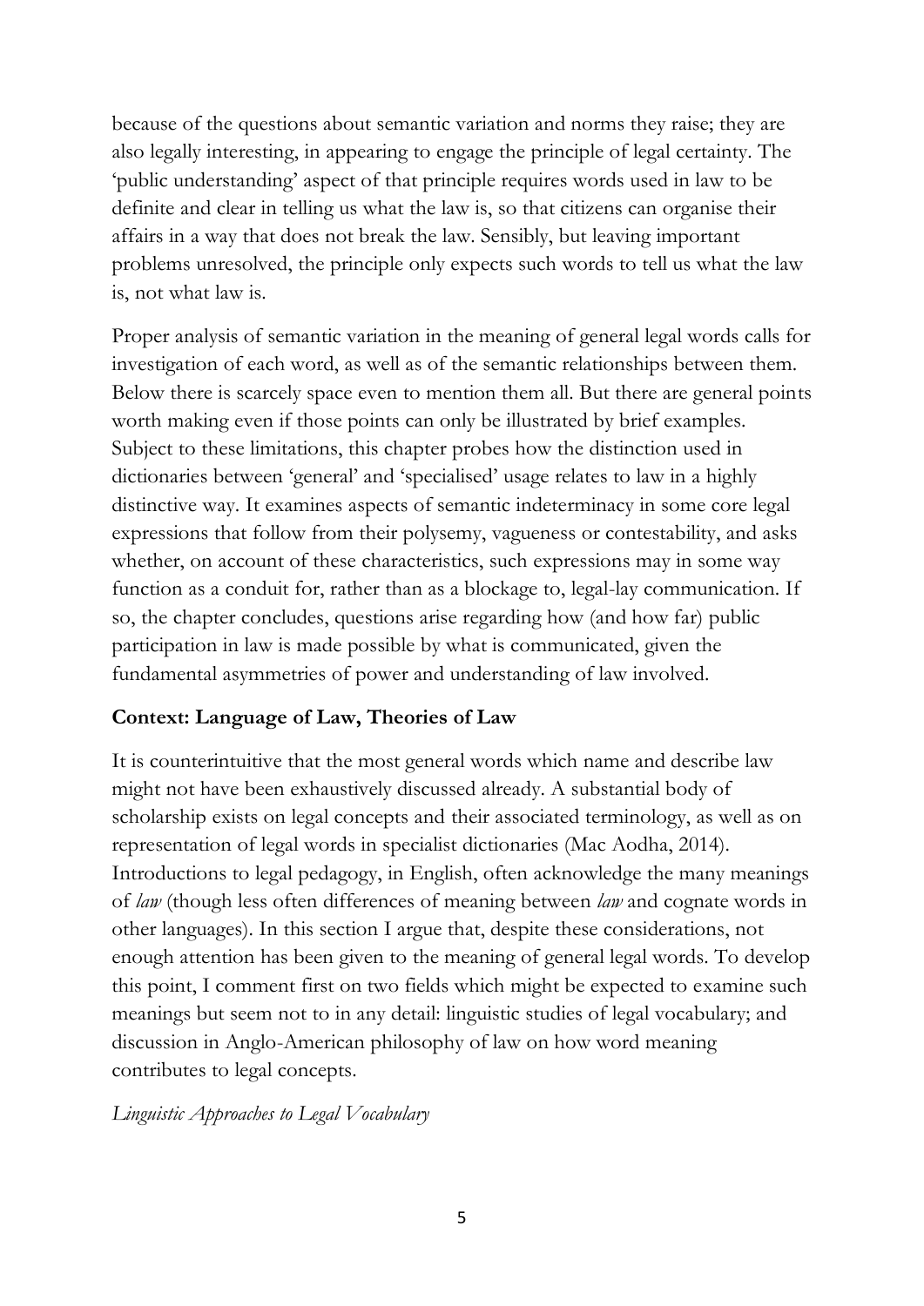because of the questions about semantic variation and norms they raise; they are also legally interesting, in appearing to engage the principle of legal certainty. The 'public understanding' aspect of that principle requires words used in law to be definite and clear in telling us what the law is, so that citizens can organise their affairs in a way that does not break the law. Sensibly, but leaving important problems unresolved, the principle only expects such words to tell us what the law is, not what law is.

Proper analysis of semantic variation in the meaning of general legal words calls for investigation of each word, as well as of the semantic relationships between them. Below there is scarcely space even to mention them all. But there are general points worth making even if those points can only be illustrated by brief examples. Subject to these limitations, this chapter probes how the distinction used in dictionaries between 'general' and 'specialised' usage relates to law in a highly distinctive way. It examines aspects of semantic indeterminacy in some core legal expressions that follow from their polysemy, vagueness or contestability, and asks whether, on account of these characteristics, such expressions may in some way function as a conduit for, rather than as a blockage to, legal-lay communication. If so, the chapter concludes, questions arise regarding how (and how far) public participation in law is made possible by what is communicated, given the fundamental asymmetries of power and understanding of law involved.

## Context: Language of Law, Theories of Law

It is counterintuitive that the most general words which name and describe law might not have been exhaustively discussed already. A substantial body of scholarship exists on legal concepts and their associated terminology, as well as on representation of legal words in specialist dictionaries (Mac Aodha, 2014). Introductions to legal pedagogy, in English, often acknowledge the many meanings of *law* (though less often differences of meaning between *law* and cognate words in other languages). In this section I argue that, despite these considerations, not enough attention has been given to the meaning of general legal words. To develop this point, I comment first on two fields which might be expected to examine such meanings but seem not to in any detail: linguistic studies of legal vocabulary; and discussion in Anglo-American philosophy of law on how word meaning contributes to legal concepts.

### *Linguistic Approaches to Legal Vocabulary*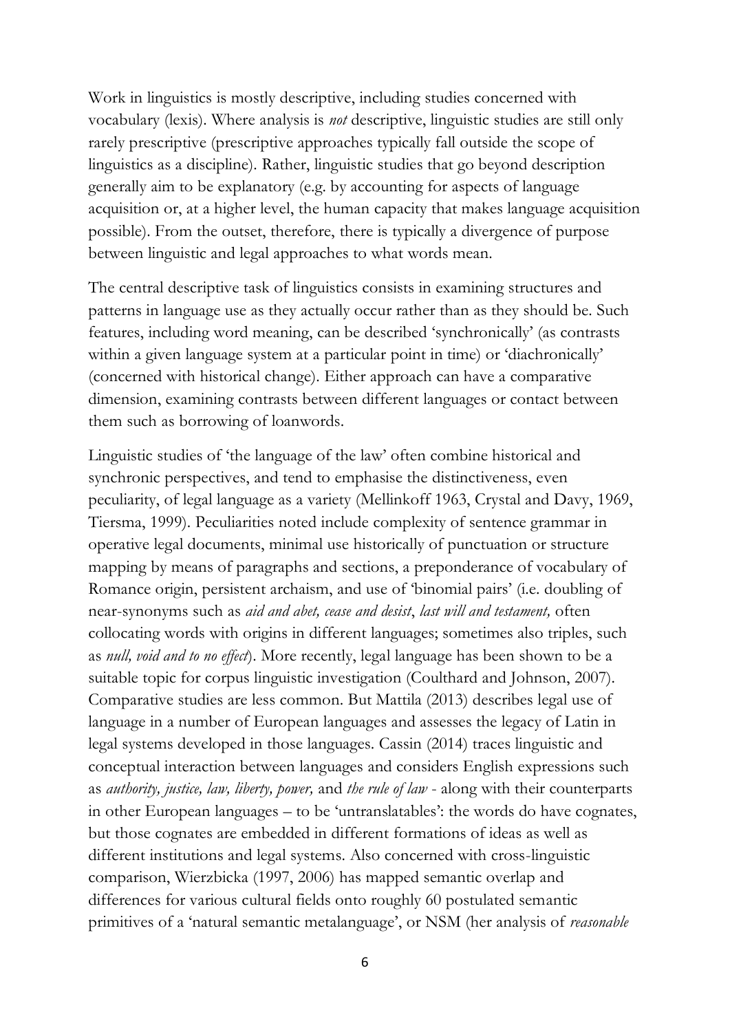Work in linguistics is mostly descriptive, including studies concerned with vocabulary (lexis). Where analysis is *not* descriptive, linguistic studies are still only rarely prescriptive (prescriptive approaches typically fall outside the scope of linguistics as a discipline). Rather, linguistic studies that go beyond description generally aim to be explanatory (e.g. by accounting for aspects of language acquisition or, at a higher level, the human capacity that makes language acquisition possible). From the outset, therefore, there is typically a divergence of purpose between linguistic and legal approaches to what words mean.

The central descriptive task of linguistics consists in examining structures and patterns in language use as they actually occur rather than as they should be. Such features, including word meaning, can be described 'synchronically' (as contrasts within a given language system at a particular point in time) or 'diachronically' (concerned with historical change). Either approach can have a comparative dimension, examining contrasts between different languages or contact between them such as borrowing of loanwords.

Linguistic studies of 'the language of the law' often combine historical and synchronic perspectives, and tend to emphasise the distinctiveness, even peculiarity, of legal language as a variety (Mellinkoff 1963, Crystal and Davy, 1969, Tiersma, 1999). Peculiarities noted include complexity of sentence grammar in operative legal documents, minimal use historically of punctuation or structure mapping by means of paragraphs and sections, a preponderance of vocabulary of Romance origin, persistent archaism, and use of 'binomial pairs' (i.e. doubling of near-synonyms such as *aid and abet, cease and desist*, *last will and testament,* often collocating words with origins in different languages; sometimes also triples, such as *null, void and to no effect*). More recently, legal language has been shown to be a suitable topic for corpus linguistic investigation (Coulthard and Johnson, 2007). Comparative studies are less common. But Mattila (2013) describes legal use of language in a number of European languages and assesses the legacy of Latin in legal systems developed in those languages. Cassin (2014) traces linguistic and conceptual interaction between languages and considers English expressions such as *authority, justice, law, liberty, power,* and *the rule of law* - along with their counterparts in other European languages – to be 'untranslatables': the words do have cognates, but those cognates are embedded in different formations of ideas as well as different institutions and legal systems. Also concerned with cross-linguistic comparison, Wierzbicka (1997, 2006) has mapped semantic overlap and differences for various cultural fields onto roughly 60 postulated semantic primitives of a 'natural semantic metalanguage', or NSM (her analysis of *reasonable*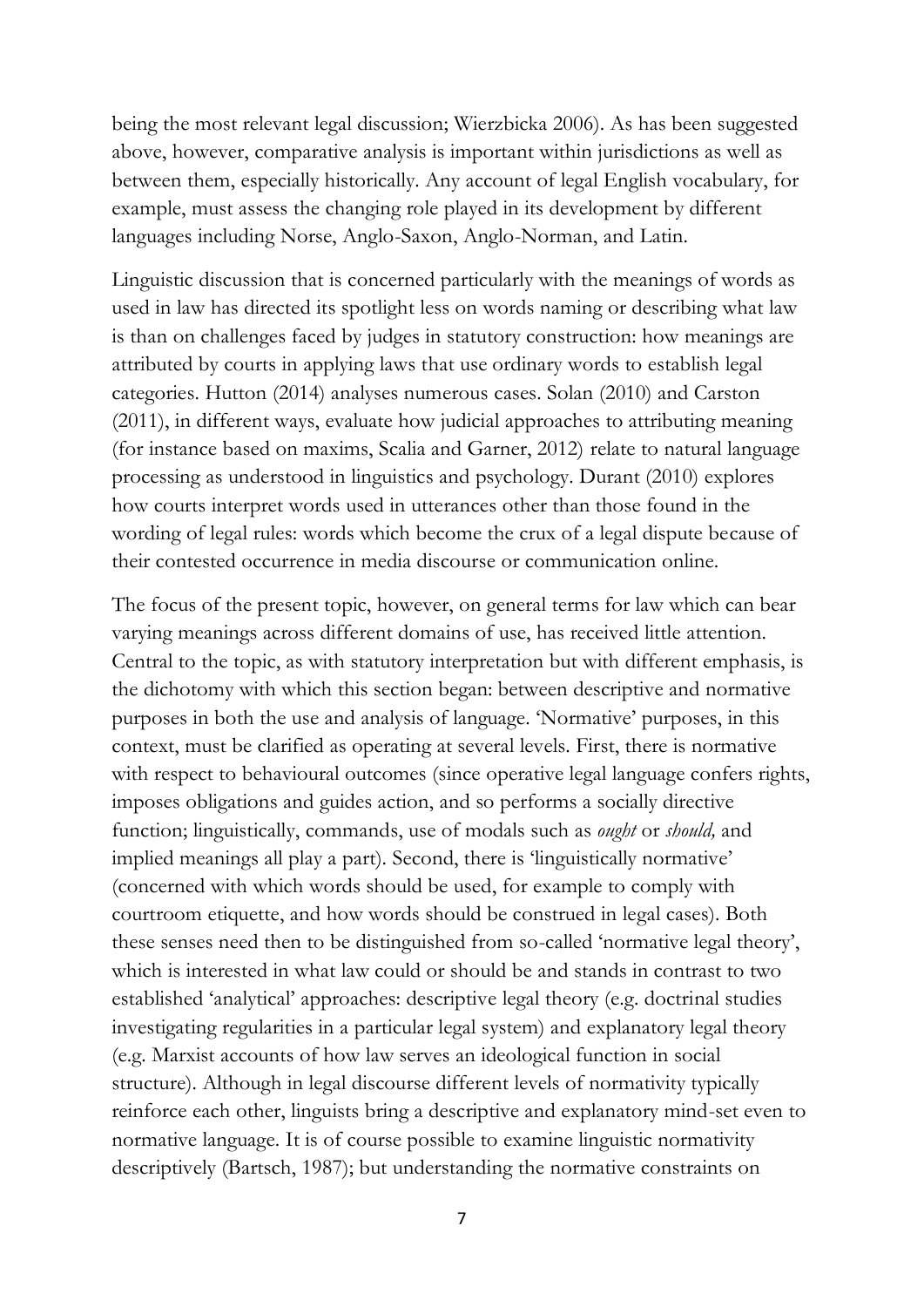being the most relevant legal discussion; Wierzbicka 2006). As has been suggested above, however, comparative analysis is important within jurisdictions as well as between them, especially historically. Any account of legal English vocabulary, for example, must assess the changing role played in its development by different languages including Norse, Anglo-Saxon, Anglo-Norman, and Latin.

Linguistic discussion that is concerned particularly with the meanings of words as used in law has directed its spotlight less on words naming or describing what law is than on challenges faced by judges in statutory construction: how meanings are attributed by courts in applying laws that use ordinary words to establish legal categories. Hutton (2014) analyses numerous cases. Solan (2010) and Carston (2011), in different ways, evaluate how judicial approaches to attributing meaning (for instance based on maxims, Scalia and Garner, 2012) relate to natural language processing as understood in linguistics and psychology. Durant (2010) explores how courts interpret words used in utterances other than those found in the wording of legal rules: words which become the crux of a legal dispute because of their contested occurrence in media discourse or communication online.

The focus of the present topic, however, on general terms for law which can bear varying meanings across different domains of use, has received little attention. Central to the topic, as with statutory interpretation but with different emphasis, is the dichotomy with which this section began: between descriptive and normative purposes in both the use and analysis of language. 'Normative' purposes, in this context, must be clarified as operating at several levels. First, there is normative with respect to behavioural outcomes (since operative legal language confers rights, imposes obligations and guides action, and so performs a socially directive function; linguistically, commands, use of modals such as *ought* or *should,* and implied meanings all play a part). Second, there is 'linguistically normative' (concerned with which words should be used, for example to comply with courtroom etiquette, and how words should be construed in legal cases). Both these senses need then to be distinguished from so-called 'normative legal theory', which is interested in what law could or should be and stands in contrast to two established 'analytical' approaches: descriptive legal theory (e.g. doctrinal studies investigating regularities in a particular legal system) and explanatory legal theory (e.g. Marxist accounts of how law serves an ideological function in social structure). Although in legal discourse different levels of normativity typically reinforce each other, linguists bring a descriptive and explanatory mind-set even to normative language. It is of course possible to examine linguistic normativity descriptively (Bartsch, 1987); but understanding the normative constraints on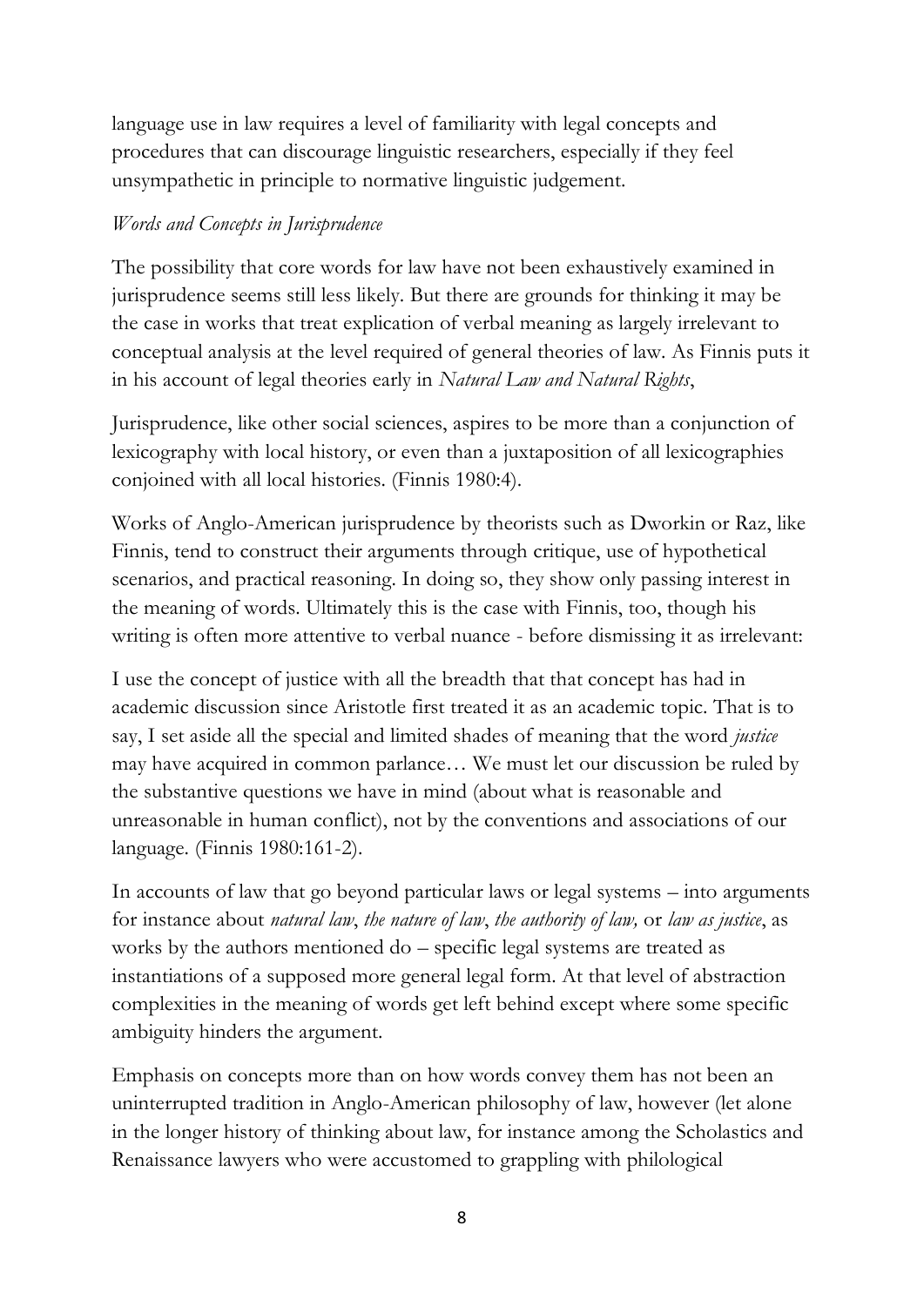language use in law requires a level of familiarity with legal concepts and procedures that can discourage linguistic researchers, especially if they feel unsympathetic in principle to normative linguistic judgement.

*Words and Concepts in Jurisprudence*

The possibility that core words for law have not been exhaustively examined in jurisprudence seems still less likely. But there are grounds for thinking it may be the case in works that treat explication of verbal meaning as largely irrelevant to conceptual analysis at the level required of general theories of law. As Finnis puts it in his account of legal theories early in *Natural Law and Natural Rights*,

Jurisprudence, like other social sciences, aspires to be more than a conjunction of lexicography with local history, or even than a juxtaposition of all lexicographies conjoined with all local histories. (Finnis 1980:4).

Works of Anglo-American jurisprudence by theorists such as Dworkin or Raz, like Finnis, tend to construct their arguments through critique, use of hypothetical scenarios, and practical reasoning. In doing so, they show only passing interest in the meaning of words. Ultimately this is the case with Finnis, too, though his writing is often more attentive to verbal nuance - before dismissing it as irrelevant:

I use the concept of justice with all the breadth that that concept has had in academic discussion since Aristotle first treated it as an academic topic. That is to say, I set aside all the special and limited shades of meaning that the word *justice* may have acquired in common parlance… We must let our discussion be ruled by the substantive questions we have in mind (about what is reasonable and unreasonable in human conflict), not by the conventions and associations of our language. (Finnis 1980:161-2).

In accounts of law that go beyond particular laws or legal systems – into arguments for instance about *natural law*, *the nature of law*, *the authority of law,* or *law as justice*, as works by the authors mentioned do – specific legal systems are treated as instantiations of a supposed more general legal form. At that level of abstraction complexities in the meaning of words get left behind except where some specific ambiguity hinders the argument.

Emphasis on concepts more than on how words convey them has not been an uninterrupted tradition in Anglo-American philosophy of law, however (let alone in the longer history of thinking about law, for instance among the Scholastics and Renaissance lawyers who were accustomed to grappling with philological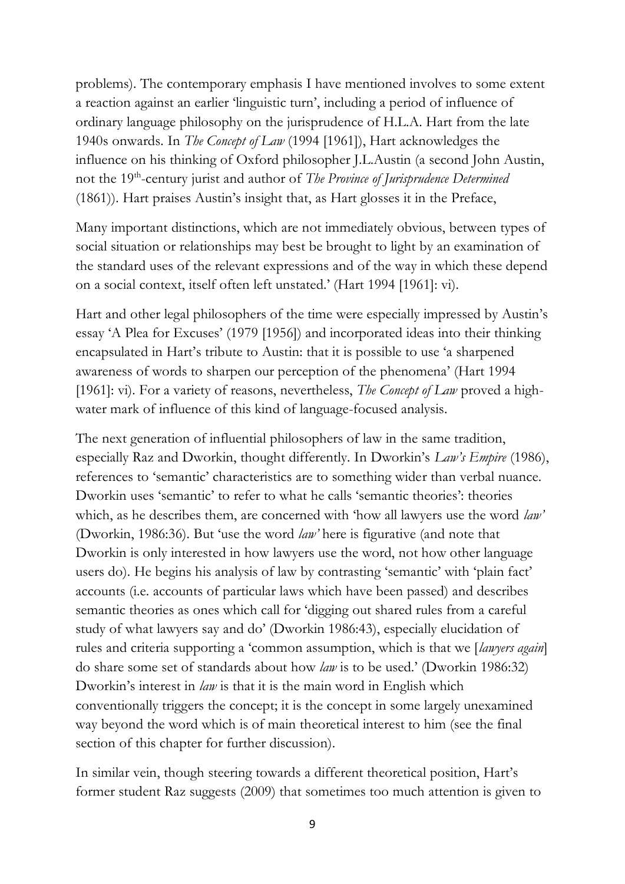problems). The contemporary emphasis I have mentioned involves to some extent a reaction against an earlier 'linguistic turn', including a period of influence of ordinary language philosophy on the jurisprudence of H.L.A. Hart from the late 1940s onwards. In *The Concept of Law* (1994 [1961]), Hart acknowledges the influence on his thinking of Oxford philosopher J.L.Austin (a second John Austin, not the 19th-century jurist and author of *The Province of Jurisprudence Determined* (1861)). Hart praises Austin's insight that, as Hart glosses it in the Preface,

Many important distinctions, which are not immediately obvious, between types of social situation or relationships may best be brought to light by an examination of the standard uses of the relevant expressions and of the way in which these depend on a social context, itself often left unstated.' (Hart 1994 [1961]: vi).

Hart and other legal philosophers of the time were especially impressed by Austin's essay 'A Plea for Excuses' (1979 [1956]) and incorporated ideas into their thinking encapsulated in Hart's tribute to Austin: that it is possible to use 'a sharpened awareness of words to sharpen our perception of the phenomena' (Hart 1994 [1961]: vi). For a variety of reasons, nevertheless, *The Concept of Law* proved a high-water mark of influence of this kind of language-focused analysis.

The next generation of influential philosophers of law in the same tradition, especially Raz and Dworkin, thought differently. In Dworkin's *Law's Empire* (1986), references to 'semantic' characteristics are to something wider than verbal nuance. Dworkin uses 'semantic' to refer to what he calls 'semantic theories': theories which, as he describes them, are concerned with 'how all lawyers use the word *law'* (Dworkin, 1986:36). But 'use the word *law'* here is figurative (and note that Dworkin is only interested in how lawyers use the word, not how other language users do). He begins his analysis of law by contrasting 'semantic' with 'plain fact' accounts (i.e. accounts of particular laws which have been passed) and describes semantic theories as ones which call for 'digging out shared rules from a careful study of what lawyers say and do' (Dworkin 1986:43), especially elucidation of rules and criteria supporting a 'common assumption, which is that we [*lawyers again*] do share some set of standards about how *law* is to be used.' (Dworkin 1986:32) Dworkin's interest in *law* is that it is the main word in English which conventionally triggers the concept; it is the concept in some largely unexamined way beyond the word which is of main theoretical interest to him (see the final section of this chapter for further discussion).

In similar vein, though steering towards a different theoretical position, Hart's former student Raz suggests (2009) that sometimes too much attention is given to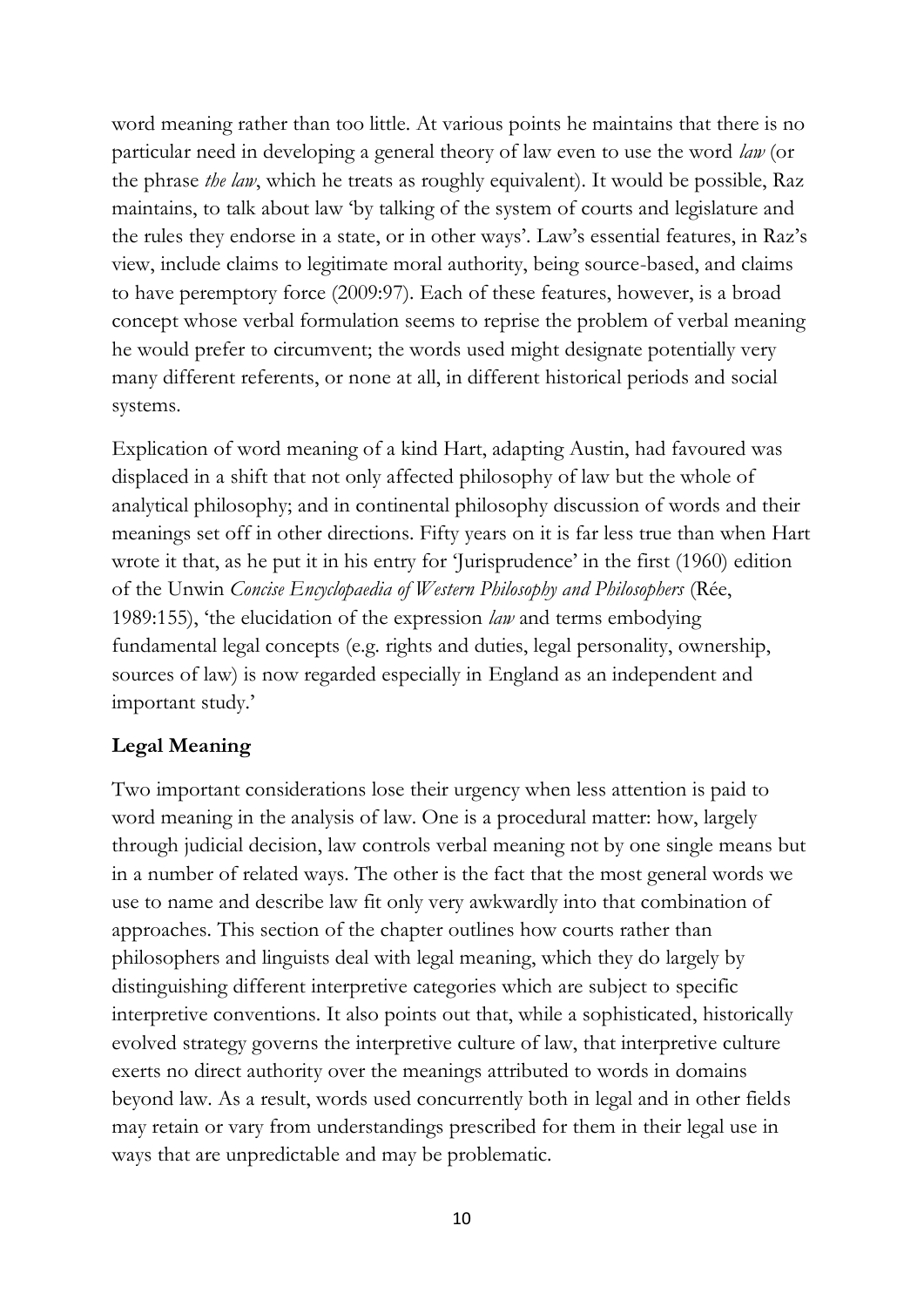word meaning rather than too little. At various points he maintains that there is no particular need in developing a general theory of law even to use the word *law* (or the phrase *the law*, which he treats as roughly equivalent). It would be possible, Raz maintains, to talk about law 'by talking of the system of courts and legislature and the rules they endorse in a state, or in other ways'. Law's essential features, in Raz's view, include claims to legitimate moral authority, being source-based, and claims to have peremptory force (2009:97). Each of these features, however, is a broad concept whose verbal formulation seems to reprise the problem of verbal meaning he would prefer to circumvent; the words used might designate potentially very many different referents, or none at all, in different historical periods and social systems.

Explication of word meaning of a kind Hart, adapting Austin, had favoured was displaced in a shift that not only affected philosophy of law but the whole of analytical philosophy; and in continental philosophy discussion of words and their meanings set off in other directions. Fifty years on it is far less true than when Hart wrote it that, as he put it in his entry for 'Jurisprudence' in the first (1960) edition of the Unwin *Concise Encyclopaedia of Western Philosophy and Philosophers* (Rée, 1989:155), 'the elucidation of the expression *law* and terms embodying fundamental legal concepts (e.g. rights and duties, legal personality, ownership, sources of law) is now regarded especially in England as an independent and important study.'

**Legal Meaning**

Two important considerations lose their urgency when less attention is paid to word meaning in the analysis of law. One is a procedural matter: how, largely through judicial decision, law controls verbal meaning not by one single means but in a number of related ways. The other is the fact that the most general words we use to name and describe law fit only very awkwardly into that combination of approaches. This section of the chapter outlines how courts rather than philosophers and linguists deal with legal meaning, which they do largely by distinguishing different interpretive categories which are subject to specific interpretive conventions. It also points out that, while a sophisticated, historically evolved strategy governs the interpretive culture of law, that interpretive culture exerts no direct authority over the meanings attributed to words in domains beyond law. As a result, words used concurrently both in legal and in other fields may retain or vary from understandings prescribed for them in their legal use in ways that are unpredictable and may be problematic.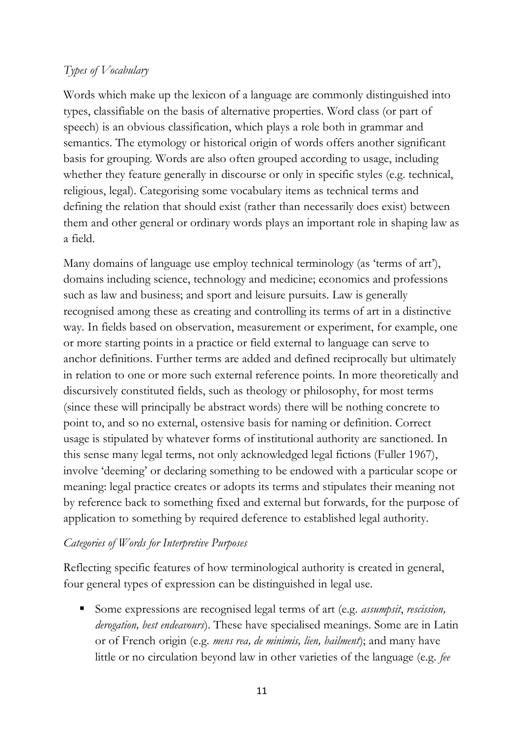*Types of Vocabulary*

Words which make up the lexicon of a language are commonly distinguished into types, classifiable on the basis of alternative properties. Word class (or part of speech) is an obvious classification, which plays a role both in grammar and semantics. The etymology or historical origin of words offers another significant basis for grouping. Words are also often grouped according to usage, including whether they feature generally in discourse or only in specific styles (e.g. technical, religious, legal). Categorising some vocabulary items as technical terms and defining the relation that should exist (rather than necessarily does exist) between them and other general or ordinary words plays an important role in shaping law as a field.

Many domains of language use employ technical terminology (as 'terms of art'), domains including science, technology and medicine; economics and professions such as law and business; and sport and leisure pursuits. Law is generally recognised among these as creating and controlling its terms of art in a distinctive way. In fields based on observation, measurement or experiment, for example, one or more starting points in a practice or field external to language can serve to anchor definitions. Further terms are added and defined reciprocally but ultimately in relation to one or more such external reference points. In more theoretically and discursively constituted fields, such as theology or philosophy, for most terms (since these will principally be abstract words) there will be nothing concrete to point to, and so no external, ostensive basis for naming or definition. Correct usage is stipulated by whatever forms of institutional authority are sanctioned. In this sense many legal terms, not only acknowledged legal fictions (Fuller 1967), involve 'deeming' or declaring something to be endowed with a particular scope or meaning: legal practice creates or adopts its terms and stipulates their meaning not by reference back to something fixed and external but forwards, for the purpose of application to something by required deference to established legal authority.

*Categories of Words for Interpretive Purposes*

Reflecting specific features of how terminological authority is created in general, four general types of expression can be distinguished in legal use.

- Some expressions are recognised legal terms of art (e.g. *assumpsit*, *rescission, derogation, best endeavours*). These have specialised meanings. Some are in Latin or of French origin (e.g. *mens rea, de minimis, lien, bailment*); and many have little or no circulation beyond law in other varieties of the language (e.g. *fee*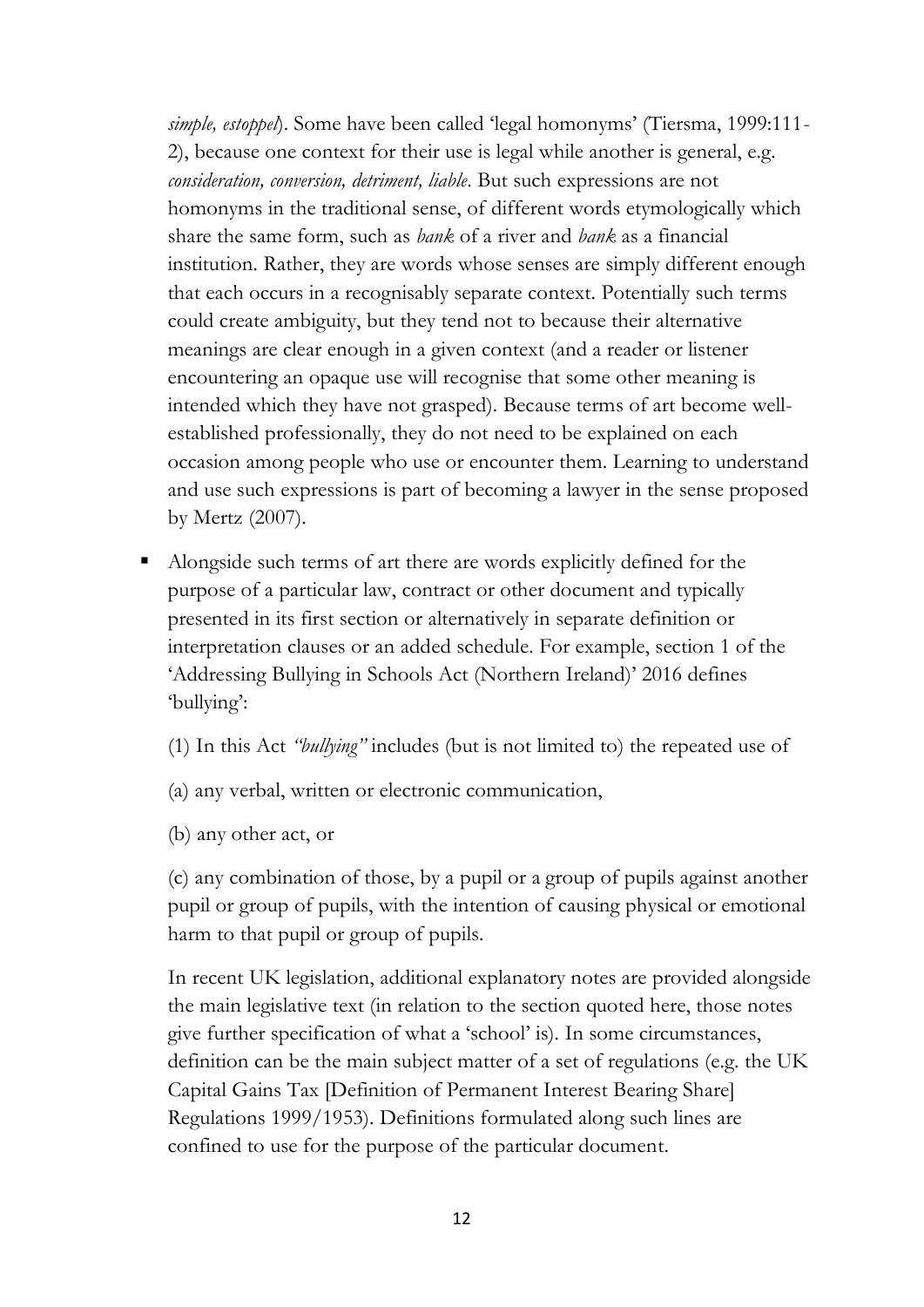*simple, estoppel*). Some have been called 'legal homonyms' (Tiersma, 1999:111-2), because one context for their use is legal while another is general, e.g. *consideration, conversion, detriment, liable*. But such expressions are not homonyms in the traditional sense, of different words etymologically which share the same form, such as *bank* of a river and *bank* as a financial institution. Rather, they are words whose senses are simply different enough that each occurs in a recognisably separate context. Potentially such terms could create ambiguity, but they tend not to because their alternative meanings are clear enough in a given context (and a reader or listener encountering an opaque use will recognise that some other meaning is intended which they have not grasped). Because terms of art become well-established professionally, they do not need to be explained on each occasion among people who use or encounter them. Learning to understand and use such expressions is part of becoming a lawyer in the sense proposed by Mertz (2007).

- Alongside such terms of art there are words explicitly defined for the purpose of a particular law, contract or other document and typically presented in its first section or alternatively in separate definition or interpretation clauses or an added schedule. For example, section 1 of the 'Addressing Bullying in Schools Act (Northern Ireland)' 2016 defines 'bullying':

  (1) In this Act *"bullying"* includes (but is not limited to) the repeated use of

  (a) any verbal, written or electronic communication,

  (b) any other act, or

  (c) any combination of those, by a pupil or a group of pupils against another pupil or group of pupils, with the intention of causing physical or emotional harm to that pupil or group of pupils.

  In recent UK legislation, additional explanatory notes are provided alongside the main legislative text (in relation to the section quoted here, those notes give further specification of what a 'school' is). In some circumstances, definition can be the main subject matter of a set of regulations (e.g. the UK Capital Gains Tax [Definition of Permanent Interest Bearing Share] Regulations 1999/1953). Definitions formulated along such lines are confined to use for the purpose of the particular document.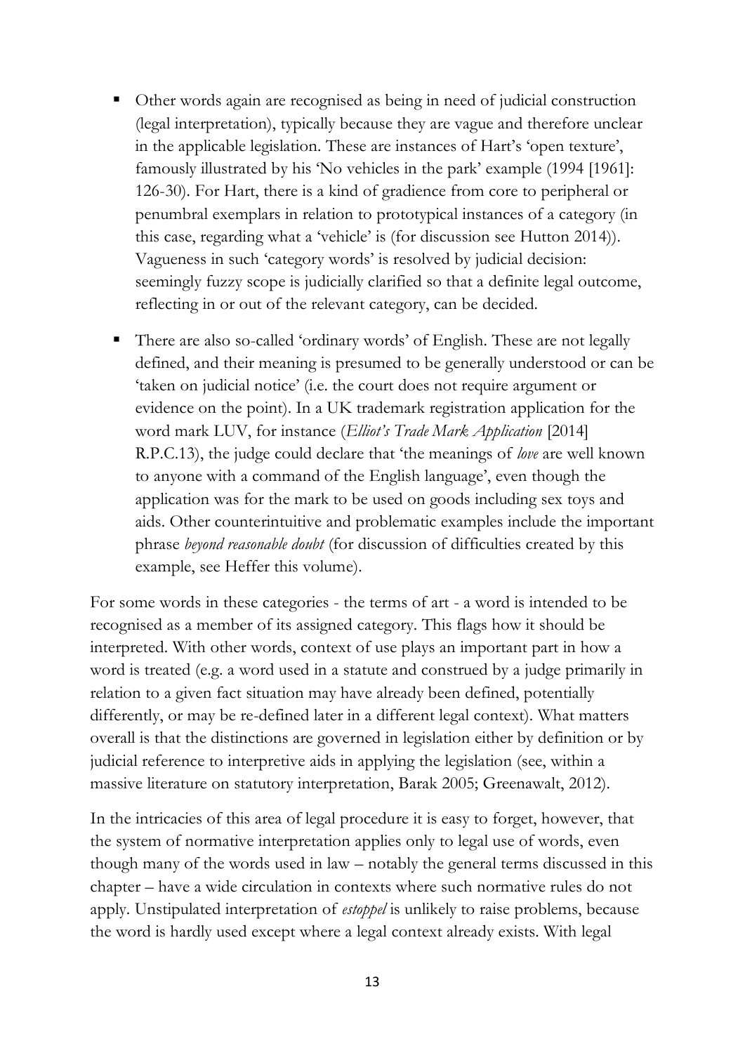- Other words again are recognised as being in need of judicial construction (legal interpretation), typically because they are vague and therefore unclear in the applicable legislation. These are instances of Hart's 'open texture', famously illustrated by his 'No vehicles in the park' example (1994 [1961]: 126-30). For Hart, there is a kind of gradience from core to peripheral or penumbral exemplars in relation to prototypical instances of a category (in this case, regarding what a 'vehicle' is (for discussion see Hutton 2014)). Vagueness in such 'category words' is resolved by judicial decision: seemingly fuzzy scope is judicially clarified so that a definite legal outcome, reflecting in or out of the relevant category, can be decided.

- There are also so-called 'ordinary words' of English. These are not legally defined, and their meaning is presumed to be generally understood or can be 'taken on judicial notice' (i.e. the court does not require argument or evidence on the point). In a UK trademark registration application for the word mark LUV, for instance (*Elliot's Trade Mark Application* [2014] R.P.C.13), the judge could declare that 'the meanings of *love* are well known to anyone with a command of the English language', even though the application was for the mark to be used on goods including sex toys and aids. Other counterintuitive and problematic examples include the important phrase *beyond reasonable doubt* (for discussion of difficulties created by this example, see Heffer this volume).

For some words in these categories - the terms of art - a word is intended to be recognised as a member of its assigned category. This flags how it should be interpreted. With other words, context of use plays an important part in how a word is treated (e.g. a word used in a statute and construed by a judge primarily in relation to a given fact situation may have already been defined, potentially differently, or may be re-defined later in a different legal context). What matters overall is that the distinctions are governed in legislation either by definition or by judicial reference to interpretive aids in applying the legislation (see, within a massive literature on statutory interpretation, Barak 2005; Greenawalt, 2012).

In the intricacies of this area of legal procedure it is easy to forget, however, that the system of normative interpretation applies only to legal use of words, even though many of the words used in law – notably the general terms discussed in this chapter – have a wide circulation in contexts where such normative rules do not apply. Unstipulated interpretation of *estoppel* is unlikely to raise problems, because the word is hardly used except where a legal context already exists. With legal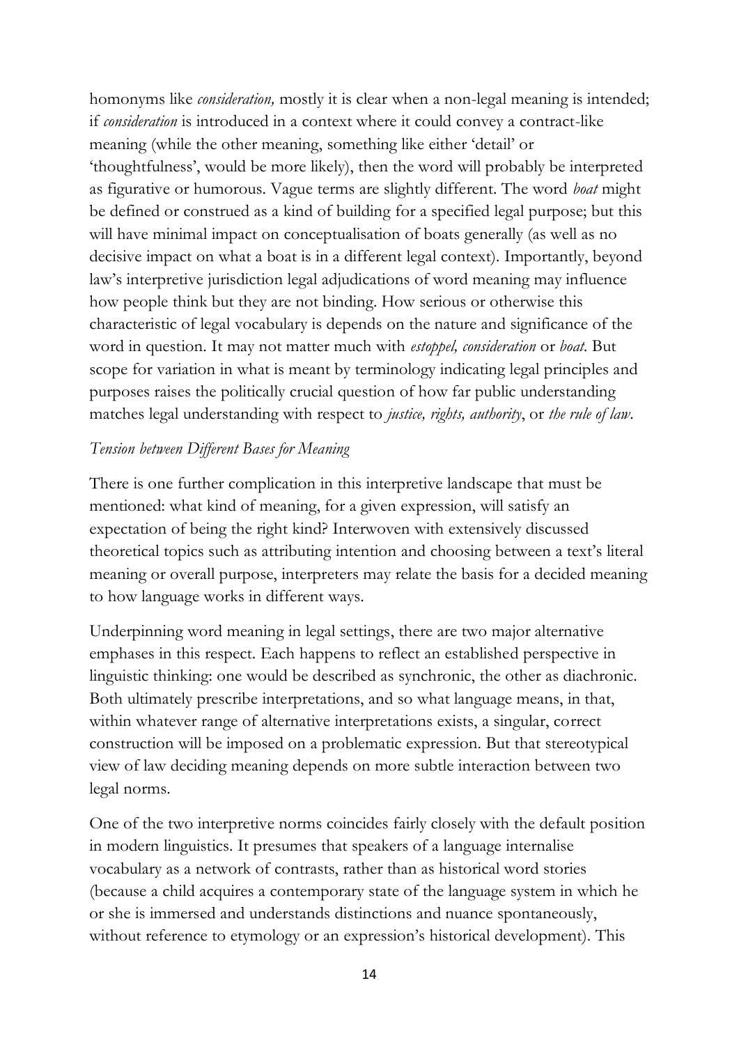homonyms like *consideration,* mostly it is clear when a non-legal meaning is intended; if *consideration* is introduced in a context where it could convey a contract-like meaning (while the other meaning, something like either 'detail' or 'thoughtfulness', would be more likely), then the word will probably be interpreted as figurative or humorous. Vague terms are slightly different. The word *boat* might be defined or construed as a kind of building for a specified legal purpose; but this will have minimal impact on conceptualisation of boats generally (as well as no decisive impact on what a boat is in a different legal context). Importantly, beyond law's interpretive jurisdiction legal adjudications of word meaning may influence how people think but they are not binding. How serious or otherwise this characteristic of legal vocabulary is depends on the nature and significance of the word in question. It may not matter much with *estoppel, consideration* or *boat*. But scope for variation in what is meant by terminology indicating legal principles and purposes raises the politically crucial question of how far public understanding matches legal understanding with respect to *justice, rights, authority*, or *the rule of law*.

*Tension between Different Bases for Meaning*

There is one further complication in this interpretive landscape that must be mentioned: what kind of meaning, for a given expression, will satisfy an expectation of being the right kind? Interwoven with extensively discussed theoretical topics such as attributing intention and choosing between a text's literal meaning or overall purpose, interpreters may relate the basis for a decided meaning to how language works in different ways.

Underpinning word meaning in legal settings, there are two major alternative emphases in this respect. Each happens to reflect an established perspective in linguistic thinking: one would be described as synchronic, the other as diachronic. Both ultimately prescribe interpretations, and so what language means, in that, within whatever range of alternative interpretations exists, a singular, correct construction will be imposed on a problematic expression. But that stereotypical view of law deciding meaning depends on more subtle interaction between two legal norms.

One of the two interpretive norms coincides fairly closely with the default position in modern linguistics. It presumes that speakers of a language internalise vocabulary as a network of contrasts, rather than as historical word stories (because a child acquires a contemporary state of the language system in which he or she is immersed and understands distinctions and nuance spontaneously, without reference to etymology or an expression's historical development). This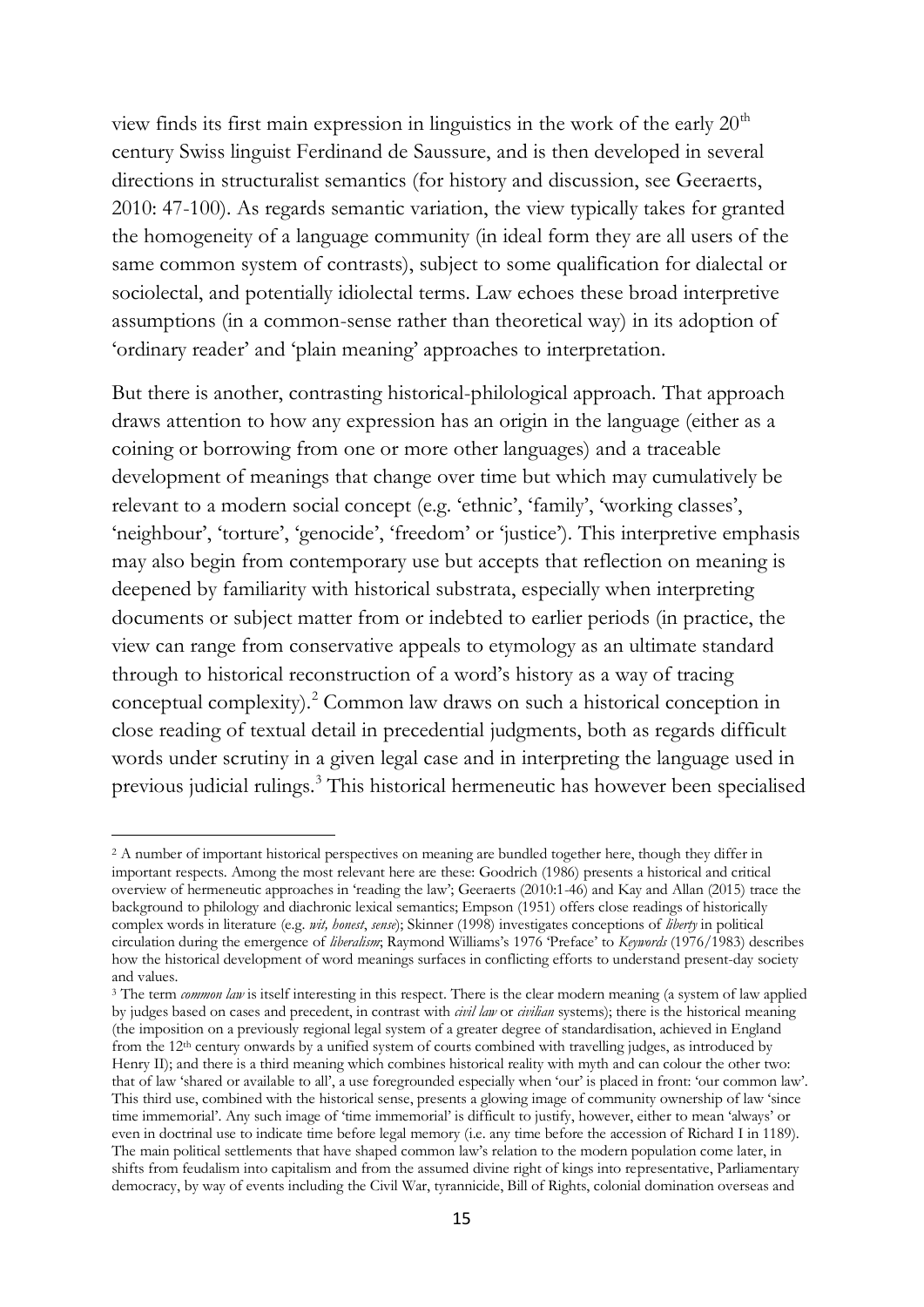view finds its first main expression in linguistics in the work of the early 20th century Swiss linguist Ferdinand de Saussure, and is then developed in several directions in structuralist semantics (for history and discussion, see Geeraerts, 2010: 47-100). As regards semantic variation, the view typically takes for granted the homogeneity of a language community (in ideal form they are all users of the same common system of contrasts), subject to some qualification for dialectal or sociolectal, and potentially idiolectal terms. Law echoes these broad interpretive assumptions (in a common-sense rather than theoretical way) in its adoption of 'ordinary reader' and 'plain meaning' approaches to interpretation.

But there is another, contrasting historical-philological approach. That approach draws attention to how any expression has an origin in the language (either as a coining or borrowing from one or more other languages) and a traceable development of meanings that change over time but which may cumulatively be relevant to a modern social concept (e.g. 'ethnic', 'family', 'working classes', 'neighbour', 'torture', 'genocide', 'freedom' or 'justice'). This interpretive emphasis may also begin from contemporary use but accepts that reflection on meaning is deepened by familiarity with historical substrata, especially when interpreting documents or subject matter from or indebted to earlier periods (in practice, the view can range from conservative appeals to etymology as an ultimate standard through to historical reconstruction of a word's history as a way of tracing conceptual complexity).[2] Common law draws on such a historical conception in close reading of textual detail in precedential judgments, both as regards difficult words under scrutiny in a given legal case and in interpreting the language used in previous judicial rulings.[3] This historical hermeneutic has however been specialised

---

[2] A number of important historical perspectives on meaning are bundled together here, though they differ in important respects. Among the most relevant here are these: Goodrich (1986) presents a historical and critical overview of hermeneutic approaches in 'reading the law'; Geeraerts (2010:1-46) and Kay and Allan (2015) trace the background to philology and diachronic lexical semantics; Empson (1951) offers close readings of historically complex words in literature (e.g. *wit, honest*, *sense*); Skinner (1998) investigates conceptions of *liberty* in political circulation during the emergence of *liberalism*; Raymond Williams's 1976 'Preface' to *Keywords* (1976/1983) describes how the historical development of word meanings surfaces in conflicting efforts to understand present-day society and values.

[3] The term *common law* is itself interesting in this respect. There is the clear modern meaning (a system of law applied by judges based on cases and precedent, in contrast with *civil law* or *civilian* systems); there is the historical meaning (the imposition on a previously regional legal system of a greater degree of standardisation, achieved in England from the 12th century onwards by a unified system of courts combined with travelling judges, as introduced by Henry II); and there is a third meaning which combines historical reality with myth and can colour the other two: that of law 'shared or available to all', a use foregrounded especially when 'our' is placed in front: 'our common law'. This third use, combined with the historical sense, presents a glowing image of community ownership of law 'since time immemorial'. Any such image of 'time immemorial' is difficult to justify, however, either to mean 'always' or even in doctrinal use to indicate time before legal memory (i.e. any time before the accession of Richard I in 1189). The main political settlements that have shaped common law's relation to the modern population come later, in shifts from feudalism into capitalism and from the assumed divine right of kings into representative, Parliamentary democracy, by way of events including the Civil War, tyrannicide, Bill of Rights, colonial domination overseas and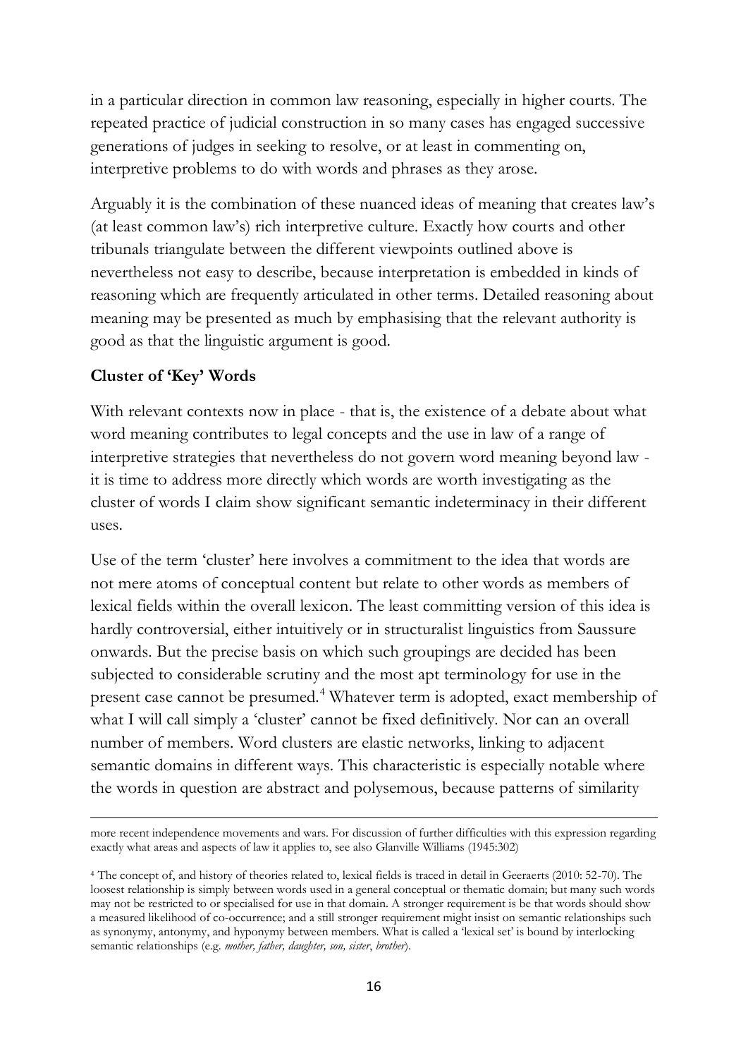in a particular direction in common law reasoning, especially in higher courts. The repeated practice of judicial construction in so many cases has engaged successive generations of judges in seeking to resolve, or at least in commenting on, interpretive problems to do with words and phrases as they arose.

Arguably it is the combination of these nuanced ideas of meaning that creates law's (at least common law's) rich interpretive culture. Exactly how courts and other tribunals triangulate between the different viewpoints outlined above is nevertheless not easy to describe, because interpretation is embedded in kinds of reasoning which are frequently articulated in other terms. Detailed reasoning about meaning may be presented as much by emphasising that the relevant authority is good as that the linguistic argument is good.

**Cluster of 'Key' Words**

With relevant contexts now in place - that is, the existence of a debate about what word meaning contributes to legal concepts and the use in law of a range of interpretive strategies that nevertheless do not govern word meaning beyond law - it is time to address more directly which words are worth investigating as the cluster of words I claim show significant semantic indeterminacy in their different uses.

Use of the term 'cluster' here involves a commitment to the idea that words are not mere atoms of conceptual content but relate to other words as members of lexical fields within the overall lexicon. The least committing version of this idea is hardly controversial, either intuitively or in structuralist linguistics from Saussure onwards. But the precise basis on which such groupings are decided has been subjected to considerable scrutiny and the most apt terminology for use in the present case cannot be presumed.[4] Whatever term is adopted, exact membership of what I will call simply a 'cluster' cannot be fixed definitively. Nor can an overall number of members. Word clusters are elastic networks, linking to adjacent semantic domains in different ways. This characteristic is especially notable where the words in question are abstract and polysemous, because patterns of similarity

---

more recent independence movements and wars. For discussion of further difficulties with this expression regarding exactly what areas and aspects of law it applies to, see also Glanville Williams (1945:302)

[4] The concept of, and history of theories related to, lexical fields is traced in detail in Geeraerts (2010: 52-70). The loosest relationship is simply between words used in a general conceptual or thematic domain; but many such words may not be restricted to or specialised for use in that domain. A stronger requirement is be that words should show a measured likelihood of co-occurrence; and a still stronger requirement might insist on semantic relationships such as synonymy, antonymy, and hyponymy between members. What is called a 'lexical set' is bound by interlocking semantic relationships (e.g. *mother, father, daughter, son, sister*, *brother*).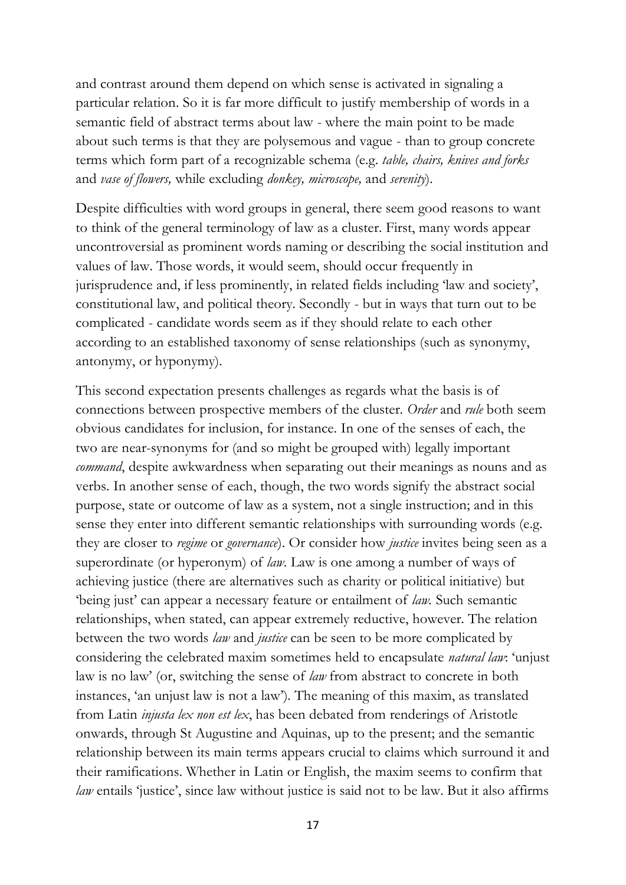and contrast around them depend on which sense is activated in signaling a particular relation. So it is far more difficult to justify membership of words in a semantic field of abstract terms about law - where the main point to be made about such terms is that they are polysemous and vague - than to group concrete terms which form part of a recognizable schema (e.g. *table, chairs, knives and forks* and *vase of flowers,* while excluding *donkey, microscope,* and *serenity*).

Despite difficulties with word groups in general, there seem good reasons to want to think of the general terminology of law as a cluster. First, many words appear uncontroversial as prominent words naming or describing the social institution and values of law. Those words, it would seem, should occur frequently in jurisprudence and, if less prominently, in related fields including 'law and society', constitutional law, and political theory. Secondly - but in ways that turn out to be complicated - candidate words seem as if they should relate to each other according to an established taxonomy of sense relationships (such as synonymy, antonymy, or hyponymy).

This second expectation presents challenges as regards what the basis is of connections between prospective members of the cluster. *Order* and *rule* both seem obvious candidates for inclusion, for instance. In one of the senses of each, the two are near-synonyms for (and so might be grouped with) legally important *command*, despite awkwardness when separating out their meanings as nouns and as verbs. In another sense of each, though, the two words signify the abstract social purpose, state or outcome of law as a system, not a single instruction; and in this sense they enter into different semantic relationships with surrounding words (e.g. they are closer to *regime* or *governance*). Or consider how *justice* invites being seen as a superordinate (or hyperonym) of *law*. Law is one among a number of ways of achieving justice (there are alternatives such as charity or political initiative) but 'being just' can appear a necessary feature or entailment of *law.* Such semantic relationships, when stated, can appear extremely reductive, however. The relation between the two words *law* and *justice* can be seen to be more complicated by considering the celebrated maxim sometimes held to encapsulate *natural law*: 'unjust law is no law' (or, switching the sense of *law* from abstract to concrete in both instances, 'an unjust law is not a law'). The meaning of this maxim, as translated from Latin *injusta lex non est lex*, has been debated from renderings of Aristotle onwards, through St Augustine and Aquinas, up to the present; and the semantic relationship between its main terms appears crucial to claims which surround it and their ramifications. Whether in Latin or English, the maxim seems to confirm that *law* entails 'justice', since law without justice is said not to be law. But it also affirms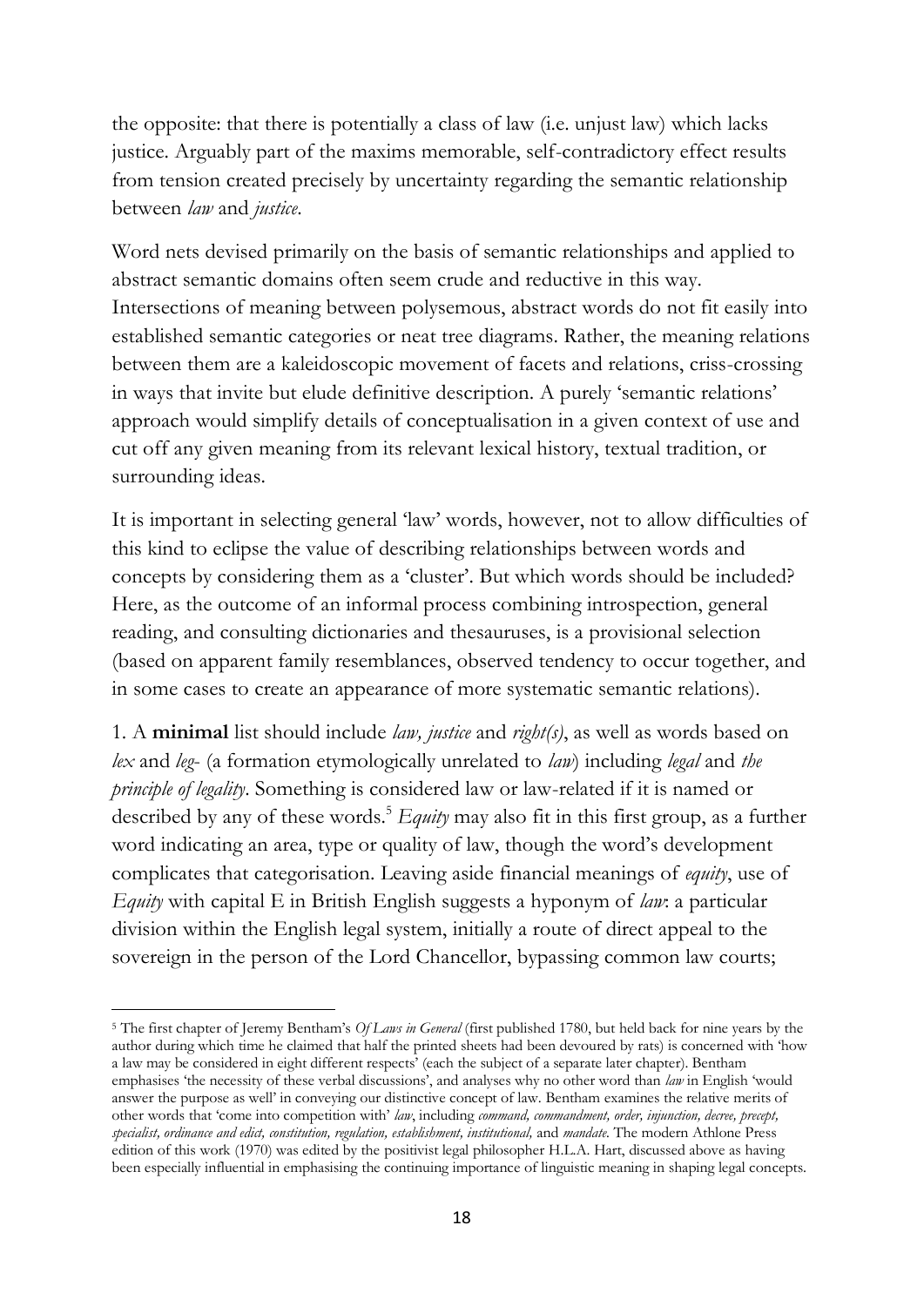the opposite: that there is potentially a class of law (i.e. unjust law) which lacks justice. Arguably part of the maxims memorable, self-contradictory effect results from tension created precisely by uncertainty regarding the semantic relationship between *law* and *justice*.

Word nets devised primarily on the basis of semantic relationships and applied to abstract semantic domains often seem crude and reductive in this way. Intersections of meaning between polysemous, abstract words do not fit easily into established semantic categories or neat tree diagrams. Rather, the meaning relations between them are a kaleidoscopic movement of facets and relations, criss-crossing in ways that invite but elude definitive description. A purely 'semantic relations' approach would simplify details of conceptualisation in a given context of use and cut off any given meaning from its relevant lexical history, textual tradition, or surrounding ideas.

It is important in selecting general 'law' words, however, not to allow difficulties of this kind to eclipse the value of describing relationships between words and concepts by considering them as a 'cluster'. But which words should be included? Here, as the outcome of an informal process combining introspection, general reading, and consulting dictionaries and thesauruses, is a provisional selection (based on apparent family resemblances, observed tendency to occur together, and in some cases to create an appearance of more systematic semantic relations).

1. A **minimal** list should include *law, justice* and *right(s)*, as well as words based on *lex* and *leg-* (a formation etymologically unrelated to *law*) including *legal* and *the principle of legality*. Something is considered law or law-related if it is named or described by any of these words.[5] *Equity* may also fit in this first group, as a further word indicating an area, type or quality of law, though the word's development complicates that categorisation. Leaving aside financial meanings of *equity*, use of *Equity* with capital E in British English suggests a hyponym of *law*: a particular division within the English legal system, initially a route of direct appeal to the sovereign in the person of the Lord Chancellor, bypassing common law courts;

---

[5] The first chapter of Jeremy Bentham's *Of Laws in General* (first published 1780, but held back for nine years by the author during which time he claimed that half the printed sheets had been devoured by rats) is concerned with 'how a law may be considered in eight different respects' (each the subject of a separate later chapter). Bentham emphasises 'the necessity of these verbal discussions', and analyses why no other word than *law* in English 'would answer the purpose as well' in conveying our distinctive concept of law. Bentham examines the relative merits of other words that 'come into competition with' *law*, including *command, commandment, order, injunction, decree, precept, specialist, ordinance and edict, constitution, regulation, establishment, institutional,* and *mandate*. The modern Athlone Press edition of this work (1970) was edited by the positivist legal philosopher H.L.A. Hart, discussed above as having been especially influential in emphasising the continuing importance of linguistic meaning in shaping legal concepts.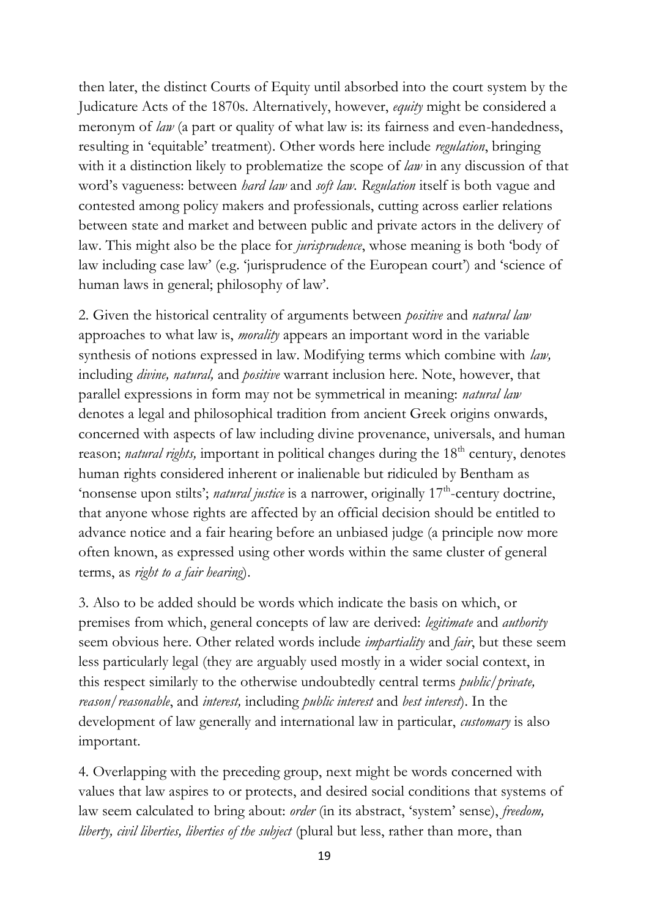then later, the distinct Courts of Equity until absorbed into the court system by the Judicature Acts of the 1870s. Alternatively, however, *equity* might be considered a meronym of *law* (a part or quality of what law is: its fairness and even-handedness, resulting in 'equitable' treatment). Other words here include *regulation*, bringing with it a distinction likely to problematize the scope of *law* in any discussion of that word's vagueness: between *hard law* and *soft law. Regulation* itself is both vague and contested among policy makers and professionals, cutting across earlier relations between state and market and between public and private actors in the delivery of law. This might also be the place for *jurisprudence*, whose meaning is both 'body of law including case law' (e.g. 'jurisprudence of the European court') and 'science of human laws in general; philosophy of law'.

2. Given the historical centrality of arguments between *positive* and *natural law* approaches to what law is, *morality* appears an important word in the variable synthesis of notions expressed in law. Modifying terms which combine with *law,* including *divine, natural,* and *positive* warrant inclusion here. Note, however, that parallel expressions in form may not be symmetrical in meaning: *natural law* denotes a legal and philosophical tradition from ancient Greek origins onwards, concerned with aspects of law including divine provenance, universals, and human reason; *natural rights,* important in political changes during the 18th century, denotes human rights considered inherent or inalienable but ridiculed by Bentham as 'nonsense upon stilts'; *natural justice* is a narrower, originally 17th-century doctrine, that anyone whose rights are affected by an official decision should be entitled to advance notice and a fair hearing before an unbiased judge (a principle now more often known, as expressed using other words within the same cluster of general terms, as *right to a fair hearing*).

3. Also to be added should be words which indicate the basis on which, or premises from which, general concepts of law are derived: *legitimate* and *authority* seem obvious here. Other related words include *impartiality* and *fair*, but these seem less particularly legal (they are arguably used mostly in a wider social context, in this respect similarly to the otherwise undoubtedly central terms *public/private, reason/reasonable*, and *interest,* including *public interest* and *best interest*). In the development of law generally and international law in particular, *customary* is also important.

4. Overlapping with the preceding group, next might be words concerned with values that law aspires to or protects, and desired social conditions that systems of law seem calculated to bring about: *order* (in its abstract, 'system' sense), *freedom, liberty, civil liberties, liberties of the subject* (plural but less, rather than more, than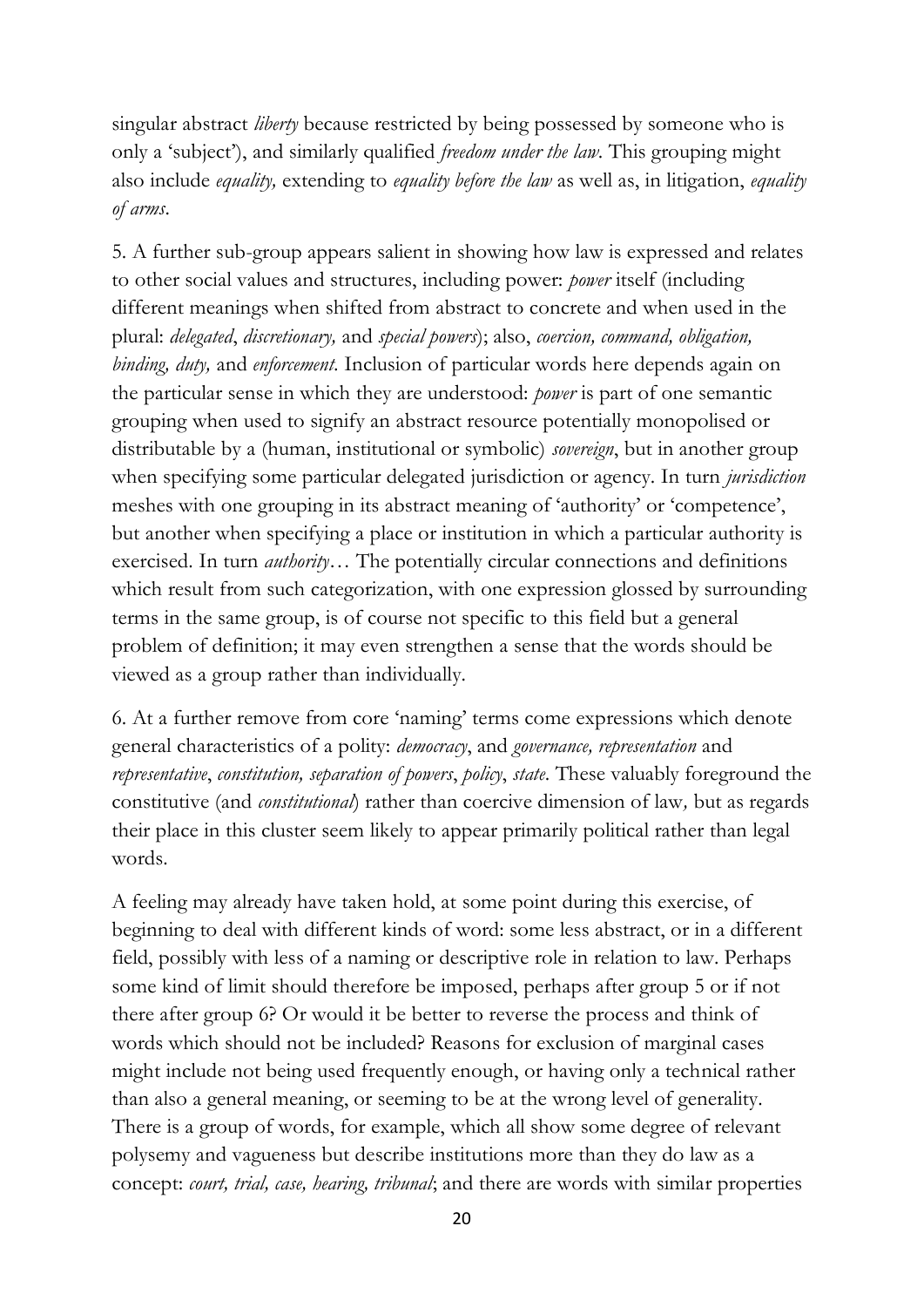singular abstract *liberty* because restricted by being possessed by someone who is only a 'subject'), and similarly qualified *freedom under the law*. This grouping might also include *equality,* extending to *equality before the law* as well as, in litigation, *equality of arms*.

5. A further sub-group appears salient in showing how law is expressed and relates to other social values and structures, including power: *power* itself (including different meanings when shifted from abstract to concrete and when used in the plural: *delegated*, *discretionary,* and *special powers*); also, *coercion, command, obligation, binding, duty,* and *enforcement.* Inclusion of particular words here depends again on the particular sense in which they are understood: *power* is part of one semantic grouping when used to signify an abstract resource potentially monopolised or distributable by a (human, institutional or symbolic) *sovereign*, but in another group when specifying some particular delegated jurisdiction or agency. In turn *jurisdiction* meshes with one grouping in its abstract meaning of 'authority' or 'competence', but another when specifying a place or institution in which a particular authority is exercised. In turn *authority*… The potentially circular connections and definitions which result from such categorization, with one expression glossed by surrounding terms in the same group, is of course not specific to this field but a general problem of definition; it may even strengthen a sense that the words should be viewed as a group rather than individually.

6. At a further remove from core 'naming' terms come expressions which denote general characteristics of a polity: *democracy*, and *governance, representation* and *representative*, *constitution, separation of powers*, *policy*, *state*. These valuably foreground the constitutive (and *constitutional*) rather than coercive dimension of law*,* but as regards their place in this cluster seem likely to appear primarily political rather than legal words.

A feeling may already have taken hold, at some point during this exercise, of beginning to deal with different kinds of word: some less abstract, or in a different field, possibly with less of a naming or descriptive role in relation to law. Perhaps some kind of limit should therefore be imposed, perhaps after group 5 or if not there after group 6? Or would it be better to reverse the process and think of words which should not be included? Reasons for exclusion of marginal cases might include not being used frequently enough, or having only a technical rather than also a general meaning, or seeming to be at the wrong level of generality. There is a group of words, for example, which all show some degree of relevant polysemy and vagueness but describe institutions more than they do law as a concept: *court, trial, case, hearing, tribunal*; and there are words with similar properties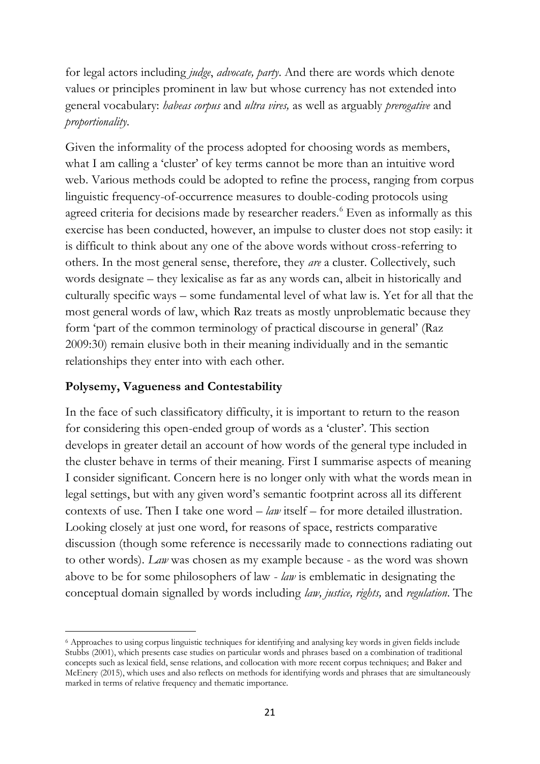for legal actors including *judge*, *advocate, party*. And there are words which denote values or principles prominent in law but whose currency has not extended into general vocabulary: *habeas corpus* and *ultra vires,* as well as arguably *prerogative* and *proportionality*.

Given the informality of the process adopted for choosing words as members, what I am calling a 'cluster' of key terms cannot be more than an intuitive word web. Various methods could be adopted to refine the process, ranging from corpus linguistic frequency-of-occurrence measures to double-coding protocols using agreed criteria for decisions made by researcher readers.[6] Even as informally as this exercise has been conducted, however, an impulse to cluster does not stop easily: it is difficult to think about any one of the above words without cross-referring to others. In the most general sense, therefore, they *are* a cluster. Collectively, such words designate – they lexicalise as far as any words can, albeit in historically and culturally specific ways – some fundamental level of what law is. Yet for all that the most general words of law, which Raz treats as mostly unproblematic because they form 'part of the common terminology of practical discourse in general' (Raz 2009:30) remain elusive both in their meaning individually and in the semantic relationships they enter into with each other.

## Polysemy, Vagueness and Contestability

In the face of such classificatory difficulty, it is important to return to the reason for considering this open-ended group of words as a 'cluster'. This section develops in greater detail an account of how words of the general type included in the cluster behave in terms of their meaning. First I summarise aspects of meaning I consider significant. Concern here is no longer only with what the words mean in legal settings, but with any given word's semantic footprint across all its different contexts of use. Then I take one word – *law* itself – for more detailed illustration. Looking closely at just one word, for reasons of space, restricts comparative discussion (though some reference is necessarily made to connections radiating out to other words). *Law* was chosen as my example because - as the word was shown above to be for some philosophers of law - *law* is emblematic in designating the conceptual domain signalled by words including *law, justice, rights,* and *regulation*. The

[6] Approaches to using corpus linguistic techniques for identifying and analysing key words in given fields include Stubbs (2001), which presents case studies on particular words and phrases based on a combination of traditional concepts such as lexical field, sense relations, and collocation with more recent corpus techniques; and Baker and McEnery (2015), which uses and also reflects on methods for identifying words and phrases that are simultaneously marked in terms of relative frequency and thematic importance.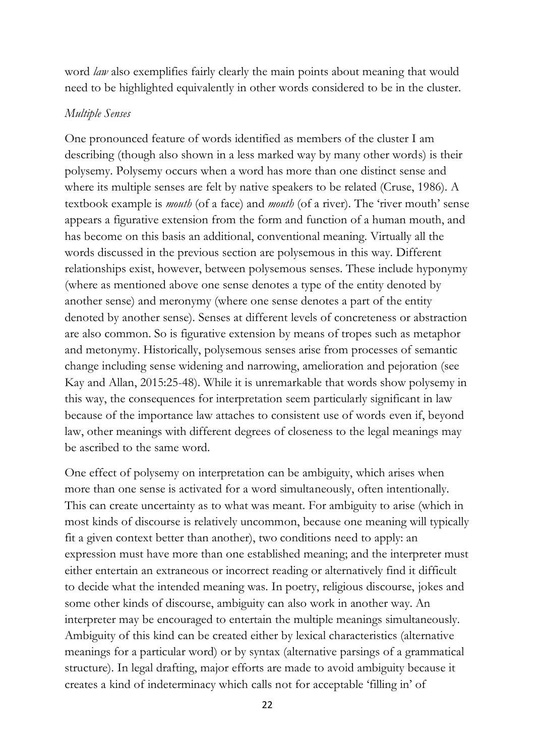word *law* also exemplifies fairly clearly the main points about meaning that would need to be highlighted equivalently in other words considered to be in the cluster.

*Multiple Senses*

One pronounced feature of words identified as members of the cluster I am describing (though also shown in a less marked way by many other words) is their polysemy. Polysemy occurs when a word has more than one distinct sense and where its multiple senses are felt by native speakers to be related (Cruse, 1986). A textbook example is *mouth* (of a face) and *mouth* (of a river). The 'river mouth' sense appears a figurative extension from the form and function of a human mouth, and has become on this basis an additional, conventional meaning. Virtually all the words discussed in the previous section are polysemous in this way. Different relationships exist, however, between polysemous senses. These include hyponymy (where as mentioned above one sense denotes a type of the entity denoted by another sense) and meronymy (where one sense denotes a part of the entity denoted by another sense). Senses at different levels of concreteness or abstraction are also common. So is figurative extension by means of tropes such as metaphor and metonymy. Historically, polysemous senses arise from processes of semantic change including sense widening and narrowing, amelioration and pejoration (see Kay and Allan, 2015:25-48). While it is unremarkable that words show polysemy in this way, the consequences for interpretation seem particularly significant in law because of the importance law attaches to consistent use of words even if, beyond law, other meanings with different degrees of closeness to the legal meanings may be ascribed to the same word.

One effect of polysemy on interpretation can be ambiguity, which arises when more than one sense is activated for a word simultaneously, often intentionally. This can create uncertainty as to what was meant. For ambiguity to arise (which in most kinds of discourse is relatively uncommon, because one meaning will typically fit a given context better than another), two conditions need to apply: an expression must have more than one established meaning; and the interpreter must either entertain an extraneous or incorrect reading or alternatively find it difficult to decide what the intended meaning was. In poetry, religious discourse, jokes and some other kinds of discourse, ambiguity can also work in another way. An interpreter may be encouraged to entertain the multiple meanings simultaneously. Ambiguity of this kind can be created either by lexical characteristics (alternative meanings for a particular word) or by syntax (alternative parsings of a grammatical structure). In legal drafting, major efforts are made to avoid ambiguity because it creates a kind of indeterminacy which calls not for acceptable 'filling in' of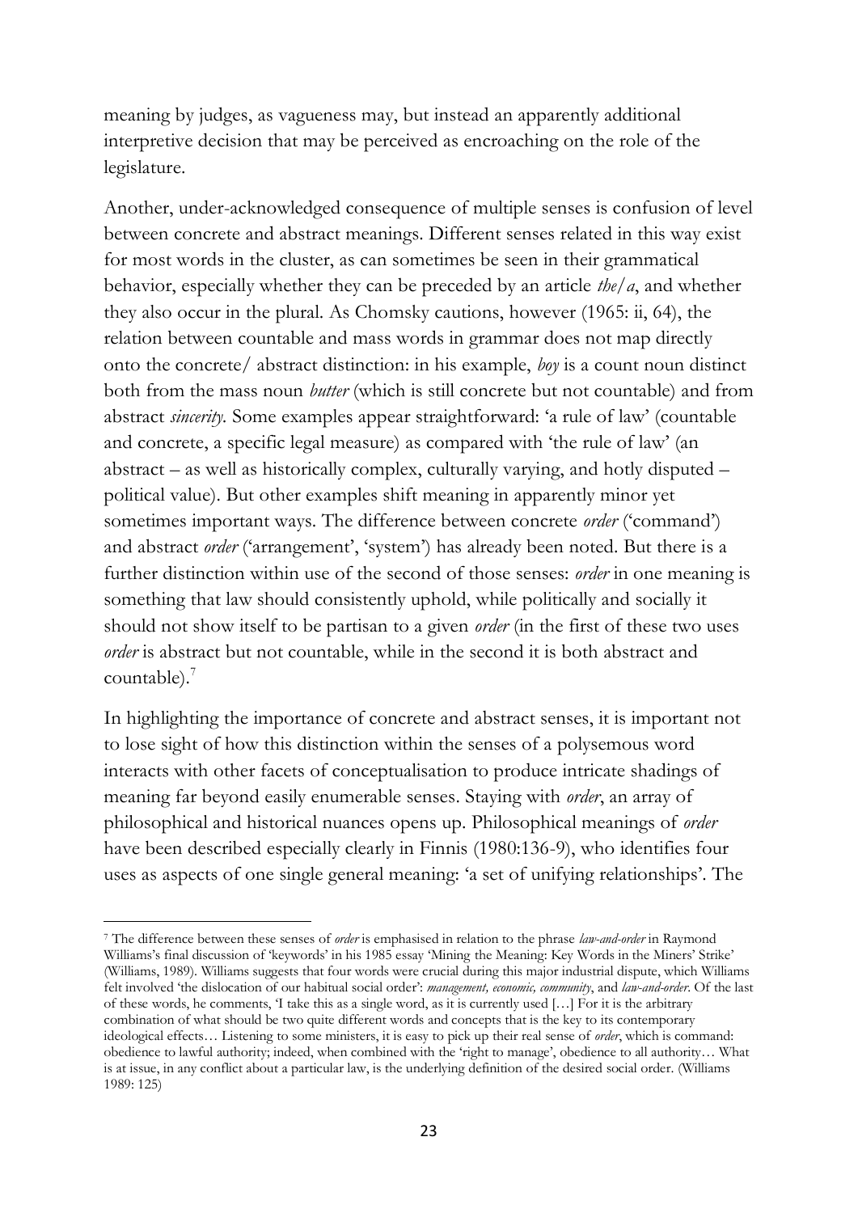meaning by judges, as vagueness may, but instead an apparently additional interpretive decision that may be perceived as encroaching on the role of the legislature.

Another, under-acknowledged consequence of multiple senses is confusion of level between concrete and abstract meanings. Different senses related in this way exist for most words in the cluster, as can sometimes be seen in their grammatical behavior, especially whether they can be preceded by an article *the/a*, and whether they also occur in the plural. As Chomsky cautions, however (1965: ii, 64), the relation between countable and mass words in grammar does not map directly onto the concrete/ abstract distinction: in his example, *boy* is a count noun distinct both from the mass noun *butter* (which is still concrete but not countable) and from abstract *sincerity.* Some examples appear straightforward: 'a rule of law' (countable and concrete, a specific legal measure) as compared with 'the rule of law' (an abstract – as well as historically complex, culturally varying, and hotly disputed – political value). But other examples shift meaning in apparently minor yet sometimes important ways. The difference between concrete *order* ('command') and abstract *order* ('arrangement', 'system') has already been noted. But there is a further distinction within use of the second of those senses: *order* in one meaning is something that law should consistently uphold, while politically and socially it should not show itself to be partisan to a given *order* (in the first of these two uses *order* is abstract but not countable, while in the second it is both abstract and countable).[7]

In highlighting the importance of concrete and abstract senses, it is important not to lose sight of how this distinction within the senses of a polysemous word interacts with other facets of conceptualisation to produce intricate shadings of meaning far beyond easily enumerable senses. Staying with *order*, an array of philosophical and historical nuances opens up. Philosophical meanings of *order* have been described especially clearly in Finnis (1980:136-9), who identifies four uses as aspects of one single general meaning: 'a set of unifying relationships'. The

[7] The difference between these senses of *order* is emphasised in relation to the phrase *law-and-order* in Raymond Williams's final discussion of 'keywords' in his 1985 essay 'Mining the Meaning: Key Words in the Miners' Strike' (Williams, 1989). Williams suggests that four words were crucial during this major industrial dispute, which Williams felt involved 'the dislocation of our habitual social order': *management, economic, community*, and *law-and-order*. Of the last of these words, he comments, 'I take this as a single word, as it is currently used […] For it is the arbitrary combination of what should be two quite different words and concepts that is the key to its contemporary ideological effects… Listening to some ministers, it is easy to pick up their real sense of *order*, which is command: obedience to lawful authority; indeed, when combined with the 'right to manage', obedience to all authority… What is at issue, in any conflict about a particular law, is the underlying definition of the desired social order. (Williams 1989: 125)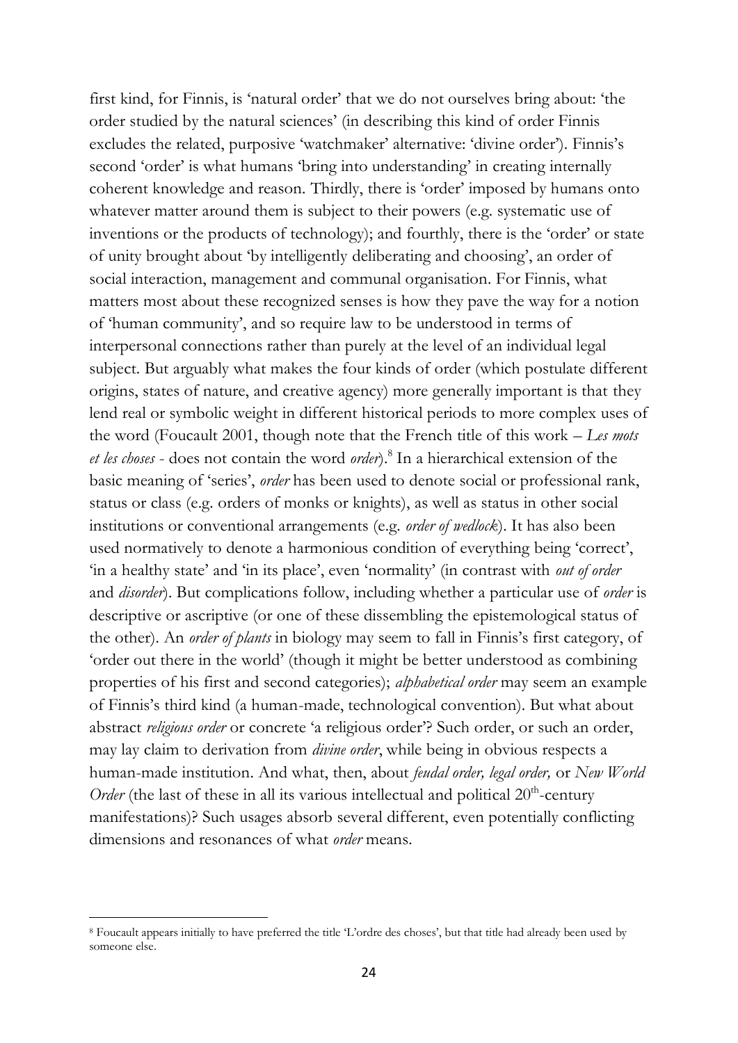first kind, for Finnis, is 'natural order' that we do not ourselves bring about: 'the order studied by the natural sciences' (in describing this kind of order Finnis excludes the related, purposive 'watchmaker' alternative: 'divine order'). Finnis's second 'order' is what humans 'bring into understanding' in creating internally coherent knowledge and reason. Thirdly, there is 'order' imposed by humans onto whatever matter around them is subject to their powers (e.g. systematic use of inventions or the products of technology); and fourthly, there is the 'order' or state of unity brought about 'by intelligently deliberating and choosing', an order of social interaction, management and communal organisation. For Finnis, what matters most about these recognized senses is how they pave the way for a notion of 'human community', and so require law to be understood in terms of interpersonal connections rather than purely at the level of an individual legal subject. But arguably what makes the four kinds of order (which postulate different origins, states of nature, and creative agency) more generally important is that they lend real or symbolic weight in different historical periods to more complex uses of the word (Foucault 2001, though note that the French title of this work – *Les mots et les choses* - does not contain the word *order*).[8] In a hierarchical extension of the basic meaning of 'series', *order* has been used to denote social or professional rank, status or class (e.g. orders of monks or knights), as well as status in other social institutions or conventional arrangements (e.g. *order of wedlock*). It has also been used normatively to denote a harmonious condition of everything being 'correct', 'in a healthy state' and 'in its place', even 'normality' (in contrast with *out of order* and *disorder*). But complications follow, including whether a particular use of *order* is descriptive or ascriptive (or one of these dissembling the epistemological status of the other). An *order of plants* in biology may seem to fall in Finnis's first category, of 'order out there in the world' (though it might be better understood as combining properties of his first and second categories); *alphabetical order* may seem an example of Finnis's third kind (a human-made, technological convention). But what about abstract *religious order* or concrete 'a religious order'? Such order, or such an order, may lay claim to derivation from *divine order*, while being in obvious respects a human-made institution. And what, then, about *feudal order, legal order,* or *New World Order* (the last of these in all its various intellectual and political 20th-century manifestations)? Such usages absorb several different, even potentially conflicting dimensions and resonances of what *order* means.

[8] Foucault appears initially to have preferred the title 'L'ordre des choses', but that title had already been used by someone else.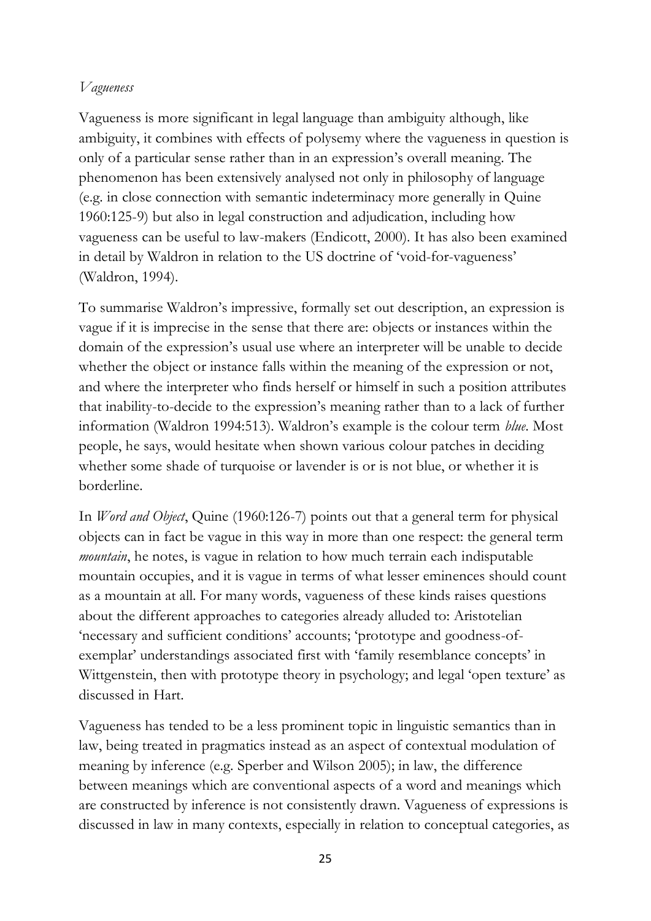*Vagueness*

Vagueness is more significant in legal language than ambiguity although, like ambiguity, it combines with effects of polysemy where the vagueness in question is only of a particular sense rather than in an expression's overall meaning. The phenomenon has been extensively analysed not only in philosophy of language (e.g. in close connection with semantic indeterminacy more generally in Quine 1960:125-9) but also in legal construction and adjudication, including how vagueness can be useful to law-makers (Endicott, 2000). It has also been examined in detail by Waldron in relation to the US doctrine of 'void-for-vagueness' (Waldron, 1994).

To summarise Waldron's impressive, formally set out description, an expression is vague if it is imprecise in the sense that there are: objects or instances within the domain of the expression's usual use where an interpreter will be unable to decide whether the object or instance falls within the meaning of the expression or not, and where the interpreter who finds herself or himself in such a position attributes that inability-to-decide to the expression's meaning rather than to a lack of further information (Waldron 1994:513). Waldron's example is the colour term *blue*. Most people, he says, would hesitate when shown various colour patches in deciding whether some shade of turquoise or lavender is or is not blue, or whether it is borderline.

In *Word and Object*, Quine (1960:126-7) points out that a general term for physical objects can in fact be vague in this way in more than one respect: the general term *mountain*, he notes, is vague in relation to how much terrain each indisputable mountain occupies, and it is vague in terms of what lesser eminences should count as a mountain at all. For many words, vagueness of these kinds raises questions about the different approaches to categories already alluded to: Aristotelian 'necessary and sufficient conditions' accounts; 'prototype and goodness-of-exemplar' understandings associated first with 'family resemblance concepts' in Wittgenstein, then with prototype theory in psychology; and legal 'open texture' as discussed in Hart.

Vagueness has tended to be a less prominent topic in linguistic semantics than in law, being treated in pragmatics instead as an aspect of contextual modulation of meaning by inference (e.g. Sperber and Wilson 2005); in law, the difference between meanings which are conventional aspects of a word and meanings which are constructed by inference is not consistently drawn. Vagueness of expressions is discussed in law in many contexts, especially in relation to conceptual categories, as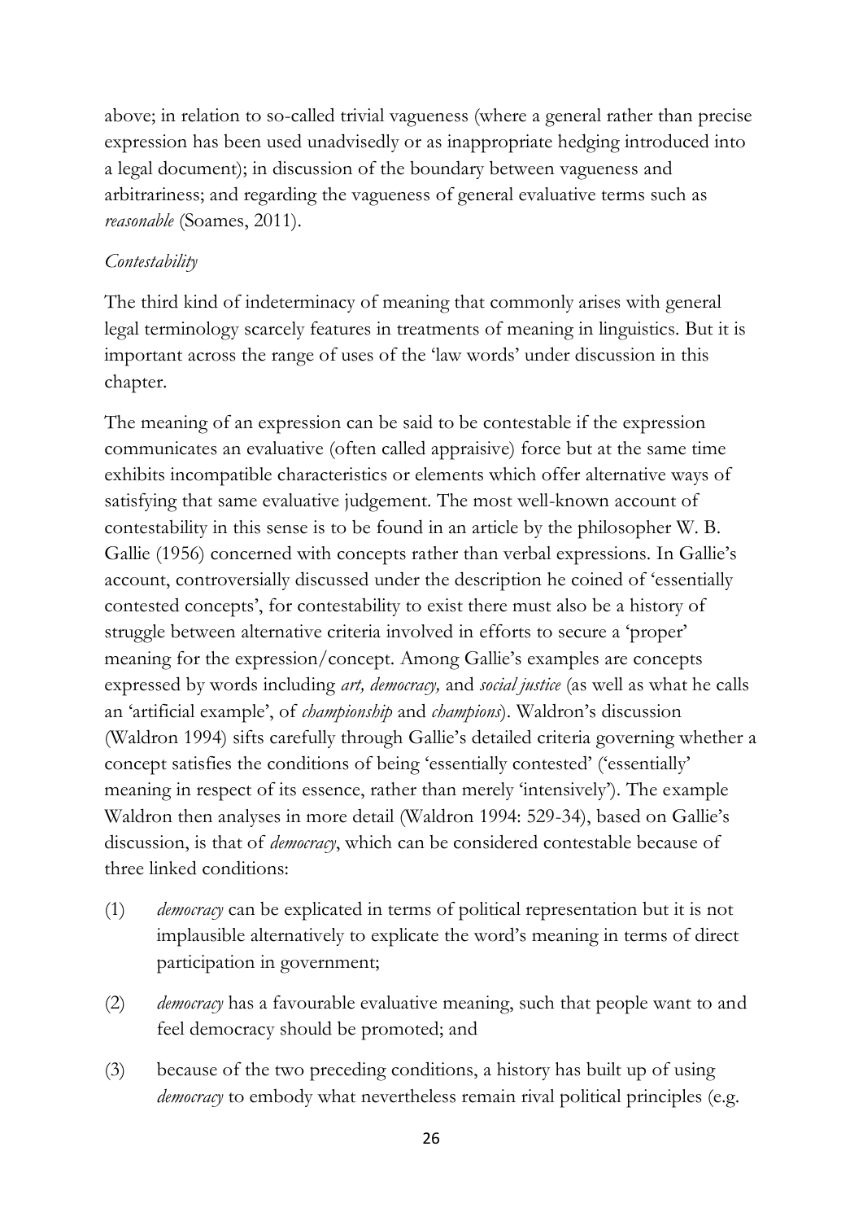above; in relation to so-called trivial vagueness (where a general rather than precise expression has been used unadvisedly or as inappropriate hedging introduced into a legal document); in discussion of the boundary between vagueness and arbitrariness; and regarding the vagueness of general evaluative terms such as *reasonable* (Soames, 2011).

*Contestability*

The third kind of indeterminacy of meaning that commonly arises with general legal terminology scarcely features in treatments of meaning in linguistics. But it is important across the range of uses of the 'law words' under discussion in this chapter.

The meaning of an expression can be said to be contestable if the expression communicates an evaluative (often called appraisive) force but at the same time exhibits incompatible characteristics or elements which offer alternative ways of satisfying that same evaluative judgement. The most well-known account of contestability in this sense is to be found in an article by the philosopher W. B. Gallie (1956) concerned with concepts rather than verbal expressions. In Gallie's account, controversially discussed under the description he coined of 'essentially contested concepts', for contestability to exist there must also be a history of struggle between alternative criteria involved in efforts to secure a 'proper' meaning for the expression/concept. Among Gallie's examples are concepts expressed by words including *art, democracy,* and *social justice* (as well as what he calls an 'artificial example', of *championship* and *champions*). Waldron's discussion (Waldron 1994) sifts carefully through Gallie's detailed criteria governing whether a concept satisfies the conditions of being 'essentially contested' ('essentially' meaning in respect of its essence, rather than merely 'intensively'). The example Waldron then analyses in more detail (Waldron 1994: 529-34), based on Gallie's discussion, is that of *democracy*, which can be considered contestable because of three linked conditions:

(1) *democracy* can be explicated in terms of political representation but it is not implausible alternatively to explicate the word's meaning in terms of direct participation in government;

(2) *democracy* has a favourable evaluative meaning, such that people want to and feel democracy should be promoted; and

(3) because of the two preceding conditions, a history has built up of using *democracy* to embody what nevertheless remain rival political principles (e.g.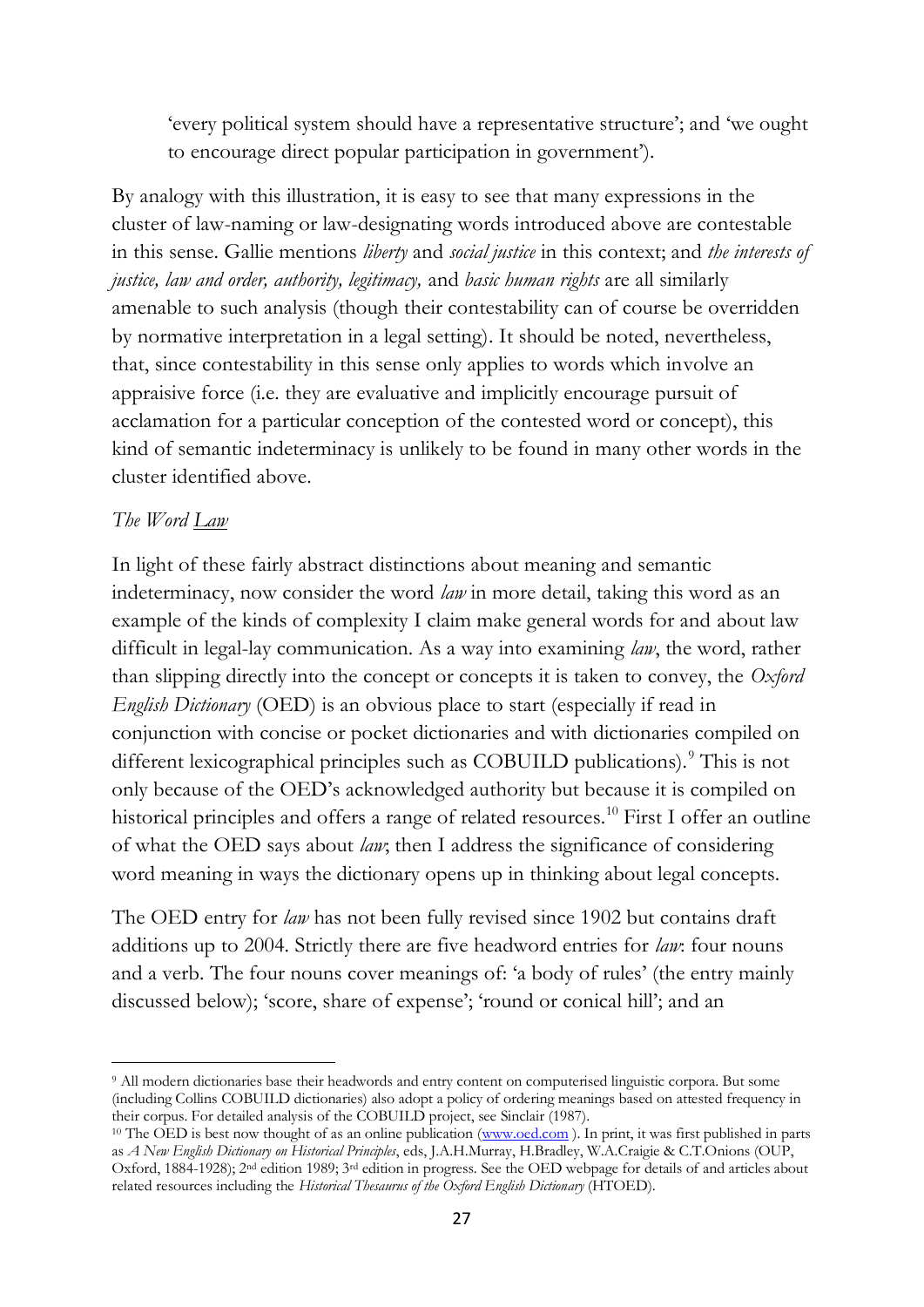'every political system should have a representative structure'; and 'we ought to encourage direct popular participation in government').

By analogy with this illustration, it is easy to see that many expressions in the cluster of law-naming or law-designating words introduced above are contestable in this sense. Gallie mentions *liberty* and *social justice* in this context; and *the interests of justice, law and order, authority, legitimacy,* and *basic human rights* are all similarly amenable to such analysis (though their contestability can of course be overridden by normative interpretation in a legal setting). It should be noted, nevertheless, that, since contestability in this sense only applies to words which involve an appraisive force (i.e. they are evaluative and implicitly encourage pursuit of acclamation for a particular conception of the contested word or concept), this kind of semantic indeterminacy is unlikely to be found in many other words in the cluster identified above.

*The Word Law*

In light of these fairly abstract distinctions about meaning and semantic indeterminacy, now consider the word *law* in more detail, taking this word as an example of the kinds of complexity I claim make general words for and about law difficult in legal-lay communication. As a way into examining *law*, the word, rather than slipping directly into the concept or concepts it is taken to convey, the *Oxford English Dictionary* (OED) is an obvious place to start (especially if read in conjunction with concise or pocket dictionaries and with dictionaries compiled on different lexicographical principles such as COBUILD publications).[9] This is not only because of the OED's acknowledged authority but because it is compiled on historical principles and offers a range of related resources.[10] First I offer an outline of what the OED says about *law*; then I address the significance of considering word meaning in ways the dictionary opens up in thinking about legal concepts.

The OED entry for *law* has not been fully revised since 1902 but contains draft additions up to 2004. Strictly there are five headword entries for *law*: four nouns and a verb. The four nouns cover meanings of: 'a body of rules' (the entry mainly discussed below); 'score, share of expense'; 'round or conical hill'; and an

---

[9] All modern dictionaries base their headwords and entry content on computerised linguistic corpora. But some (including Collins COBUILD dictionaries) also adopt a policy of ordering meanings based on attested frequency in their corpus. For detailed analysis of the COBUILD project, see Sinclair (1987).

[10] The OED is best now thought of as an online publication (www.oed.com ). In print, it was first published in parts as *A New English Dictionary on Historical Principles*, eds, J.A.H.Murray, H.Bradley, W.A.Craigie & C.T.Onions (OUP, Oxford, 1884-1928); 2nd edition 1989; 3rd edition in progress. See the OED webpage for details of and articles about related resources including the *Historical Thesaurus of the Oxford English Dictionary* (HTOED).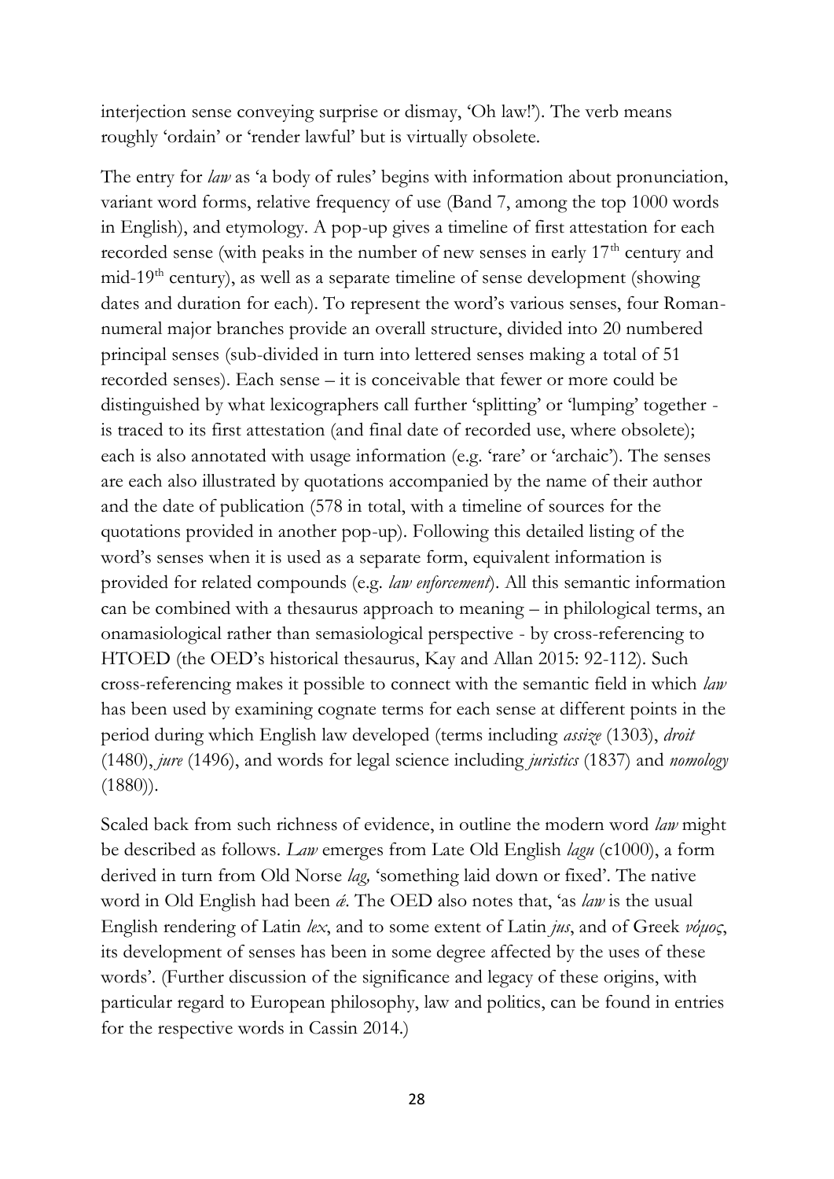interjection sense conveying surprise or dismay, 'Oh law!'). The verb means roughly 'ordain' or 'render lawful' but is virtually obsolete.

The entry for *law* as 'a body of rules' begins with information about pronunciation, variant word forms, relative frequency of use (Band 7, among the top 1000 words in English), and etymology. A pop-up gives a timeline of first attestation for each recorded sense (with peaks in the number of new senses in early 17th century and mid-19th century), as well as a separate timeline of sense development (showing dates and duration for each). To represent the word's various senses, four Roman-numeral major branches provide an overall structure, divided into 20 numbered principal senses (sub-divided in turn into lettered senses making a total of 51 recorded senses). Each sense – it is conceivable that fewer or more could be distinguished by what lexicographers call further 'splitting' or 'lumping' together - is traced to its first attestation (and final date of recorded use, where obsolete); each is also annotated with usage information (e.g. 'rare' or 'archaic'). The senses are each also illustrated by quotations accompanied by the name of their author and the date of publication (578 in total, with a timeline of sources for the quotations provided in another pop-up). Following this detailed listing of the word's senses when it is used as a separate form, equivalent information is provided for related compounds (e.g. *law enforcement*). All this semantic information can be combined with a thesaurus approach to meaning – in philological terms, an onamasiological rather than semasiological perspective - by cross-referencing to HTOED (the OED's historical thesaurus, Kay and Allan 2015: 92-112). Such cross-referencing makes it possible to connect with the semantic field in which *law* has been used by examining cognate terms for each sense at different points in the period during which English law developed (terms including *assize* (1303), *droit* (1480), *jure* (1496), and words for legal science including *juristics* (1837) and *nomology* (1880)).

Scaled back from such richness of evidence, in outline the modern word *law* might be described as follows. *Law* emerges from Late Old English *lagu* (c1000), a form derived in turn from Old Norse *lag,* 'something laid down or fixed'. The native word in Old English had been *ǽ*. The OED also notes that, 'as *law* is the usual English rendering of Latin *lex*, and to some extent of Latin *jus*, and of Greek *νόμος*, its development of senses has been in some degree affected by the uses of these words'. (Further discussion of the significance and legacy of these origins, with particular regard to European philosophy, law and politics, can be found in entries for the respective words in Cassin 2014.)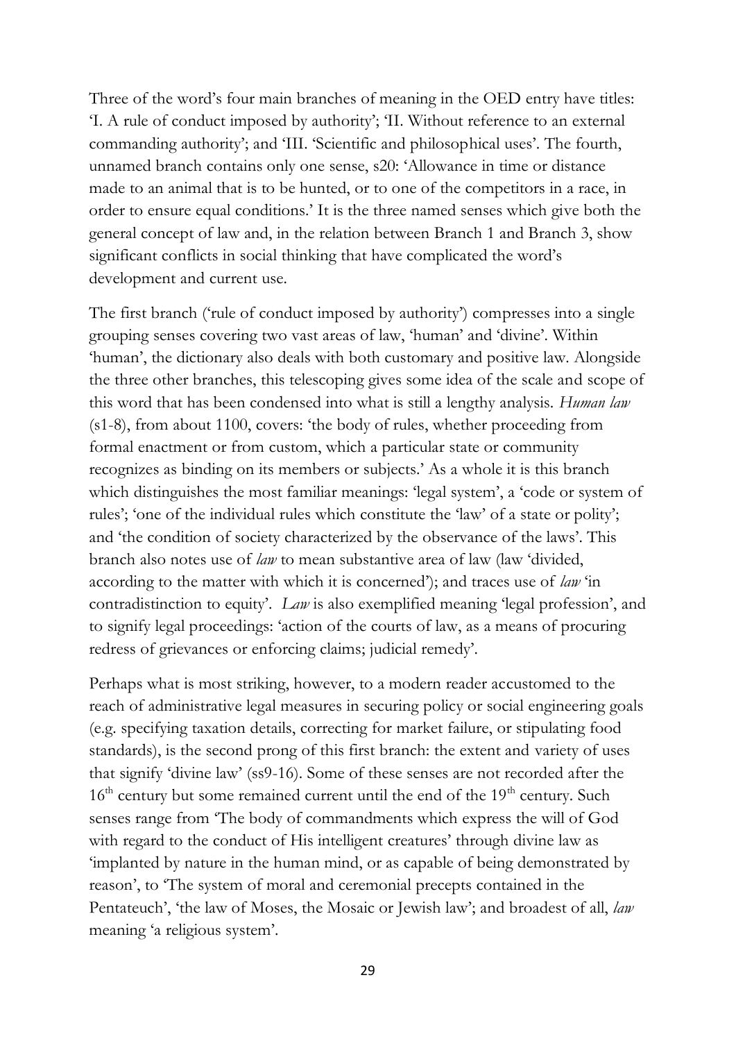Three of the word's four main branches of meaning in the OED entry have titles: 'I. A rule of conduct imposed by authority'; 'II. Without reference to an external commanding authority'; and 'III. 'Scientific and philosophical uses'. The fourth, unnamed branch contains only one sense, s20: 'Allowance in time or distance made to an animal that is to be hunted, or to one of the competitors in a race, in order to ensure equal conditions.' It is the three named senses which give both the general concept of law and, in the relation between Branch 1 and Branch 3, show significant conflicts in social thinking that have complicated the word's development and current use.

The first branch ('rule of conduct imposed by authority') compresses into a single grouping senses covering two vast areas of law, 'human' and 'divine'. Within 'human', the dictionary also deals with both customary and positive law. Alongside the three other branches, this telescoping gives some idea of the scale and scope of this word that has been condensed into what is still a lengthy analysis. *Human law* (s1-8), from about 1100, covers: 'the body of rules, whether proceeding from formal enactment or from custom, which a particular state or community recognizes as binding on its members or subjects.' As a whole it is this branch which distinguishes the most familiar meanings: 'legal system', a 'code or system of rules'; 'one of the individual rules which constitute the 'law' of a state or polity'; and 'the condition of society characterized by the observance of the laws'. This branch also notes use of *law* to mean substantive area of law (law 'divided, according to the matter with which it is concerned'); and traces use of *law* 'in contradistinction to equity'. *Law* is also exemplified meaning 'legal profession', and to signify legal proceedings: 'action of the courts of law, as a means of procuring redress of grievances or enforcing claims; judicial remedy'.

Perhaps what is most striking, however, to a modern reader accustomed to the reach of administrative legal measures in securing policy or social engineering goals (e.g. specifying taxation details, correcting for market failure, or stipulating food standards), is the second prong of this first branch: the extent and variety of uses that signify 'divine law' (ss9-16). Some of these senses are not recorded after the 16th century but some remained current until the end of the 19th century. Such senses range from 'The body of commandments which express the will of God with regard to the conduct of His intelligent creatures' through divine law as 'implanted by nature in the human mind, or as capable of being demonstrated by reason', to 'The system of moral and ceremonial precepts contained in the Pentateuch', 'the law of Moses, the Mosaic or Jewish law'; and broadest of all, *law* meaning 'a religious system'.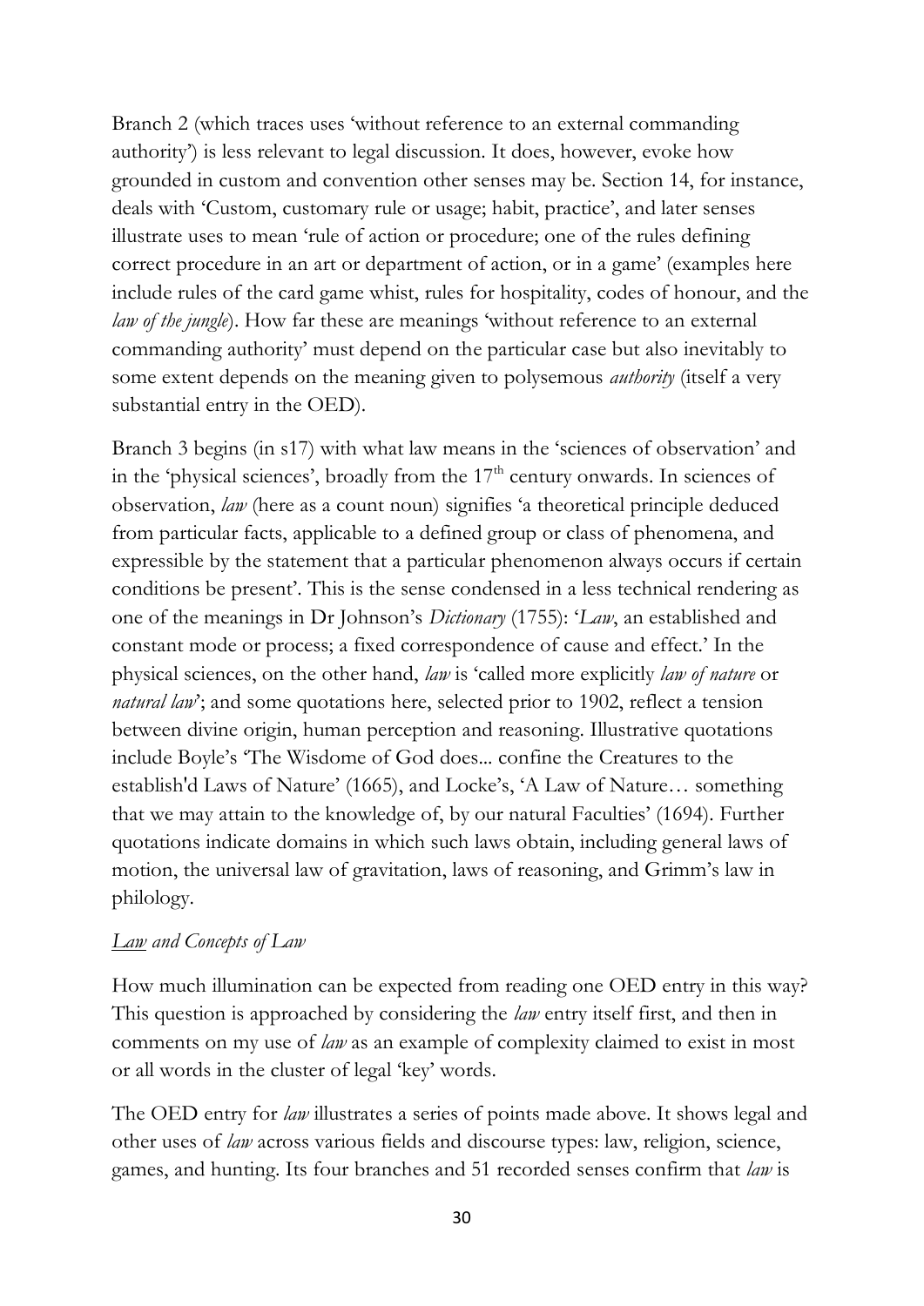Branch 2 (which traces uses 'without reference to an external commanding authority') is less relevant to legal discussion. It does, however, evoke how grounded in custom and convention other senses may be. Section 14, for instance, deals with 'Custom, customary rule or usage; habit, practice', and later senses illustrate uses to mean 'rule of action or procedure; one of the rules defining correct procedure in an art or department of action, or in a game' (examples here include rules of the card game whist, rules for hospitality, codes of honour, and the *law of the jungle*). How far these are meanings 'without reference to an external commanding authority' must depend on the particular case but also inevitably to some extent depends on the meaning given to polysemous *authority* (itself a very substantial entry in the OED).

Branch 3 begins (in s17) with what law means in the 'sciences of observation' and in the 'physical sciences', broadly from the 17th century onwards. In sciences of observation, *law* (here as a count noun) signifies 'a theoretical principle deduced from particular facts, applicable to a defined group or class of phenomena, and expressible by the statement that a particular phenomenon always occurs if certain conditions be present'. This is the sense condensed in a less technical rendering as one of the meanings in Dr Johnson's *Dictionary* (1755): '*Law*, an established and constant mode or process; a fixed correspondence of cause and effect.' In the physical sciences, on the other hand, *law* is 'called more explicitly *law of nature* or *natural law*'; and some quotations here, selected prior to 1902, reflect a tension between divine origin, human perception and reasoning. Illustrative quotations include Boyle's 'The Wisdome of God does... confine the Creatures to the establish'd Laws of Nature' (1665), and Locke's, 'A Law of Nature… something that we may attain to the knowledge of, by our natural Faculties' (1694). Further quotations indicate domains in which such laws obtain, including general laws of motion, the universal law of gravitation, laws of reasoning, and Grimm's law in philology.

### *Law and Concepts of Law*

How much illumination can be expected from reading one OED entry in this way? This question is approached by considering the *law* entry itself first, and then in comments on my use of *law* as an example of complexity claimed to exist in most or all words in the cluster of legal 'key' words.

The OED entry for *law* illustrates a series of points made above. It shows legal and other uses of *law* across various fields and discourse types: law, religion, science, games, and hunting. Its four branches and 51 recorded senses confirm that *law* is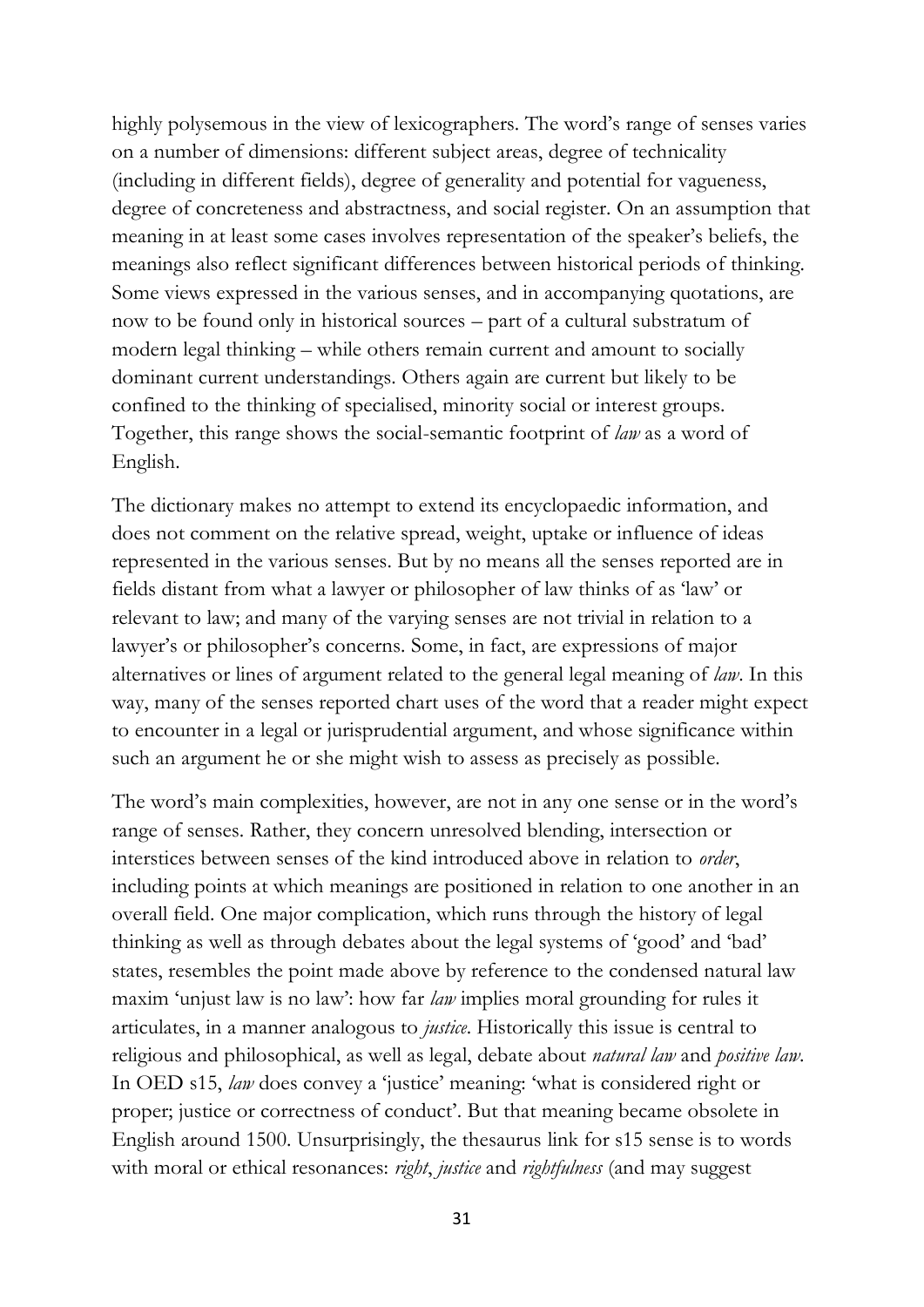highly polysemous in the view of lexicographers. The word's range of senses varies on a number of dimensions: different subject areas, degree of technicality (including in different fields), degree of generality and potential for vagueness, degree of concreteness and abstractness, and social register. On an assumption that meaning in at least some cases involves representation of the speaker's beliefs, the meanings also reflect significant differences between historical periods of thinking. Some views expressed in the various senses, and in accompanying quotations, are now to be found only in historical sources – part of a cultural substratum of modern legal thinking – while others remain current and amount to socially dominant current understandings. Others again are current but likely to be confined to the thinking of specialised, minority social or interest groups. Together, this range shows the social-semantic footprint of *law* as a word of English.

The dictionary makes no attempt to extend its encyclopaedic information, and does not comment on the relative spread, weight, uptake or influence of ideas represented in the various senses. But by no means all the senses reported are in fields distant from what a lawyer or philosopher of law thinks of as 'law' or relevant to law; and many of the varying senses are not trivial in relation to a lawyer's or philosopher's concerns. Some, in fact, are expressions of major alternatives or lines of argument related to the general legal meaning of *law*. In this way, many of the senses reported chart uses of the word that a reader might expect to encounter in a legal or jurisprudential argument, and whose significance within such an argument he or she might wish to assess as precisely as possible.

The word's main complexities, however, are not in any one sense or in the word's range of senses. Rather, they concern unresolved blending, intersection or interstices between senses of the kind introduced above in relation to *order*, including points at which meanings are positioned in relation to one another in an overall field. One major complication, which runs through the history of legal thinking as well as through debates about the legal systems of 'good' and 'bad' states, resembles the point made above by reference to the condensed natural law maxim 'unjust law is no law': how far *law* implies moral grounding for rules it articulates, in a manner analogous to *justice*. Historically this issue is central to religious and philosophical, as well as legal, debate about *natural law* and *positive law*. In OED s15, *law* does convey a 'justice' meaning: 'what is considered right or proper; justice or correctness of conduct'. But that meaning became obsolete in English around 1500. Unsurprisingly, the thesaurus link for s15 sense is to words with moral or ethical resonances: *right*, *justice* and *rightfulness* (and may suggest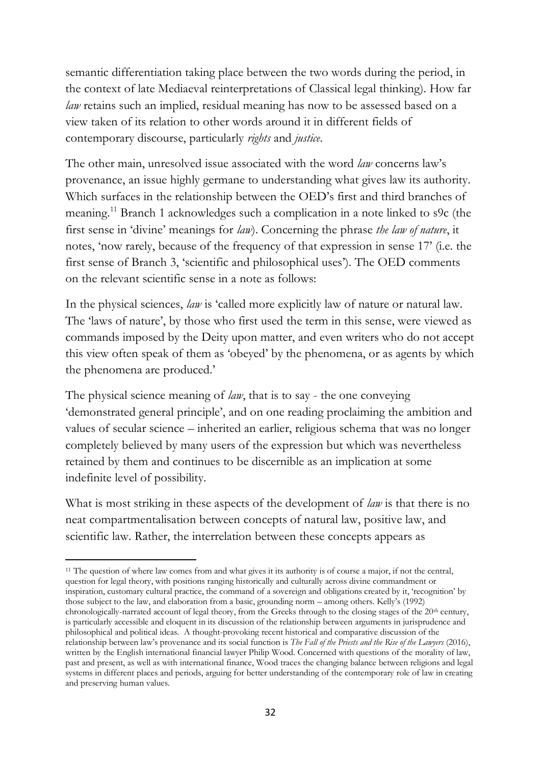semantic differentiation taking place between the two words during the period, in the context of late Mediaeval reinterpretations of Classical legal thinking). How far *law* retains such an implied, residual meaning has now to be assessed based on a view taken of its relation to other words around it in different fields of contemporary discourse, particularly *rights* and *justice*.

The other main, unresolved issue associated with the word *law* concerns law's provenance, an issue highly germane to understanding what gives law its authority. Which surfaces in the relationship between the OED's first and third branches of meaning.[11] Branch 1 acknowledges such a complication in a note linked to s9c (the first sense in 'divine' meanings for *law*). Concerning the phrase *the law of nature*, it notes, 'now rarely, because of the frequency of that expression in sense 17' (i.e. the first sense of Branch 3, 'scientific and philosophical uses'). The OED comments on the relevant scientific sense in a note as follows:

In the physical sciences, *law* is 'called more explicitly law of nature or natural law. The 'laws of nature', by those who first used the term in this sense, were viewed as commands imposed by the Deity upon matter, and even writers who do not accept this view often speak of them as 'obeyed' by the phenomena, or as agents by which the phenomena are produced.'

The physical science meaning of *law*, that is to say - the one conveying 'demonstrated general principle', and on one reading proclaiming the ambition and values of secular science – inherited an earlier, religious schema that was no longer completely believed by many users of the expression but which was nevertheless retained by them and continues to be discernible as an implication at some indefinite level of possibility.

What is most striking in these aspects of the development of *law* is that there is no neat compartmentalisation between concepts of natural law, positive law, and scientific law. Rather, the interrelation between these concepts appears as

---

[11] The question of where law comes from and what gives it its authority is of course a major, if not the central, question for legal theory, with positions ranging historically and culturally across divine commandment or inspiration, customary cultural practice, the command of a sovereign and obligations created by it, 'recognition' by those subject to the law, and elaboration from a basic, grounding norm – among others. Kelly's (1992) chronologically-narrated account of legal theory, from the Greeks through to the closing stages of the 20th century, is particularly accessible and eloquent in its discussion of the relationship between arguments in jurisprudence and philosophical and political ideas. A thought-provoking recent historical and comparative discussion of the relationship between law's provenance and its social function is *The Fall of the Priests and the Rise of the Lawyers* (2016), written by the English international financial lawyer Philip Wood. Concerned with questions of the morality of law, past and present, as well as with international finance, Wood traces the changing balance between religions and legal systems in different places and periods, arguing for better understanding of the contemporary role of law in creating and preserving human values.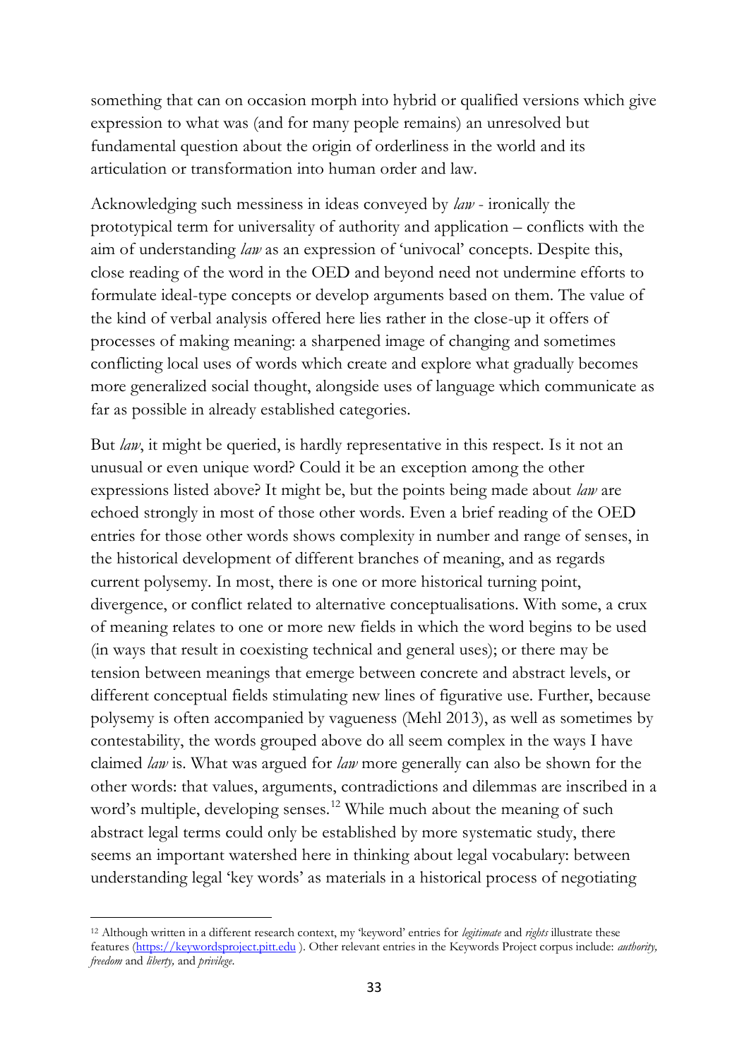something that can on occasion morph into hybrid or qualified versions which give expression to what was (and for many people remains) an unresolved but fundamental question about the origin of orderliness in the world and its articulation or transformation into human order and law.

Acknowledging such messiness in ideas conveyed by *law* - ironically the prototypical term for universality of authority and application – conflicts with the aim of understanding *law* as an expression of 'univocal' concepts. Despite this, close reading of the word in the OED and beyond need not undermine efforts to formulate ideal-type concepts or develop arguments based on them. The value of the kind of verbal analysis offered here lies rather in the close-up it offers of processes of making meaning: a sharpened image of changing and sometimes conflicting local uses of words which create and explore what gradually becomes more generalized social thought, alongside uses of language which communicate as far as possible in already established categories.

But *law*, it might be queried, is hardly representative in this respect. Is it not an unusual or even unique word? Could it be an exception among the other expressions listed above? It might be, but the points being made about *law* are echoed strongly in most of those other words. Even a brief reading of the OED entries for those other words shows complexity in number and range of senses, in the historical development of different branches of meaning, and as regards current polysemy. In most, there is one or more historical turning point, divergence, or conflict related to alternative conceptualisations. With some, a crux of meaning relates to one or more new fields in which the word begins to be used (in ways that result in coexisting technical and general uses); or there may be tension between meanings that emerge between concrete and abstract levels, or different conceptual fields stimulating new lines of figurative use. Further, because polysemy is often accompanied by vagueness (Mehl 2013), as well as sometimes by contestability, the words grouped above do all seem complex in the ways I have claimed *law* is. What was argued for *law* more generally can also be shown for the other words: that values, arguments, contradictions and dilemmas are inscribed in a word's multiple, developing senses.[12] While much about the meaning of such abstract legal terms could only be established by more systematic study, there seems an important watershed here in thinking about legal vocabulary: between understanding legal 'key words' as materials in a historical process of negotiating

---

[12] Although written in a different research context, my 'keyword' entries for *legitimate* and *rights* illustrate these features (https://keywordsproject.pitt.edu ). Other relevant entries in the Keywords Project corpus include: *authority, freedom* and *liberty,* and *privilege*.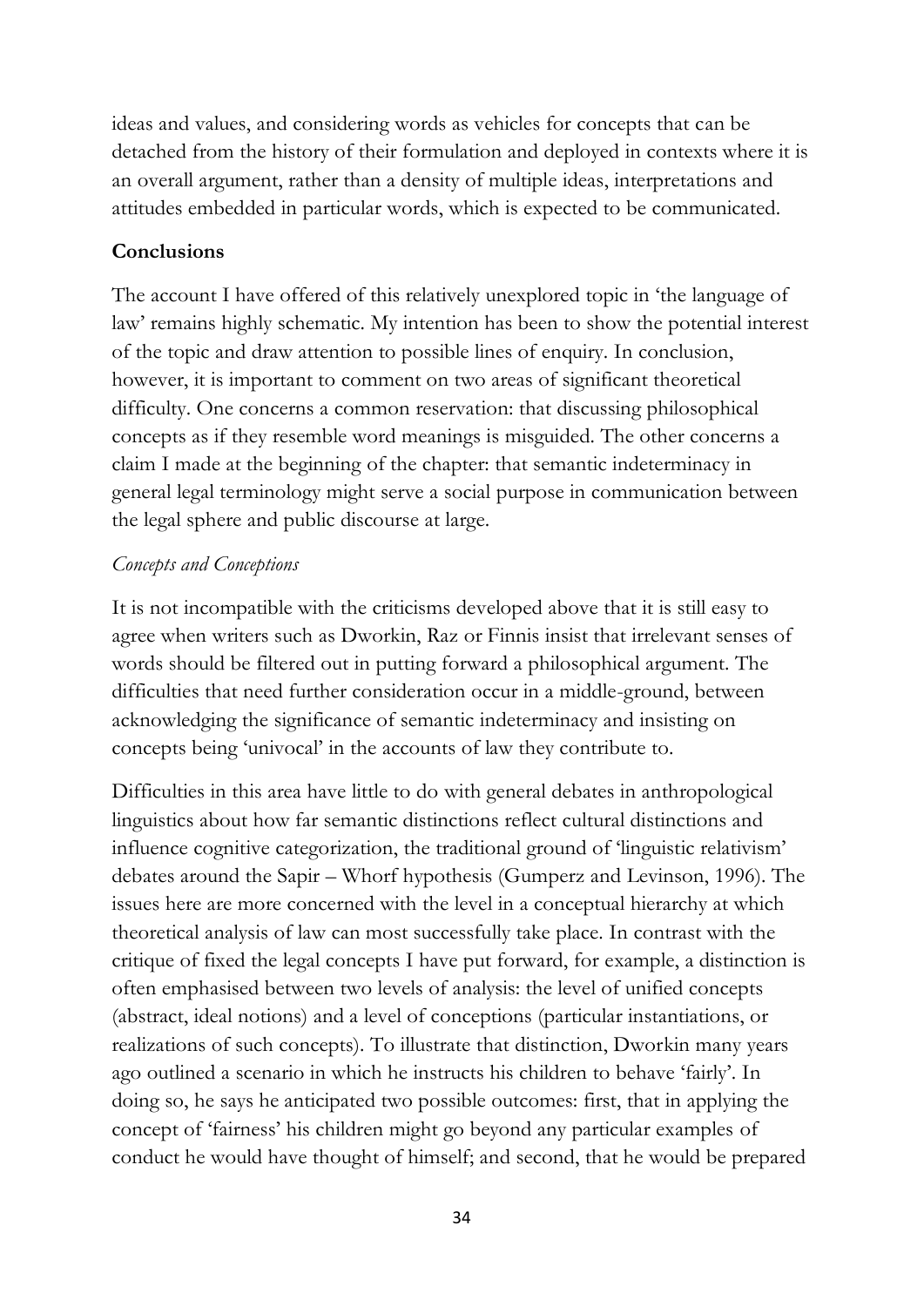ideas and values, and considering words as vehicles for concepts that can be detached from the history of their formulation and deployed in contexts where it is an overall argument, rather than a density of multiple ideas, interpretations and attitudes embedded in particular words, which is expected to be communicated.

## Conclusions

The account I have offered of this relatively unexplored topic in 'the language of law' remains highly schematic. My intention has been to show the potential interest of the topic and draw attention to possible lines of enquiry. In conclusion, however, it is important to comment on two areas of significant theoretical difficulty. One concerns a common reservation: that discussing philosophical concepts as if they resemble word meanings is misguided. The other concerns a claim I made at the beginning of the chapter: that semantic indeterminacy in general legal terminology might serve a social purpose in communication between the legal sphere and public discourse at large.

### *Concepts and Conceptions*

It is not incompatible with the criticisms developed above that it is still easy to agree when writers such as Dworkin, Raz or Finnis insist that irrelevant senses of words should be filtered out in putting forward a philosophical argument. The difficulties that need further consideration occur in a middle-ground, between acknowledging the significance of semantic indeterminacy and insisting on concepts being 'univocal' in the accounts of law they contribute to.

Difficulties in this area have little to do with general debates in anthropological linguistics about how far semantic distinctions reflect cultural distinctions and influence cognitive categorization, the traditional ground of 'linguistic relativism' debates around the Sapir – Whorf hypothesis (Gumperz and Levinson, 1996). The issues here are more concerned with the level in a conceptual hierarchy at which theoretical analysis of law can most successfully take place. In contrast with the critique of fixed the legal concepts I have put forward, for example, a distinction is often emphasised between two levels of analysis: the level of unified concepts (abstract, ideal notions) and a level of conceptions (particular instantiations, or realizations of such concepts). To illustrate that distinction, Dworkin many years ago outlined a scenario in which he instructs his children to behave 'fairly'. In doing so, he says he anticipated two possible outcomes: first, that in applying the concept of 'fairness' his children might go beyond any particular examples of conduct he would have thought of himself; and second, that he would be prepared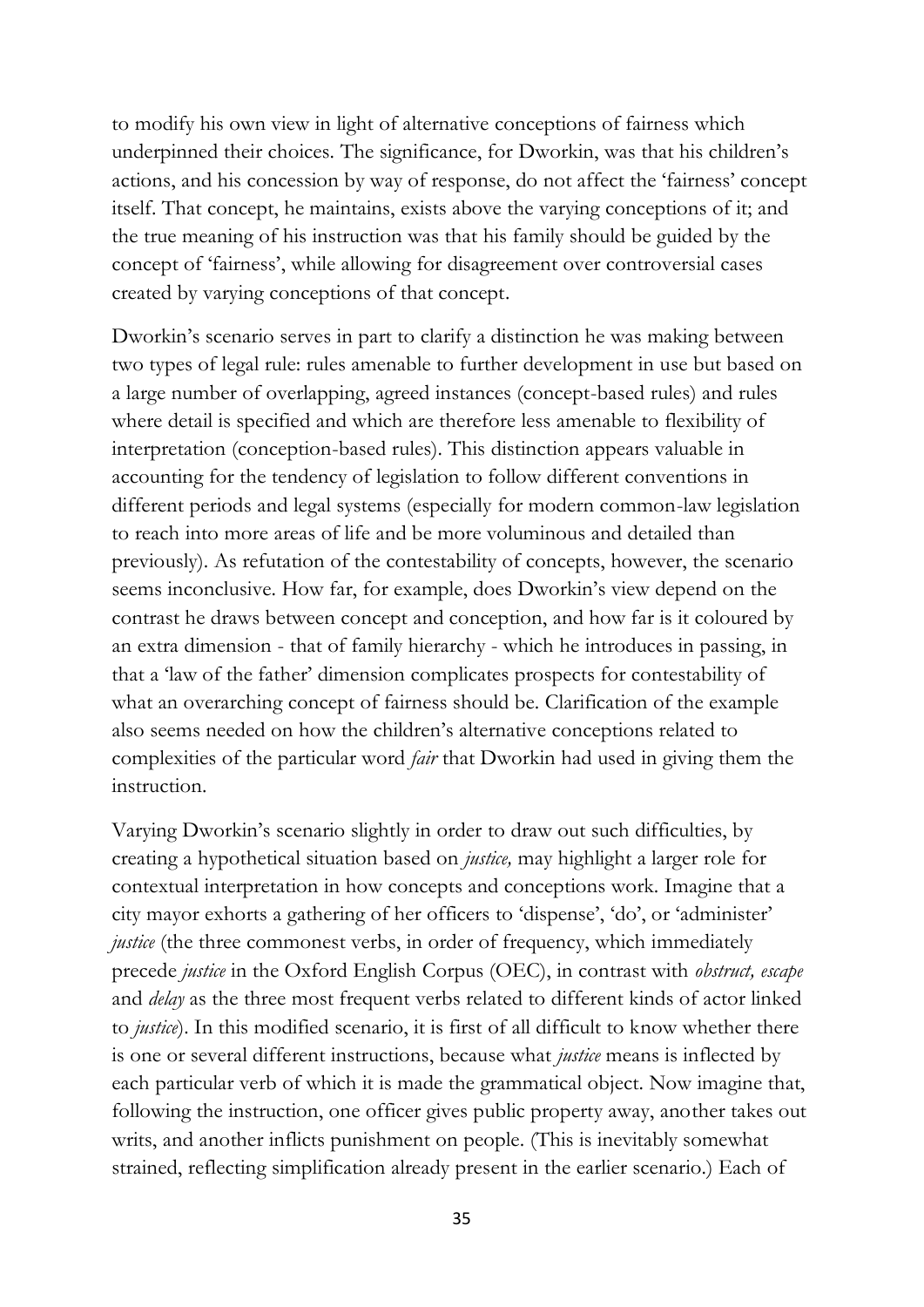to modify his own view in light of alternative conceptions of fairness which underpinned their choices. The significance, for Dworkin, was that his children's actions, and his concession by way of response, do not affect the 'fairness' concept itself. That concept, he maintains, exists above the varying conceptions of it; and the true meaning of his instruction was that his family should be guided by the concept of 'fairness', while allowing for disagreement over controversial cases created by varying conceptions of that concept.

Dworkin's scenario serves in part to clarify a distinction he was making between two types of legal rule: rules amenable to further development in use but based on a large number of overlapping, agreed instances (concept-based rules) and rules where detail is specified and which are therefore less amenable to flexibility of interpretation (conception-based rules). This distinction appears valuable in accounting for the tendency of legislation to follow different conventions in different periods and legal systems (especially for modern common-law legislation to reach into more areas of life and be more voluminous and detailed than previously). As refutation of the contestability of concepts, however, the scenario seems inconclusive. How far, for example, does Dworkin's view depend on the contrast he draws between concept and conception, and how far is it coloured by an extra dimension - that of family hierarchy - which he introduces in passing, in that a 'law of the father' dimension complicates prospects for contestability of what an overarching concept of fairness should be. Clarification of the example also seems needed on how the children's alternative conceptions related to complexities of the particular word *fair* that Dworkin had used in giving them the instruction.

Varying Dworkin's scenario slightly in order to draw out such difficulties, by creating a hypothetical situation based on *justice,* may highlight a larger role for contextual interpretation in how concepts and conceptions work. Imagine that a city mayor exhorts a gathering of her officers to 'dispense', 'do', or 'administer' *justice* (the three commonest verbs, in order of frequency, which immediately precede *justice* in the Oxford English Corpus (OEC), in contrast with *obstruct, escape* and *delay* as the three most frequent verbs related to different kinds of actor linked to *justice*). In this modified scenario, it is first of all difficult to know whether there is one or several different instructions, because what *justice* means is inflected by each particular verb of which it is made the grammatical object. Now imagine that, following the instruction, one officer gives public property away, another takes out writs, and another inflicts punishment on people. (This is inevitably somewhat strained, reflecting simplification already present in the earlier scenario.) Each of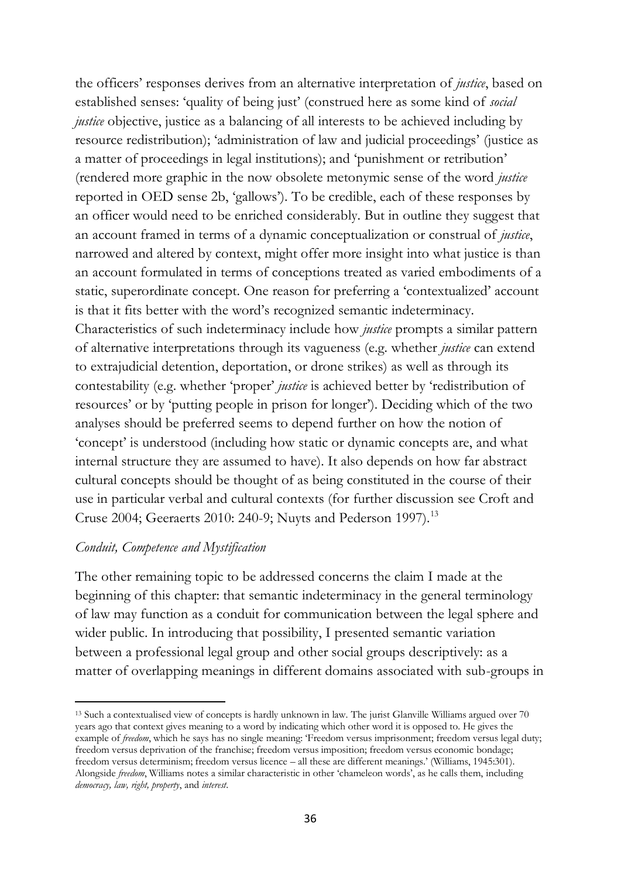the officers' responses derives from an alternative interpretation of *justice*, based on established senses: 'quality of being just' (construed here as some kind of *social justice* objective, justice as a balancing of all interests to be achieved including by resource redistribution); 'administration of law and judicial proceedings' (justice as a matter of proceedings in legal institutions); and 'punishment or retribution' (rendered more graphic in the now obsolete metonymic sense of the word *justice* reported in OED sense 2b, 'gallows'). To be credible, each of these responses by an officer would need to be enriched considerably. But in outline they suggest that an account framed in terms of a dynamic conceptualization or construal of *justice*, narrowed and altered by context, might offer more insight into what justice is than an account formulated in terms of conceptions treated as varied embodiments of a static, superordinate concept. One reason for preferring a 'contextualized' account is that it fits better with the word's recognized semantic indeterminacy. Characteristics of such indeterminacy include how *justice* prompts a similar pattern of alternative interpretations through its vagueness (e.g. whether *justice* can extend to extrajudicial detention, deportation, or drone strikes) as well as through its contestability (e.g. whether 'proper' *justice* is achieved better by 'redistribution of resources' or by 'putting people in prison for longer'). Deciding which of the two analyses should be preferred seems to depend further on how the notion of 'concept' is understood (including how static or dynamic concepts are, and what internal structure they are assumed to have). It also depends on how far abstract cultural concepts should be thought of as being constituted in the course of their use in particular verbal and cultural contexts (for further discussion see Croft and Cruse 2004; Geeraerts 2010: 240-9; Nuyts and Pederson 1997).[13]

### *Conduit, Competence and Mystification*

The other remaining topic to be addressed concerns the claim I made at the beginning of this chapter: that semantic indeterminacy in the general terminology of law may function as a conduit for communication between the legal sphere and wider public. In introducing that possibility, I presented semantic variation between a professional legal group and other social groups descriptively: as a matter of overlapping meanings in different domains associated with sub-groups in

---

[13] Such a contextualised view of concepts is hardly unknown in law. The jurist Glanville Williams argued over 70 years ago that context gives meaning to a word by indicating which other word it is opposed to. He gives the example of *freedom*, which he says has no single meaning: 'Freedom versus imprisonment; freedom versus legal duty; freedom versus deprivation of the franchise; freedom versus imposition; freedom versus economic bondage; freedom versus determinism; freedom versus licence – all these are different meanings.' (Williams, 1945:301). Alongside *freedom*, Williams notes a similar characteristic in other 'chameleon words', as he calls them, including *democracy, law, right, property*, and *interest*.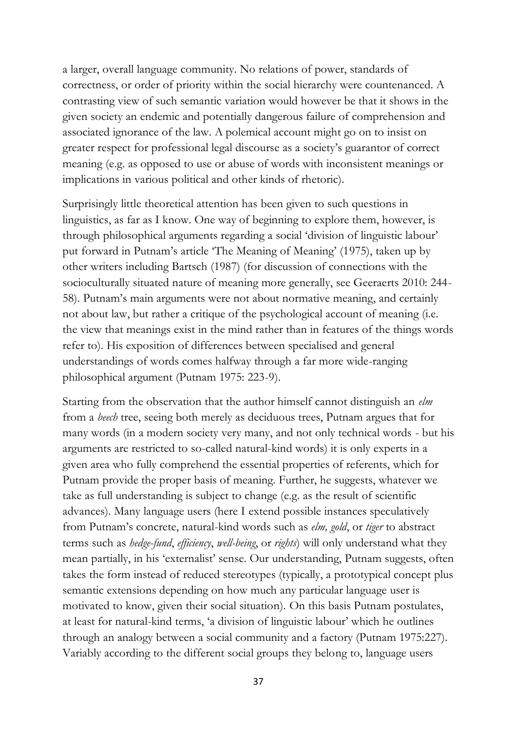a larger, overall language community. No relations of power, standards of correctness, or order of priority within the social hierarchy were countenanced. A contrasting view of such semantic variation would however be that it shows in the given society an endemic and potentially dangerous failure of comprehension and associated ignorance of the law. A polemical account might go on to insist on greater respect for professional legal discourse as a society's guarantor of correct meaning (e.g. as opposed to use or abuse of words with inconsistent meanings or implications in various political and other kinds of rhetoric).

Surprisingly little theoretical attention has been given to such questions in linguistics, as far as I know. One way of beginning to explore them, however, is through philosophical arguments regarding a social 'division of linguistic labour' put forward in Putnam's article 'The Meaning of Meaning' (1975), taken up by other writers including Bartsch (1987) (for discussion of connections with the socioculturally situated nature of meaning more generally, see Geeraerts 2010: 244-58). Putnam's main arguments were not about normative meaning, and certainly not about law, but rather a critique of the psychological account of meaning (i.e. the view that meanings exist in the mind rather than in features of the things words refer to). His exposition of differences between specialised and general understandings of words comes halfway through a far more wide-ranging philosophical argument (Putnam 1975: 223-9).

Starting from the observation that the author himself cannot distinguish an *elm* from a *beech* tree, seeing both merely as deciduous trees, Putnam argues that for many words (in a modern society very many, and not only technical words - but his arguments are restricted to so-called natural-kind words) it is only experts in a given area who fully comprehend the essential properties of referents, which for Putnam provide the proper basis of meaning. Further, he suggests, whatever we take as full understanding is subject to change (e.g. as the result of scientific advances). Many language users (here I extend possible instances speculatively from Putnam's concrete, natural-kind words such as *elm, gold*, or *tiger* to abstract terms such as *hedge-fund*, *efficiency*, *well-being*, or *rights*) will only understand what they mean partially, in his 'externalist' sense. Our understanding, Putnam suggests, often takes the form instead of reduced stereotypes (typically, a prototypical concept plus semantic extensions depending on how much any particular language user is motivated to know, given their social situation). On this basis Putnam postulates, at least for natural-kind terms, 'a division of linguistic labour' which he outlines through an analogy between a social community and a factory (Putnam 1975:227). Variably according to the different social groups they belong to, language users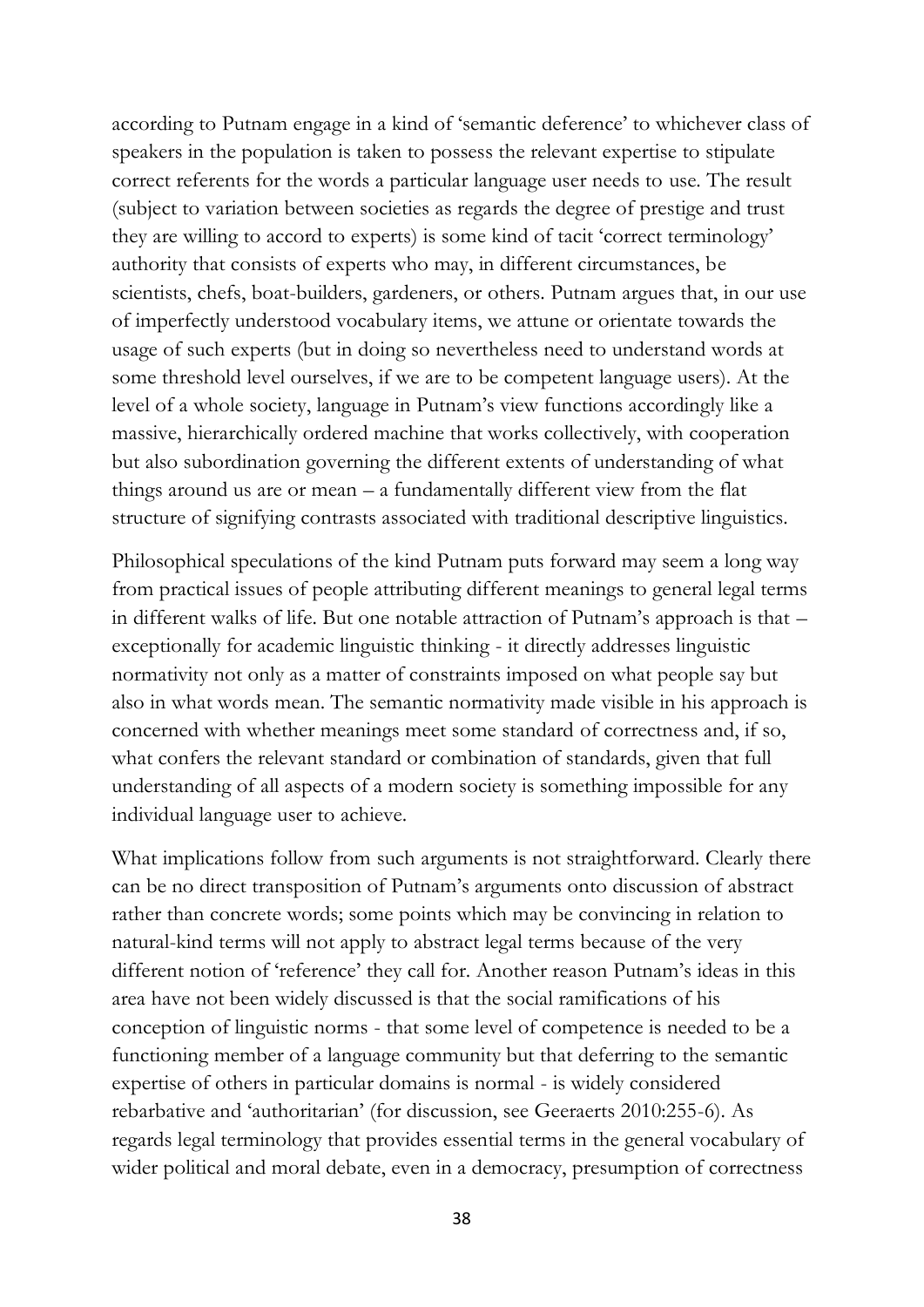according to Putnam engage in a kind of 'semantic deference' to whichever class of speakers in the population is taken to possess the relevant expertise to stipulate correct referents for the words a particular language user needs to use. The result (subject to variation between societies as regards the degree of prestige and trust they are willing to accord to experts) is some kind of tacit 'correct terminology' authority that consists of experts who may, in different circumstances, be scientists, chefs, boat-builders, gardeners, or others. Putnam argues that, in our use of imperfectly understood vocabulary items, we attune or orientate towards the usage of such experts (but in doing so nevertheless need to understand words at some threshold level ourselves, if we are to be competent language users). At the level of a whole society, language in Putnam's view functions accordingly like a massive, hierarchically ordered machine that works collectively, with cooperation but also subordination governing the different extents of understanding of what things around us are or mean – a fundamentally different view from the flat structure of signifying contrasts associated with traditional descriptive linguistics.

Philosophical speculations of the kind Putnam puts forward may seem a long way from practical issues of people attributing different meanings to general legal terms in different walks of life. But one notable attraction of Putnam's approach is that – exceptionally for academic linguistic thinking - it directly addresses linguistic normativity not only as a matter of constraints imposed on what people say but also in what words mean. The semantic normativity made visible in his approach is concerned with whether meanings meet some standard of correctness and, if so, what confers the relevant standard or combination of standards, given that full understanding of all aspects of a modern society is something impossible for any individual language user to achieve.

What implications follow from such arguments is not straightforward. Clearly there can be no direct transposition of Putnam's arguments onto discussion of abstract rather than concrete words; some points which may be convincing in relation to natural-kind terms will not apply to abstract legal terms because of the very different notion of 'reference' they call for. Another reason Putnam's ideas in this area have not been widely discussed is that the social ramifications of his conception of linguistic norms - that some level of competence is needed to be a functioning member of a language community but that deferring to the semantic expertise of others in particular domains is normal - is widely considered rebarbative and 'authoritarian' (for discussion, see Geeraerts 2010:255-6). As regards legal terminology that provides essential terms in the general vocabulary of wider political and moral debate, even in a democracy, presumption of correctness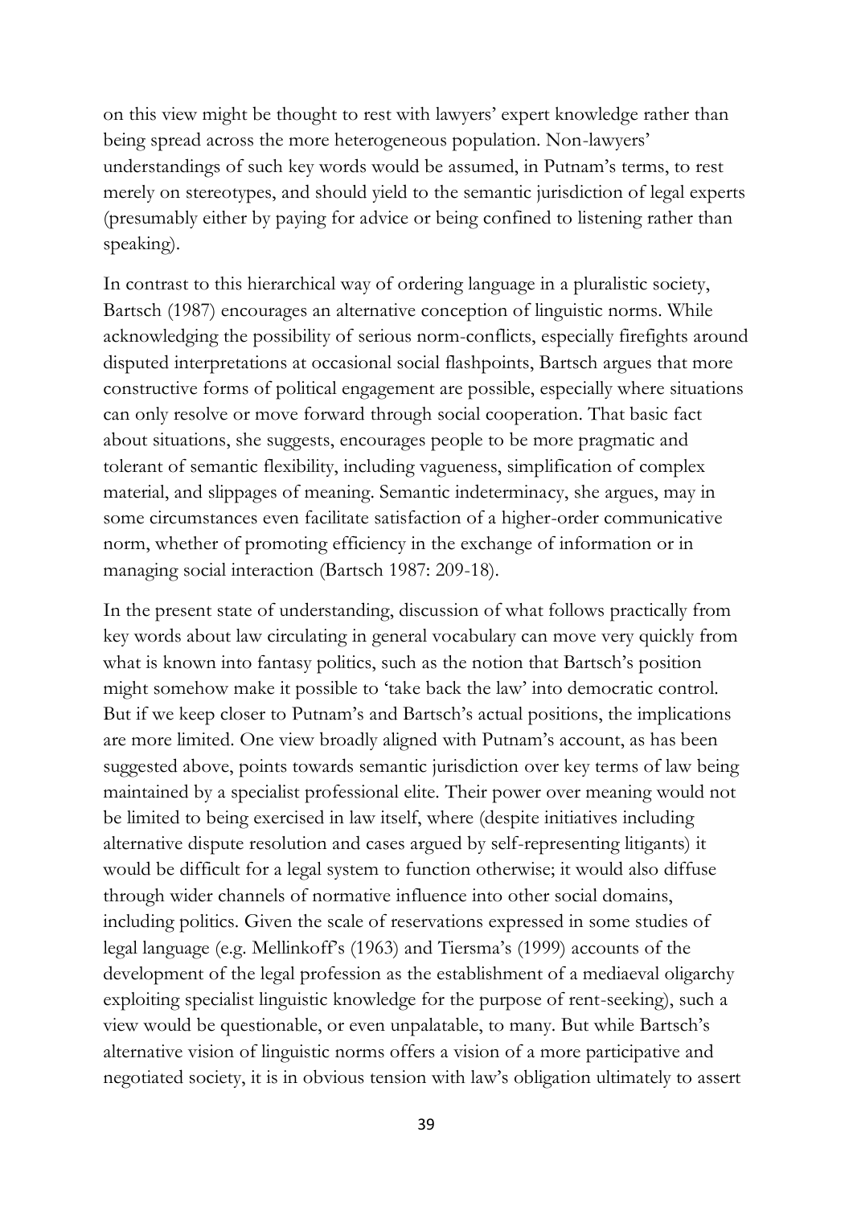on this view might be thought to rest with lawyers' expert knowledge rather than being spread across the more heterogeneous population. Non-lawyers' understandings of such key words would be assumed, in Putnam's terms, to rest merely on stereotypes, and should yield to the semantic jurisdiction of legal experts (presumably either by paying for advice or being confined to listening rather than speaking).

In contrast to this hierarchical way of ordering language in a pluralistic society, Bartsch (1987) encourages an alternative conception of linguistic norms. While acknowledging the possibility of serious norm-conflicts, especially firefights around disputed interpretations at occasional social flashpoints, Bartsch argues that more constructive forms of political engagement are possible, especially where situations can only resolve or move forward through social cooperation. That basic fact about situations, she suggests, encourages people to be more pragmatic and tolerant of semantic flexibility, including vagueness, simplification of complex material, and slippages of meaning. Semantic indeterminacy, she argues, may in some circumstances even facilitate satisfaction of a higher-order communicative norm, whether of promoting efficiency in the exchange of information or in managing social interaction (Bartsch 1987: 209-18).

In the present state of understanding, discussion of what follows practically from key words about law circulating in general vocabulary can move very quickly from what is known into fantasy politics, such as the notion that Bartsch's position might somehow make it possible to 'take back the law' into democratic control. But if we keep closer to Putnam's and Bartsch's actual positions, the implications are more limited. One view broadly aligned with Putnam's account, as has been suggested above, points towards semantic jurisdiction over key terms of law being maintained by a specialist professional elite. Their power over meaning would not be limited to being exercised in law itself, where (despite initiatives including alternative dispute resolution and cases argued by self-representing litigants) it would be difficult for a legal system to function otherwise; it would also diffuse through wider channels of normative influence into other social domains, including politics. Given the scale of reservations expressed in some studies of legal language (e.g. Mellinkoff's (1963) and Tiersma's (1999) accounts of the development of the legal profession as the establishment of a mediaeval oligarchy exploiting specialist linguistic knowledge for the purpose of rent-seeking), such a view would be questionable, or even unpalatable, to many. But while Bartsch's alternative vision of linguistic norms offers a vision of a more participative and negotiated society, it is in obvious tension with law's obligation ultimately to assert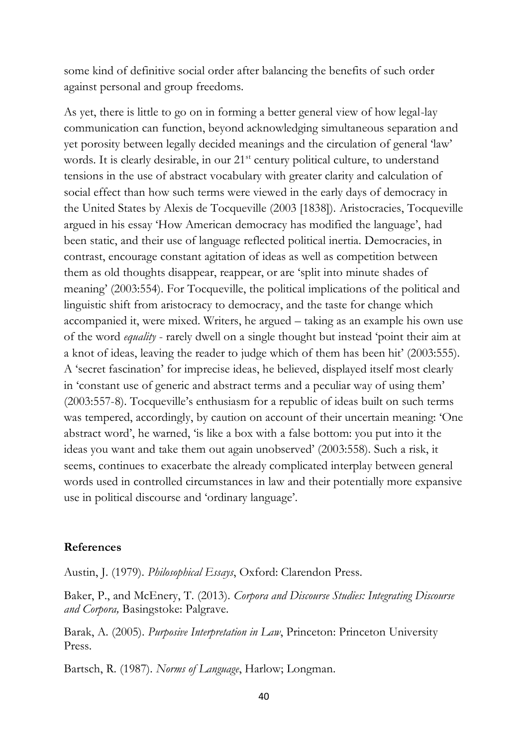some kind of definitive social order after balancing the benefits of such order against personal and group freedoms.

As yet, there is little to go on in forming a better general view of how legal-lay communication can function, beyond acknowledging simultaneous separation and yet porosity between legally decided meanings and the circulation of general 'law' words. It is clearly desirable, in our 21st century political culture, to understand tensions in the use of abstract vocabulary with greater clarity and calculation of social effect than how such terms were viewed in the early days of democracy in the United States by Alexis de Tocqueville (2003 [1838]). Aristocracies, Tocqueville argued in his essay 'How American democracy has modified the language', had been static, and their use of language reflected political inertia. Democracies, in contrast, encourage constant agitation of ideas as well as competition between them as old thoughts disappear, reappear, or are 'split into minute shades of meaning' (2003:554). For Tocqueville, the political implications of the political and linguistic shift from aristocracy to democracy, and the taste for change which accompanied it, were mixed. Writers, he argued – taking as an example his own use of the word *equality* - rarely dwell on a single thought but instead 'point their aim at a knot of ideas, leaving the reader to judge which of them has been hit' (2003:555). A 'secret fascination' for imprecise ideas, he believed, displayed itself most clearly in 'constant use of generic and abstract terms and a peculiar way of using them' (2003:557-8). Tocqueville's enthusiasm for a republic of ideas built on such terms was tempered, accordingly, by caution on account of their uncertain meaning: 'One abstract word', he warned, 'is like a box with a false bottom: you put into it the ideas you want and take them out again unobserved' (2003:558). Such a risk, it seems, continues to exacerbate the already complicated interplay between general words used in controlled circumstances in law and their potentially more expansive use in political discourse and 'ordinary language'.

## References

Austin, J. (1979). *Philosophical Essays*, Oxford: Clarendon Press.

Baker, P., and McEnery, T. (2013). *Corpora and Discourse Studies: Integrating Discourse and Corpora,* Basingstoke: Palgrave.

Barak, A. (2005). *Purposive Interpretation in Law*, Princeton: Princeton University Press.

Bartsch, R. (1987). *Norms of Language*, Harlow; Longman.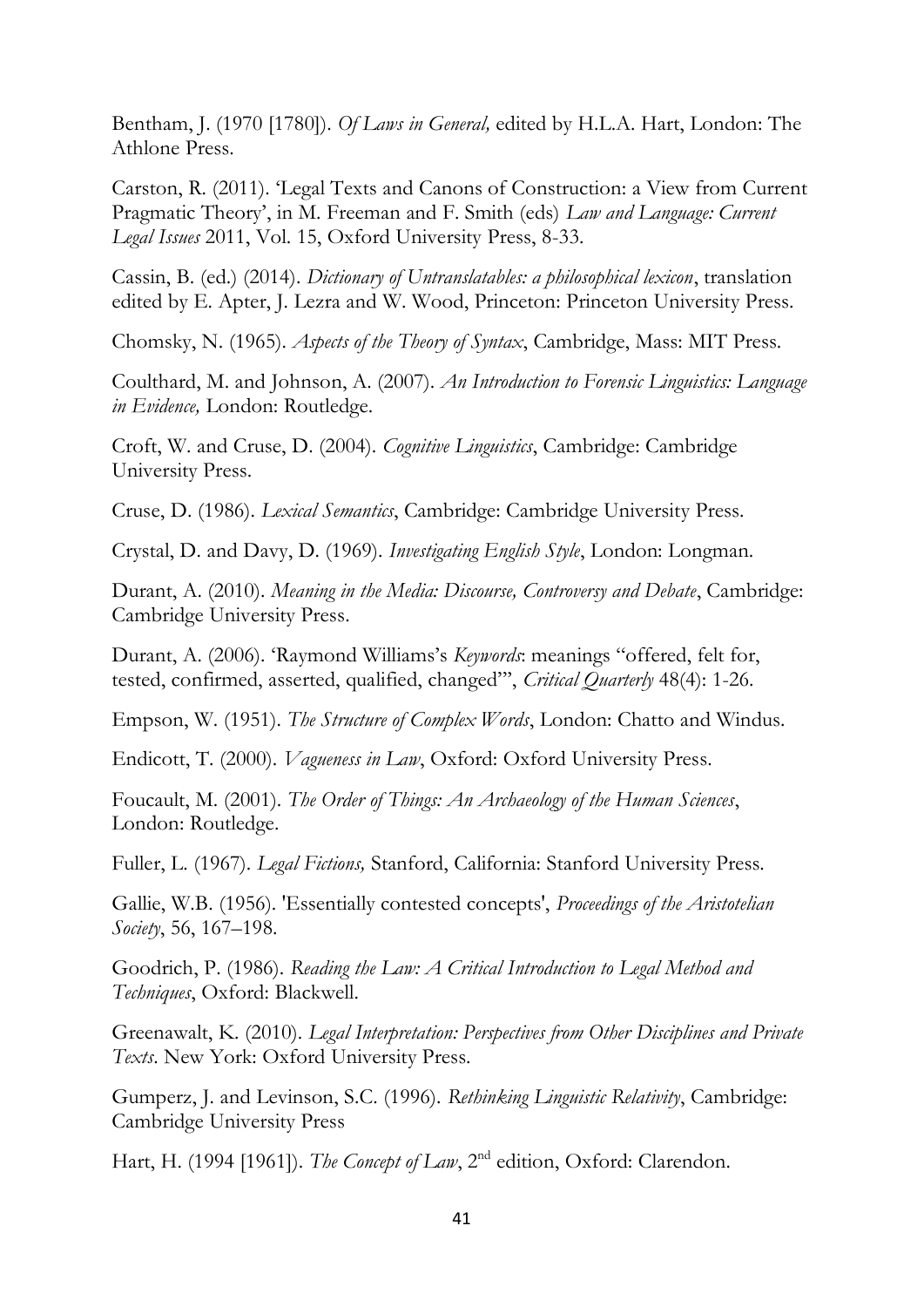Bentham, J. (1970 [1780]). *Of Laws in General,* edited by H.L.A. Hart, London: The Athlone Press.

Carston, R. (2011). 'Legal Texts and Canons of Construction: a View from Current Pragmatic Theory', in M. Freeman and F. Smith (eds) *Law and Language: Current Legal Issues* 2011, Vol. 15, Oxford University Press, 8-33.

Cassin, B. (ed.) (2014). *Dictionary of Untranslatables: a philosophical lexicon*, translation edited by E. Apter, J. Lezra and W. Wood, Princeton: Princeton University Press.

Chomsky, N. (1965). *Aspects of the Theory of Syntax*, Cambridge, Mass: MIT Press.

Coulthard, M. and Johnson, A. (2007). *An Introduction to Forensic Linguistics: Language in Evidence,* London: Routledge.

Croft, W. and Cruse, D. (2004). *Cognitive Linguistics*, Cambridge: Cambridge University Press.

Cruse, D. (1986). *Lexical Semantics*, Cambridge: Cambridge University Press.

Crystal, D. and Davy, D. (1969). *Investigating English Style*, London: Longman.

Durant, A. (2010). *Meaning in the Media: Discourse, Controversy and Debate*, Cambridge: Cambridge University Press.

Durant, A. (2006). 'Raymond Williams's *Keywords*: meanings "offered, felt for, tested, confirmed, asserted, qualified, changed"', *Critical Quarterly* 48(4): 1-26.

Empson, W. (1951). *The Structure of Complex Words*, London: Chatto and Windus.

Endicott, T. (2000). *Vagueness in Law*, Oxford: Oxford University Press.

Foucault, M. (2001). *The Order of Things: An Archaeology of the Human Sciences*, London: Routledge.

Fuller, L. (1967). *Legal Fictions,* Stanford, California: Stanford University Press.

Gallie, W.B. (1956). 'Essentially contested concepts', *Proceedings of the Aristotelian Society*, 56, 167–198.

Goodrich, P. (1986). *Reading the Law: A Critical Introduction to Legal Method and Techniques*, Oxford: Blackwell.

Greenawalt, K. (2010). *Legal Interpretation: Perspectives from Other Disciplines and Private Texts*. New York: Oxford University Press.

Gumperz, J. and Levinson, S.C. (1996). *Rethinking Linguistic Relativity*, Cambridge: Cambridge University Press

Hart, H. (1994 [1961]). *The Concept of Law*, 2nd edition, Oxford: Clarendon.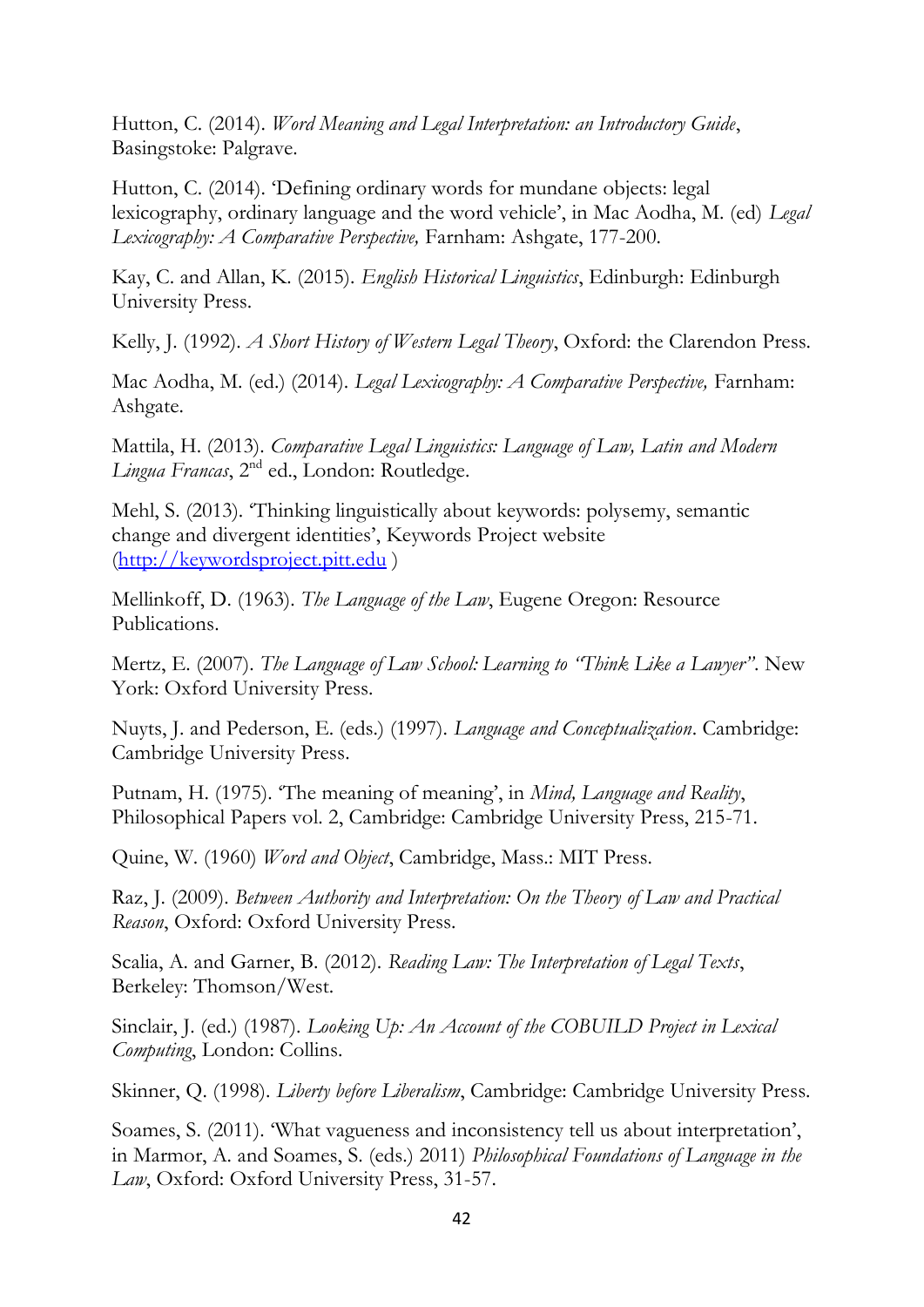Hutton, C. (2014). *Word Meaning and Legal Interpretation: an Introductory Guide*, Basingstoke: Palgrave.

Hutton, C. (2014). 'Defining ordinary words for mundane objects: legal lexicography, ordinary language and the word vehicle', in Mac Aodha, M. (ed) *Legal Lexicography: A Comparative Perspective,* Farnham: Ashgate, 177-200.

Kay, C. and Allan, K. (2015). *English Historical Linguistics*, Edinburgh: Edinburgh University Press.

Kelly, J. (1992). *A Short History of Western Legal Theory*, Oxford: the Clarendon Press.

Mac Aodha, M. (ed.) (2014). *Legal Lexicography: A Comparative Perspective,* Farnham: Ashgate.

Mattila, H. (2013). *Comparative Legal Linguistics: Language of Law, Latin and Modern Lingua Francas*, 2nd ed., London: Routledge.

Mehl, S. (2013). 'Thinking linguistically about keywords: polysemy, semantic change and divergent identities', Keywords Project website (http://keywordsproject.pitt.edu )

Mellinkoff, D. (1963). *The Language of the Law*, Eugene Oregon: Resource Publications.

Mertz, E. (2007). *The Language of Law School: Learning to "Think Like a Lawyer"*. New York: Oxford University Press.

Nuyts, J. and Pederson, E. (eds.) (1997). *Language and Conceptualization*. Cambridge: Cambridge University Press.

Putnam, H. (1975). 'The meaning of meaning', in *Mind, Language and Reality*, Philosophical Papers vol. 2, Cambridge: Cambridge University Press, 215-71.

Quine, W. (1960) *Word and Object*, Cambridge, Mass.: MIT Press.

Raz, J. (2009). *Between Authority and Interpretation: On the Theory of Law and Practical Reason*, Oxford: Oxford University Press.

Scalia, A. and Garner, B. (2012). *Reading Law: The Interpretation of Legal Texts*, Berkeley: Thomson/West.

Sinclair, J. (ed.) (1987). *Looking Up: An Account of the COBUILD Project in Lexical Computing*, London: Collins.

Skinner, Q. (1998). *Liberty before Liberalism*, Cambridge: Cambridge University Press.

Soames, S. (2011). 'What vagueness and inconsistency tell us about interpretation', in Marmor, A. and Soames, S. (eds.) 2011) *Philosophical Foundations of Language in the Law*, Oxford: Oxford University Press, 31-57.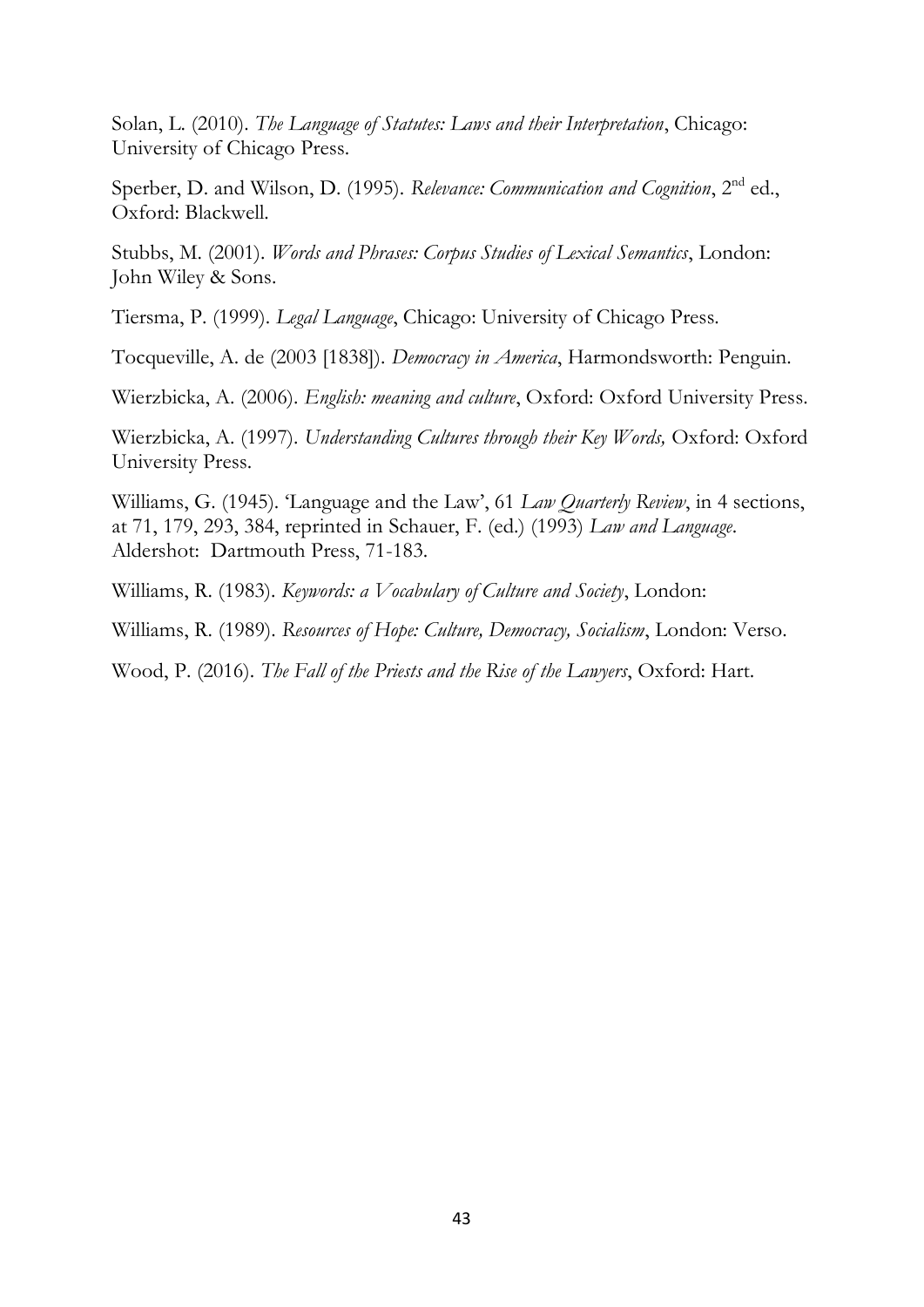Solan, L. (2010). *The Language of Statutes: Laws and their Interpretation*, Chicago: University of Chicago Press.

Sperber, D. and Wilson, D. (1995). *Relevance: Communication and Cognition*, 2nd ed., Oxford: Blackwell.

Stubbs, M. (2001). *Words and Phrases: Corpus Studies of Lexical Semantics*, London: John Wiley & Sons.

Tiersma, P. (1999). *Legal Language*, Chicago: University of Chicago Press.

Tocqueville, A. de (2003 [1838]). *Democracy in America*, Harmondsworth: Penguin.

Wierzbicka, A. (2006). *English: meaning and culture*, Oxford: Oxford University Press.

Wierzbicka, A. (1997). *Understanding Cultures through their Key Words,* Oxford: Oxford University Press.

Williams, G. (1945). 'Language and the Law', 61 *Law Quarterly Review*, in 4 sections, at 71, 179, 293, 384, reprinted in Schauer, F. (ed.) (1993) *Law and Language*. Aldershot: Dartmouth Press, 71-183.

Williams, R. (1983). *Keywords: a Vocabulary of Culture and Society*, London:

Williams, R. (1989). *Resources of Hope: Culture, Democracy, Socialism*, London: Verso.

Wood, P. (2016). *The Fall of the Priests and the Rise of the Lawyers*, Oxford: Hart.